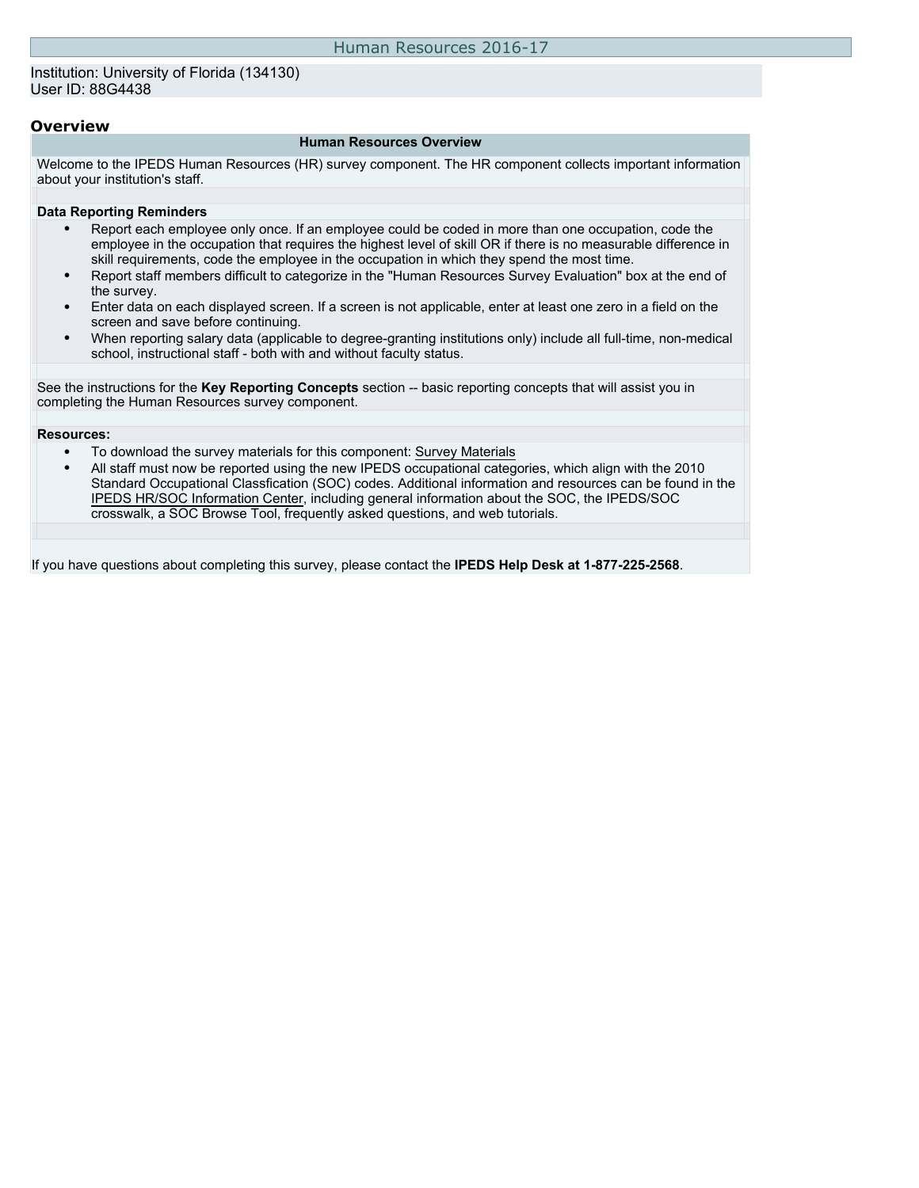# Human Resources 2016-17

Institution: University of Florida (134130)
User ID: 88G4438

## Overview

### Human Resources Overview

Welcome to the IPEDS Human Resources (HR) survey component. The HR component collects important information about your institution's staff.

**Data Reporting Reminders**

- Report each employee only once. If an employee could be coded in more than one occupation, code the employee in the occupation that requires the highest level of skill OR if there is no measurable difference in skill requirements, code the employee in the occupation in which they spend the most time.
- Report staff members difficult to categorize in the "Human Resources Survey Evaluation" box at the end of the survey.
- Enter data on each displayed screen. If a screen is not applicable, enter at least one zero in a field on the screen and save before continuing.
- When reporting salary data (applicable to degree-granting institutions only) include all full-time, non-medical school, instructional staff - both with and without faculty status.

See the instructions for the **Key Reporting Concepts** section -- basic reporting concepts that will assist you in completing the Human Resources survey component.

**Resources:**

- To download the survey materials for this component: Survey Materials
- All staff must now be reported using the new IPEDS occupational categories, which align with the 2010 Standard Occupational Classfication (SOC) codes. Additional information and resources can be found in the IPEDS HR/SOC Information Center, including general information about the SOC, the IPEDS/SOC crosswalk, a SOC Browse Tool, frequently asked questions, and web tutorials.

If you have questions about completing this survey, please contact the **IPEDS Help Desk at 1-877-225-2568**.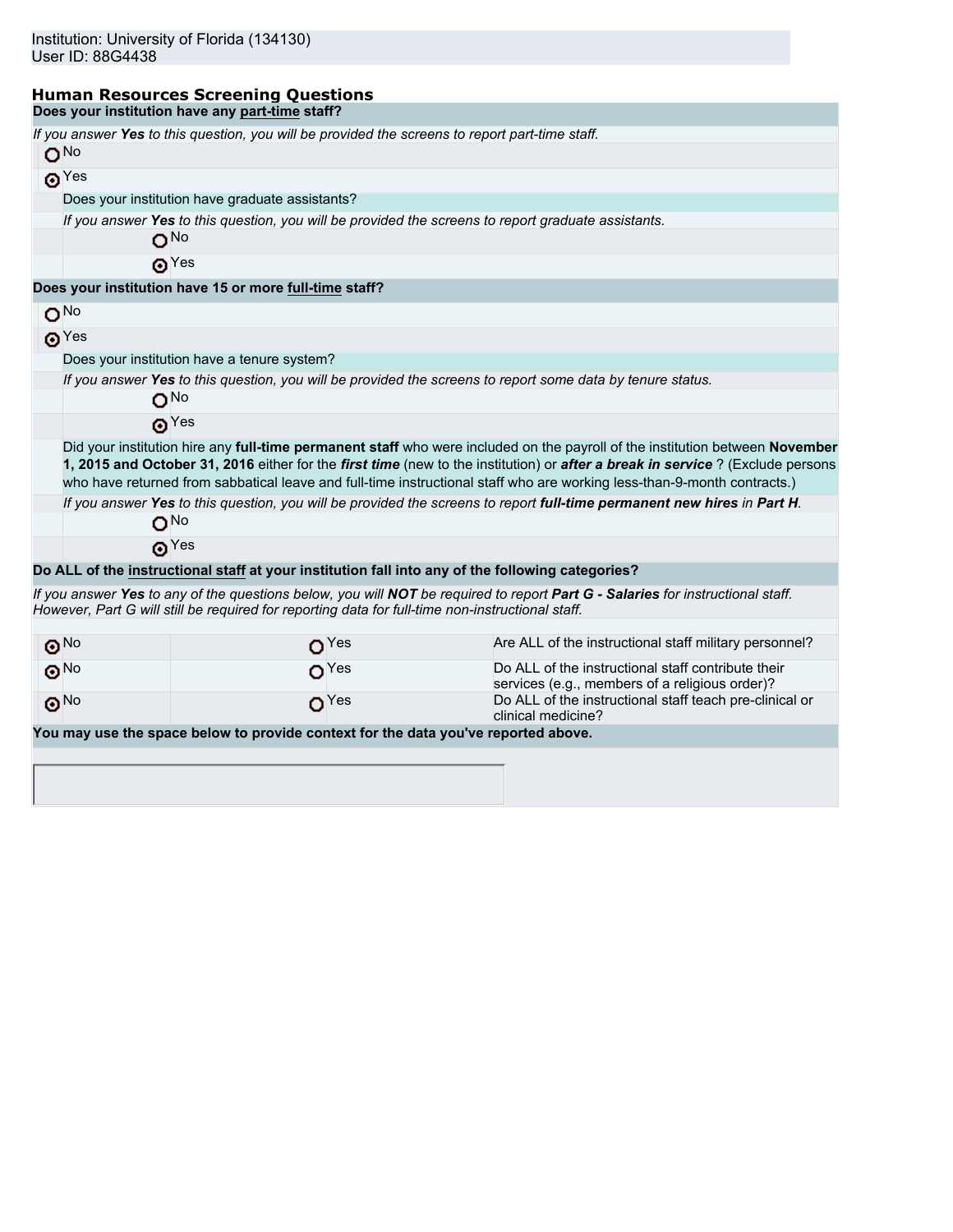Institution: University of Florida (134130)
User ID: 88G4438

## Human Resources Screening Questions

**Does your institution have any part-time staff?**

*If you answer **Yes** to this question, you will be provided the screens to report part-time staff.*

- ○ No
- ◉ Yes

  Does your institution have graduate assistants?

  *If you answer **Yes** to this question, you will be provided the screens to report graduate assistants.*

  - ○ No
  - ◉ Yes

**Does your institution have 15 or more full-time staff?**

- ○ No
- ◉ Yes

  Does your institution have a tenure system?

  *If you answer **Yes** to this question, you will be provided the screens to report some data by tenure status.*

  - ○ No
  - ◉ Yes

  Did your institution hire any **full-time permanent staff** who were included on the payroll of the institution between **November 1, 2015 and October 31, 2016** either for the ***first time*** (new to the institution) or ***after a break in service*** ? (Exclude persons who have returned from sabbatical leave and full-time instructional staff who are working less-than-9-month contracts.)

  *If you answer **Yes** to this question, you will be provided the screens to report **full-time permanent new hires** in **Part H**.*

  - ○ No
  - ◉ Yes

**Do ALL of the instructional staff at your institution fall into any of the following categories?**

*If you answer **Yes** to any of the questions below, you will **NOT** be required to report **Part G - Salaries** for instructional staff. However, Part G will still be required for reporting data for full-time non-instructional staff.*

| No | Yes | Question |
| --- | --- | --- |
| ◉ No | ○ Yes | Are ALL of the instructional staff military personnel? |
| ◉ No | ○ Yes | Do ALL of the instructional staff contribute their services (e.g., members of a religious order)? |
| ◉ No | ○ Yes | Do ALL of the instructional staff teach pre-clinical or clinical medicine? |

**You may use the space below to provide context for the data you've reported above.**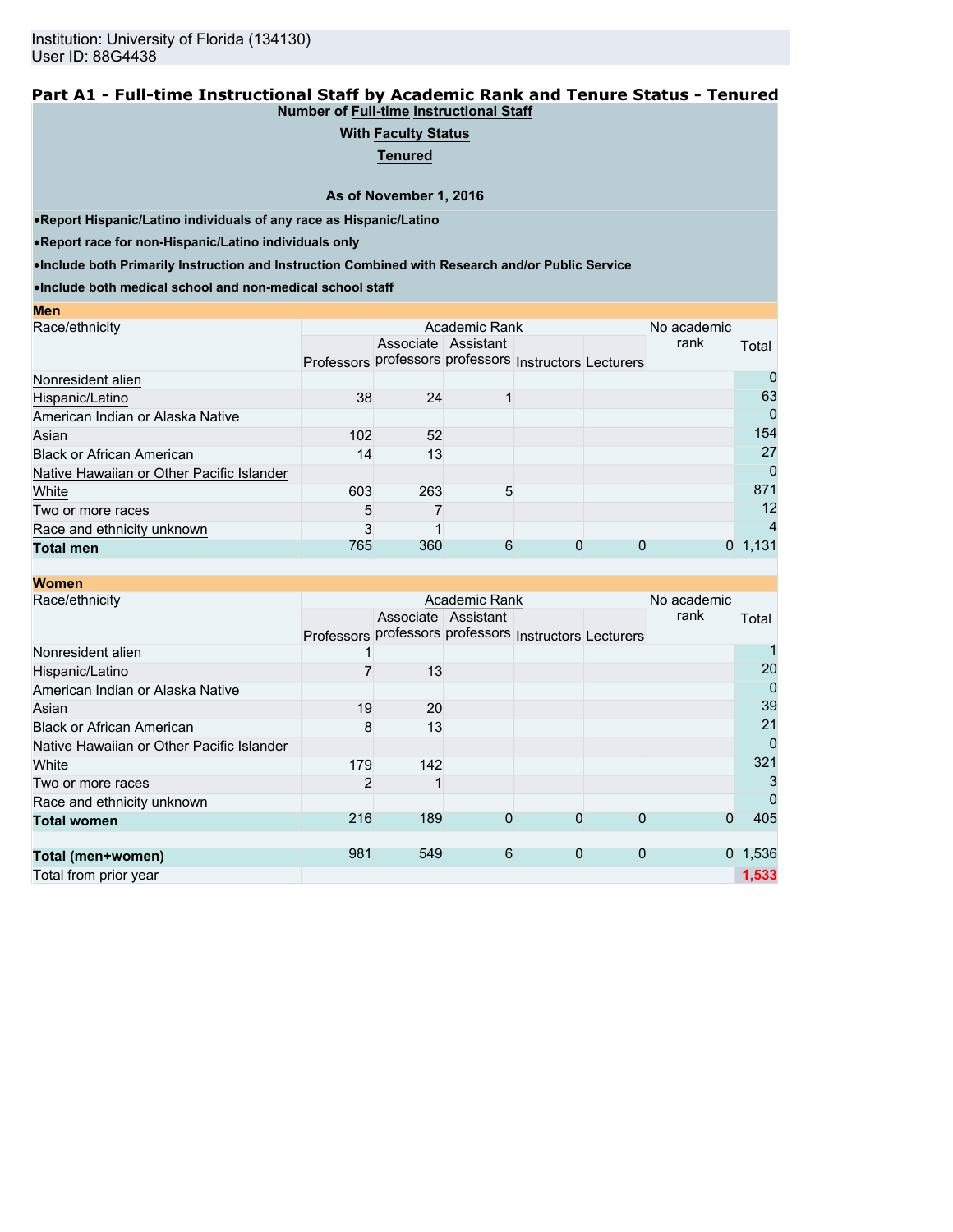Institution: University of Florida (134130)
User ID: 88G4438

## Part A1 - Full-time Instructional Staff by Academic Rank and Tenure Status - Tenured

**Number of Full-time Instructional Staff**

**With Faculty Status**

**Tenured**

**As of November 1, 2016**

- **Report Hispanic/Latino individuals of any race as Hispanic/Latino**
- **Report race for non-Hispanic/Latino individuals only**
- **Include both Primarily Instruction and Instruction Combined with Research and/or Public Service**
- **Include both medical school and non-medical school staff**

**Men**

| Race/ethnicity | Academic Rank | | | | | No academic rank | Total |
|---|---|---|---|---|---|---|---|
| | Professors | Associate professors | Assistant professors | Instructors | Lecturers | | |
| Nonresident alien | | | | | | | 0 |
| Hispanic/Latino | 38 | 24 | 1 | | | | 63 |
| American Indian or Alaska Native | | | | | | | 0 |
| Asian | 102 | 52 | | | | | 154 |
| Black or African American | 14 | 13 | | | | | 27 |
| Native Hawaiian or Other Pacific Islander | | | | | | | 0 |
| White | 603 | 263 | 5 | | | | 871 |
| Two or more races | 5 | 7 | | | | | 12 |
| Race and ethnicity unknown | 3 | 1 | | | | | 4 |
| **Total men** | 765 | 360 | 6 | 0 | 0 | 0 | 1,131 |

**Women**

| Race/ethnicity | Academic Rank | | | | | No academic rank | Total |
|---|---|---|---|---|---|---|---|
| | Professors | Associate professors | Assistant professors | Instructors | Lecturers | | |
| Nonresident alien | 1 | | | | | | 1 |
| Hispanic/Latino | 7 | 13 | | | | | 20 |
| American Indian or Alaska Native | | | | | | | 0 |
| Asian | 19 | 20 | | | | | 39 |
| Black or African American | 8 | 13 | | | | | 21 |
| Native Hawaiian or Other Pacific Islander | | | | | | | 0 |
| White | 179 | 142 | | | | | 321 |
| Two or more races | 2 | 1 | | | | | 3 |
| Race and ethnicity unknown | | | | | | | 0 |
| **Total women** | 216 | 189 | 0 | 0 | 0 | 0 | 405 |
| | | | | | | | |
| **Total (men+women)** | 981 | 549 | 6 | 0 | 0 | 0 | 1,536 |
| Total from prior year | | | | | | | 1,533 |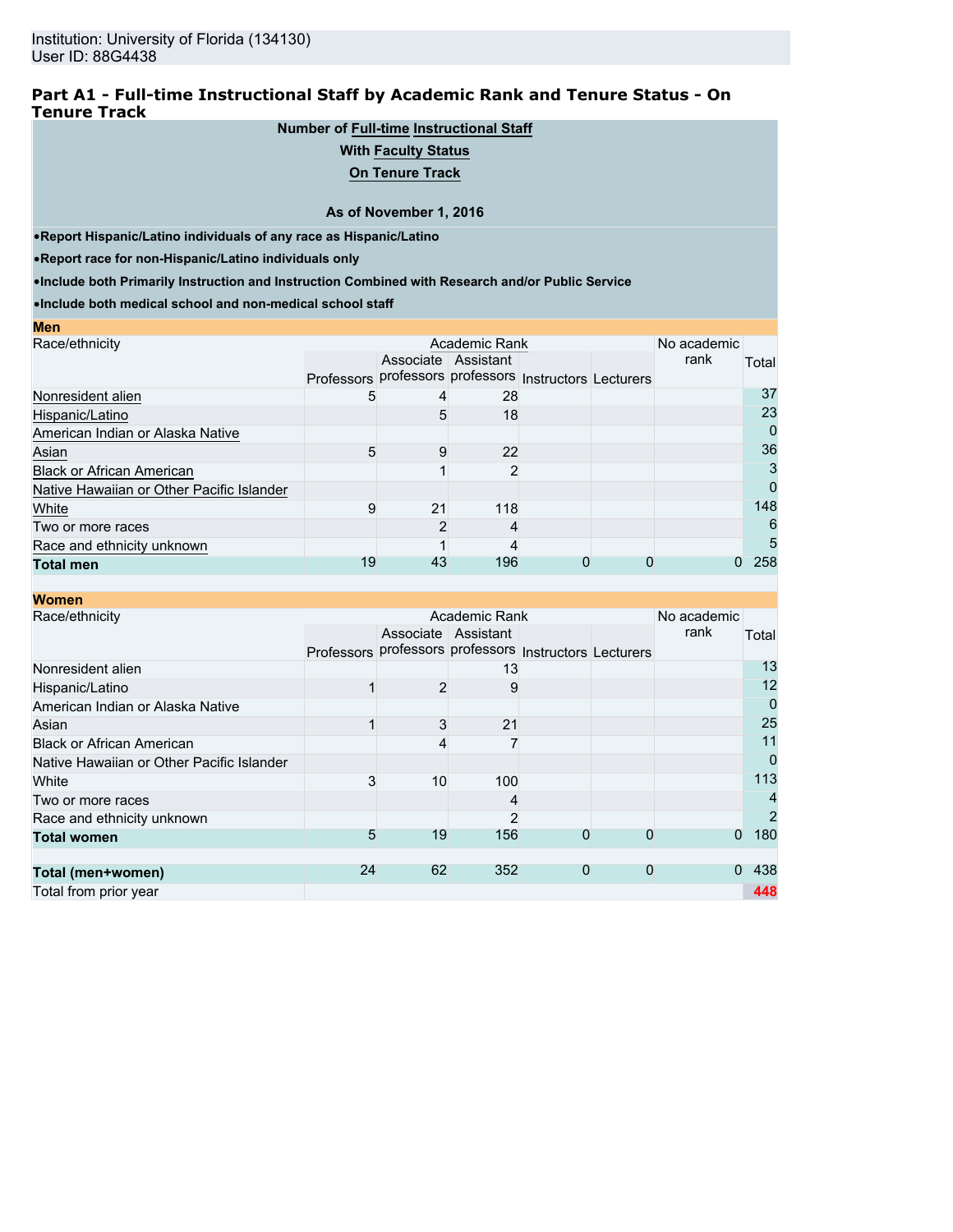Institution: University of Florida (134130)
User ID: 88G4438

## Part A1 - Full-time Instructional Staff by Academic Rank and Tenure Status - On Tenure Track

**Number of Full-time Instructional Staff**

**With Faculty Status**

**On Tenure Track**

**As of November 1, 2016**

- **Report Hispanic/Latino individuals of any race as Hispanic/Latino**
- **Report race for non-Hispanic/Latino individuals only**
- **Include both Primarily Instruction and Instruction Combined with Research and/or Public Service**
- **Include both medical school and non-medical school staff**

**Men**

| Race/ethnicity | Academic Rank | | | | | No academic rank | Total |
|---|---|---|---|---|---|---|---|
| | Professors | Associate professors | Assistant professors | Instructors | Lecturers | | |
| Nonresident alien | 5 | 4 | 28 | | | | 37 |
| Hispanic/Latino | | 5 | 18 | | | | 23 |
| American Indian or Alaska Native | | | | | | | 0 |
| Asian | 5 | 9 | 22 | | | | 36 |
| Black or African American | | 1 | 2 | | | | 3 |
| Native Hawaiian or Other Pacific Islander | | | | | | | 0 |
| White | 9 | 21 | 118 | | | | 148 |
| Two or more races | | 2 | 4 | | | | 6 |
| Race and ethnicity unknown | | 1 | 4 | | | | 5 |
| **Total men** | 19 | 43 | 196 | 0 | 0 | 0 | 258 |

**Women**

| Race/ethnicity | Academic Rank | | | | | No academic rank | Total |
|---|---|---|---|---|---|---|---|
| | Professors | Associate professors | Assistant professors | Instructors | Lecturers | | |
| Nonresident alien | | | 13 | | | | 13 |
| Hispanic/Latino | 1 | 2 | 9 | | | | 12 |
| American Indian or Alaska Native | | | | | | | 0 |
| Asian | 1 | 3 | 21 | | | | 25 |
| Black or African American | | 4 | 7 | | | | 11 |
| Native Hawaiian or Other Pacific Islander | | | | | | | 0 |
| White | 3 | 10 | 100 | | | | 113 |
| Two or more races | | | 4 | | | | 4 |
| Race and ethnicity unknown | | | 2 | | | | 2 |
| **Total women** | 5 | 19 | 156 | 0 | 0 | 0 | 180 |
| | | | | | | | |
| **Total (men+women)** | 24 | 62 | 352 | 0 | 0 | 0 | 438 |
| Total from prior year | | | | | | | 448 |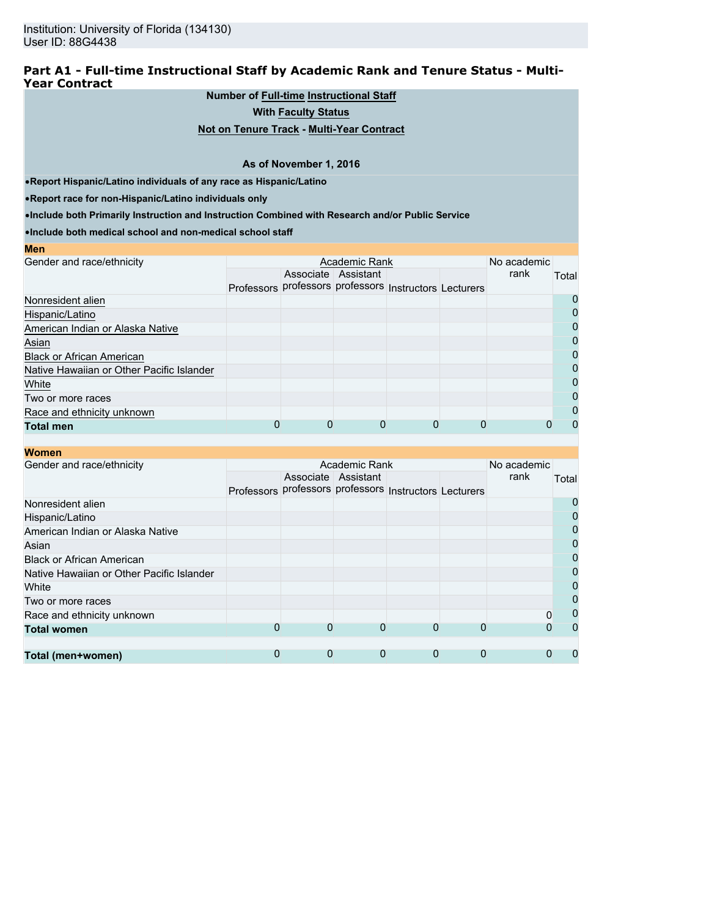Institution: University of Florida (134130)
User ID: 88G4438

## Part A1 - Full-time Instructional Staff by Academic Rank and Tenure Status - Multi-Year Contract

**Number of Full-time Instructional Staff**

**With Faculty Status**

**Not on Tenure Track - Multi-Year Contract**

**As of November 1, 2016**

- **Report Hispanic/Latino individuals of any race as Hispanic/Latino**
- **Report race for non-Hispanic/Latino individuals only**
- **Include both Primarily Instruction and Instruction Combined with Research and/or Public Service**
- **Include both medical school and non-medical school staff**

**Men**

| Gender and race/ethnicity | Academic Rank | | | | | No academic rank | Total |
|---|---|---|---|---|---|---|---|
| | Professors | Associate professors | Assistant professors | Instructors | Lecturers | | |
| Nonresident alien | | | | | | | 0 |
| Hispanic/Latino | | | | | | | 0 |
| American Indian or Alaska Native | | | | | | | 0 |
| Asian | | | | | | | 0 |
| Black or African American | | | | | | | 0 |
| Native Hawaiian or Other Pacific Islander | | | | | | | 0 |
| White | | | | | | | 0 |
| Two or more races | | | | | | | 0 |
| Race and ethnicity unknown | | | | | | | 0 |
| **Total men** | 0 | 0 | 0 | 0 | 0 | 0 | 0 |

**Women**

| Gender and race/ethnicity | Academic Rank | | | | | No academic rank | Total |
|---|---|---|---|---|---|---|---|
| | Professors | Associate professors | Assistant professors | Instructors | Lecturers | | |
| Nonresident alien | | | | | | | 0 |
| Hispanic/Latino | | | | | | | 0 |
| American Indian or Alaska Native | | | | | | | 0 |
| Asian | | | | | | | 0 |
| Black or African American | | | | | | | 0 |
| Native Hawaiian or Other Pacific Islander | | | | | | | 0 |
| White | | | | | | | 0 |
| Two or more races | | | | | | | 0 |
| Race and ethnicity unknown | | | | | | 0 | 0 |
| **Total women** | 0 | 0 | 0 | 0 | 0 | 0 | 0 |
| | | | | | | | |
| **Total (men+women)** | 0 | 0 | 0 | 0 | 0 | 0 | 0 |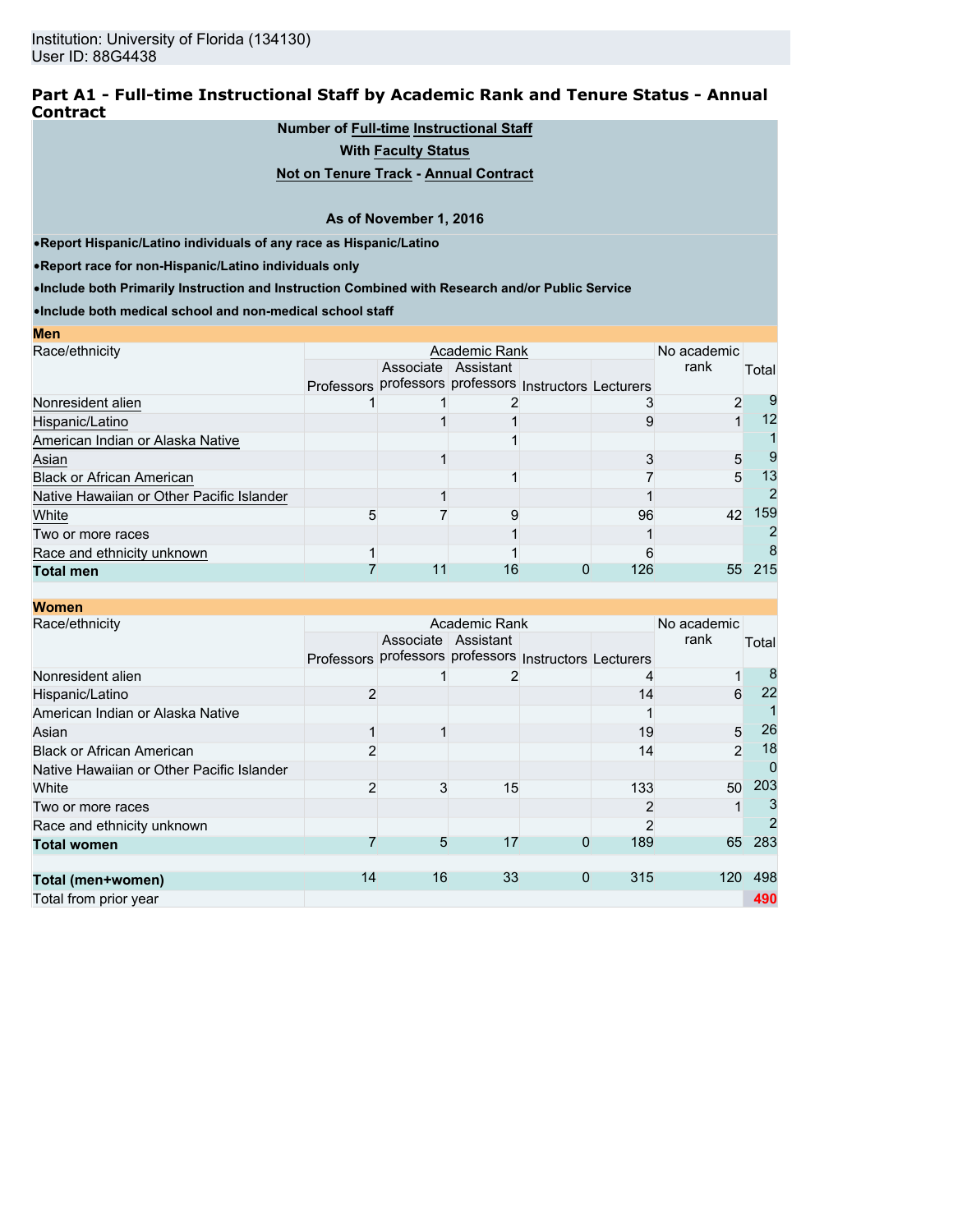Institution: University of Florida (134130)
User ID: 88G4438

## Part A1 - Full-time Instructional Staff by Academic Rank and Tenure Status - Annual Contract

**Number of Full-time Instructional Staff**

**With Faculty Status**

**Not on Tenure Track - Annual Contract**

**As of November 1, 2016**

- **Report Hispanic/Latino individuals of any race as Hispanic/Latino**
- **Report race for non-Hispanic/Latino individuals only**
- **Include both Primarily Instruction and Instruction Combined with Research and/or Public Service**
- **Include both medical school and non-medical school staff**

**Men**

| Race/ethnicity | Academic Rank | | | | | No academic rank | Total |
|---|---|---|---|---|---|---|---|
| | Professors | Associate professors | Assistant professors | Instructors | Lecturers | | |
| Nonresident alien | 1 | 1 | 2 | | 3 | 2 | 9 |
| Hispanic/Latino | | 1 | 1 | | 9 | 1 | 12 |
| American Indian or Alaska Native | | | 1 | | | | 1 |
| Asian | | 1 | | | 3 | 5 | 9 |
| Black or African American | | | 1 | | 7 | 5 | 13 |
| Native Hawaiian or Other Pacific Islander | | 1 | | | 1 | | 2 |
| White | 5 | 7 | 9 | | 96 | 42 | 159 |
| Two or more races | | | 1 | | 1 | | 2 |
| Race and ethnicity unknown | 1 | | 1 | | 6 | | 8 |
| **Total men** | 7 | 11 | 16 | 0 | 126 | 55 | 215 |

**Women**

| Race/ethnicity | Academic Rank | | | | | No academic rank | Total |
|---|---|---|---|---|---|---|---|
| | Professors | Associate professors | Assistant professors | Instructors | Lecturers | | |
| Nonresident alien | | 1 | 2 | | 4 | 1 | 8 |
| Hispanic/Latino | 2 | | | | 14 | 6 | 22 |
| American Indian or Alaska Native | | | | | 1 | | 1 |
| Asian | 1 | 1 | | | 19 | 5 | 26 |
| Black or African American | 2 | | | | 14 | 2 | 18 |
| Native Hawaiian or Other Pacific Islander | | | | | | | 0 |
| White | 2 | 3 | 15 | | 133 | 50 | 203 |
| Two or more races | | | | | 2 | 1 | 3 |
| Race and ethnicity unknown | | | | | 2 | | 2 |
| **Total women** | 7 | 5 | 17 | 0 | 189 | 65 | 283 |
| | | | | | | | |
| **Total (men+women)** | 14 | 16 | 33 | 0 | 315 | 120 | 498 |
| Total from prior year | | | | | | | 490 |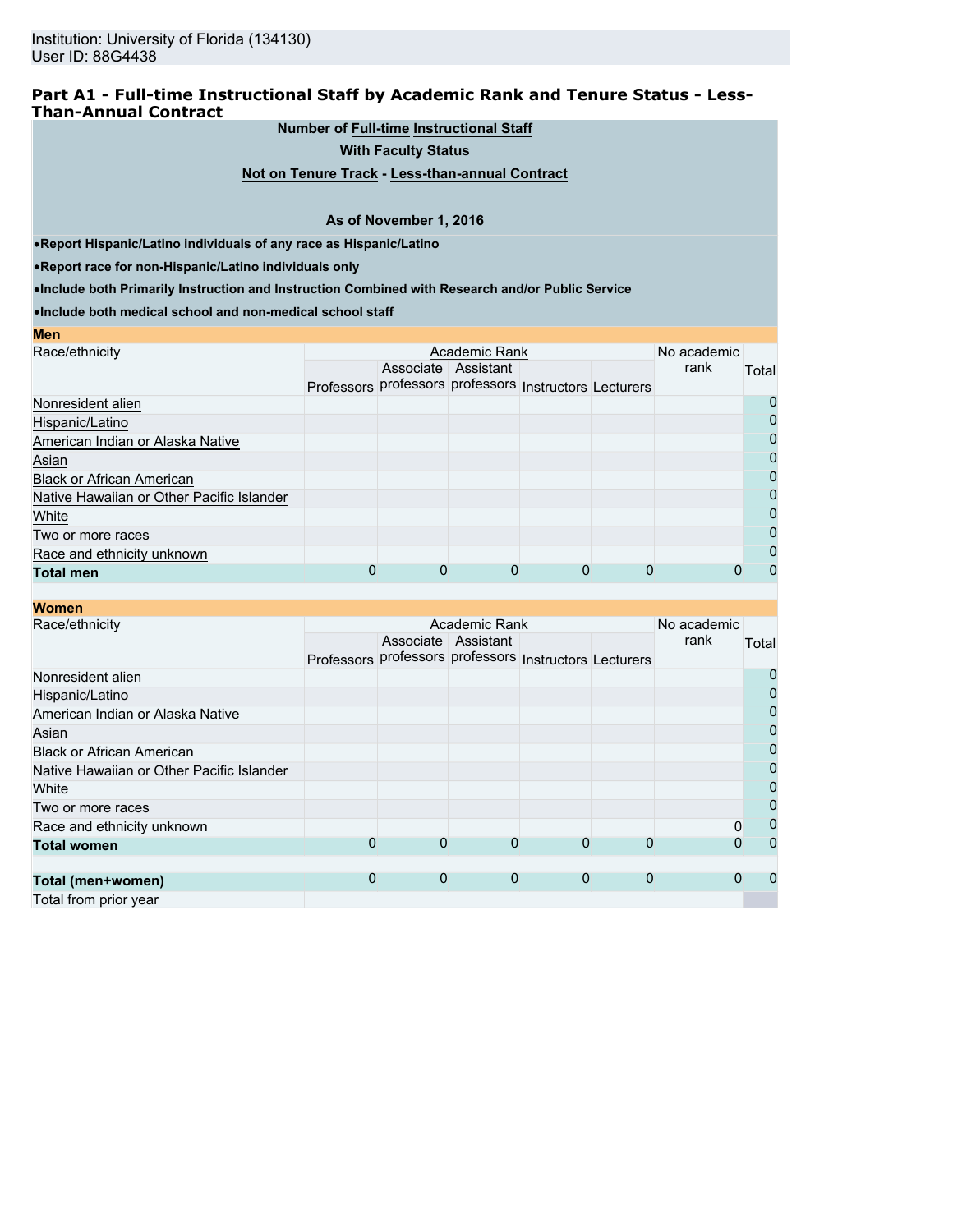Institution: University of Florida (134130)
User ID: 88G4438

## Part A1 - Full-time Instructional Staff by Academic Rank and Tenure Status - Less-Than-Annual Contract

**Number of Full-time Instructional Staff**

**With Faculty Status**

**Not on Tenure Track - Less-than-annual Contract**

**As of November 1, 2016**

- **Report Hispanic/Latino individuals of any race as Hispanic/Latino**
- **Report race for non-Hispanic/Latino individuals only**
- **Include both Primarily Instruction and Instruction Combined with Research and/or Public Service**
- **Include both medical school and non-medical school staff**

**Men**

| Race/ethnicity | Academic Rank | | | | | No academic rank | Total |
|---|---|---|---|---|---|---|---|
| | Professors | Associate professors | Assistant professors | Instructors | Lecturers | | |
| Nonresident alien | | | | | | | 0 |
| Hispanic/Latino | | | | | | | 0 |
| American Indian or Alaska Native | | | | | | | 0 |
| Asian | | | | | | | 0 |
| Black or African American | | | | | | | 0 |
| Native Hawaiian or Other Pacific Islander | | | | | | | 0 |
| White | | | | | | | 0 |
| Two or more races | | | | | | | 0 |
| Race and ethnicity unknown | | | | | | | 0 |
| **Total men** | 0 | 0 | 0 | 0 | 0 | 0 | 0 |

**Women**

| Race/ethnicity | Academic Rank | | | | | No academic rank | Total |
|---|---|---|---|---|---|---|---|
| | Professors | Associate professors | Assistant professors | Instructors | Lecturers | | |
| Nonresident alien | | | | | | | 0 |
| Hispanic/Latino | | | | | | | 0 |
| American Indian or Alaska Native | | | | | | | 0 |
| Asian | | | | | | | 0 |
| Black or African American | | | | | | | 0 |
| Native Hawaiian or Other Pacific Islander | | | | | | | 0 |
| White | | | | | | | 0 |
| Two or more races | | | | | | | 0 |
| Race and ethnicity unknown | | | | | | 0 | 0 |
| **Total women** | 0 | 0 | 0 | 0 | 0 | 0 | 0 |
| | | | | | | | |
| **Total (men+women)** | 0 | 0 | 0 | 0 | 0 | 0 | 0 |
| Total from prior year | | | | | | | |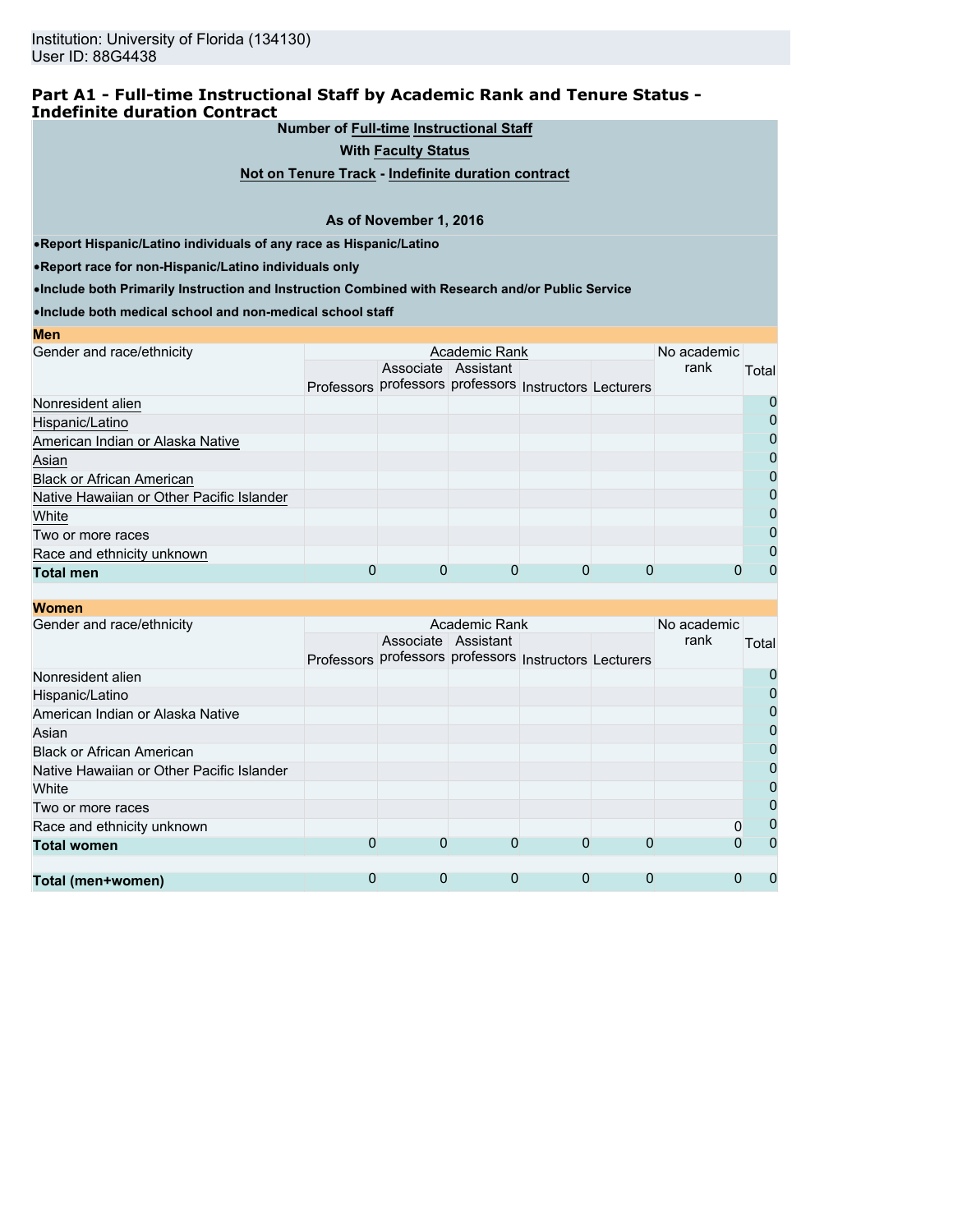Institution: University of Florida (134130)
User ID: 88G4438

## Part A1 - Full-time Instructional Staff by Academic Rank and Tenure Status - Indefinite duration Contract

**Number of Full-time Instructional Staff**

**With Faculty Status**

**Not on Tenure Track - Indefinite duration contract**

**As of November 1, 2016**

- **Report Hispanic/Latino individuals of any race as Hispanic/Latino**
- **Report race for non-Hispanic/Latino individuals only**
- **Include both Primarily Instruction and Instruction Combined with Research and/or Public Service**
- **Include both medical school and non-medical school staff**

**Men**

| Gender and race/ethnicity | Academic Rank | | | | | No academic rank | Total |
|---|---|---|---|---|---|---|---|
| | Professors | Associate professors | Assistant professors | Instructors | Lecturers | | |
| Nonresident alien | | | | | | | 0 |
| Hispanic/Latino | | | | | | | 0 |
| American Indian or Alaska Native | | | | | | | 0 |
| Asian | | | | | | | 0 |
| Black or African American | | | | | | | 0 |
| Native Hawaiian or Other Pacific Islander | | | | | | | 0 |
| White | | | | | | | 0 |
| Two or more races | | | | | | | 0 |
| Race and ethnicity unknown | | | | | | | 0 |
| **Total men** | 0 | 0 | 0 | 0 | 0 | 0 | 0 |

**Women**

| Gender and race/ethnicity | Academic Rank | | | | | No academic rank | Total |
|---|---|---|---|---|---|---|---|
| | Professors | Associate professors | Assistant professors | Instructors | Lecturers | | |
| Nonresident alien | | | | | | | 0 |
| Hispanic/Latino | | | | | | | 0 |
| American Indian or Alaska Native | | | | | | | 0 |
| Asian | | | | | | | 0 |
| Black or African American | | | | | | | 0 |
| Native Hawaiian or Other Pacific Islander | | | | | | | 0 |
| White | | | | | | | 0 |
| Two or more races | | | | | | | 0 |
| Race and ethnicity unknown | | | | | | 0 | 0 |
| **Total women** | 0 | 0 | 0 | 0 | 0 | 0 | 0 |
| | | | | | | | |
| **Total (men+women)** | 0 | 0 | 0 | 0 | 0 | 0 | 0 |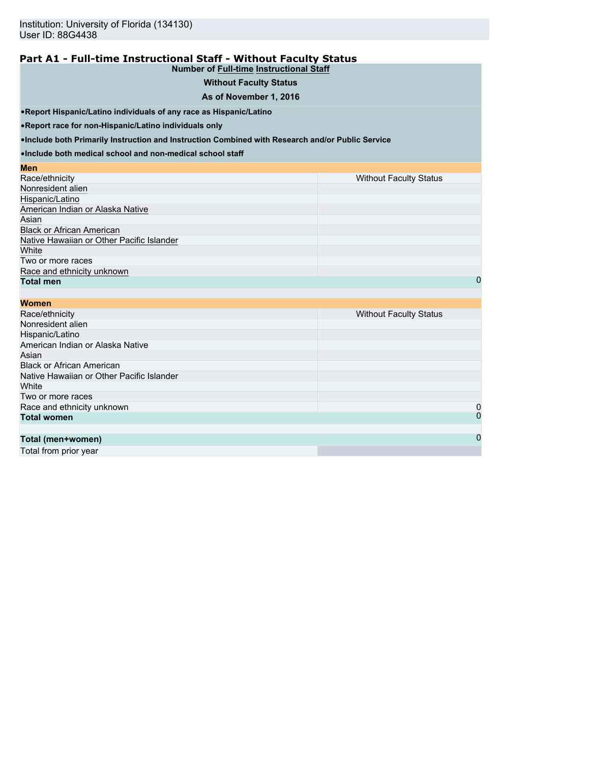Institution: University of Florida (134130)
User ID: 88G4438

## Part A1 - Full-time Instructional Staff - Without Faculty Status

**Number of Full-time Instructional Staff**

**Without Faculty Status**

**As of November 1, 2016**

- **Report Hispanic/Latino individuals of any race as Hispanic/Latino**
- **Report race for non-Hispanic/Latino individuals only**
- **Include both Primarily Instruction and Instruction Combined with Research and/or Public Service**
- **Include both medical school and non-medical school staff**

**Men**

| Race/ethnicity | Without Faculty Status |
|---|---|
| Nonresident alien | |
| Hispanic/Latino | |
| American Indian or Alaska Native | |
| Asian | |
| Black or African American | |
| Native Hawaiian or Other Pacific Islander | |
| White | |
| Two or more races | |
| Race and ethnicity unknown | |
| **Total men** | 0 |

**Women**

| Race/ethnicity | Without Faculty Status |
|---|---|
| Nonresident alien | |
| Hispanic/Latino | |
| American Indian or Alaska Native | |
| Asian | |
| Black or African American | |
| Native Hawaiian or Other Pacific Islander | |
| White | |
| Two or more races | |
| Race and ethnicity unknown | 0 |
| **Total women** | 0 |

| | |
|---|---|
| **Total (men+women)** | 0 |
| Total from prior year | |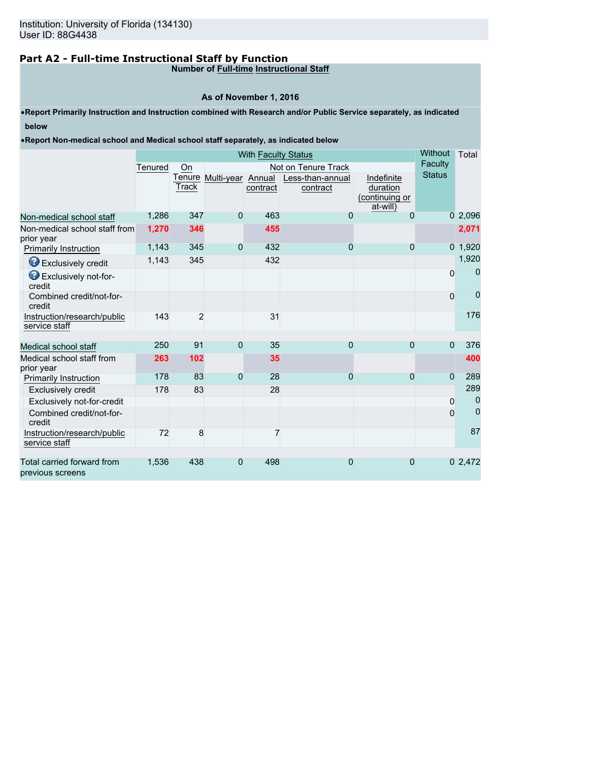Institution: University of Florida (134130)
User ID: 88G4438

## Part A2 - Full-time Instructional Staff by Function

**Number of Full-time Instructional Staff**

**As of November 1, 2016**

- **Report Primarily Instruction and Instruction combined with Research and/or Public Service separately, as indicated below**
- **Report Non-medical school and Medical school staff separately, as indicated below**

| | With Faculty Status | | | | | | Without Faculty Status | Total |
|---|---|---|---|---|---|---|---|---|
| | Tenured | On Tenure Track | Not on Tenure Track | | | | | |
| | | | Multi-year | Annual contract | Less-than-annual contract | Indefinite duration (continuing or at-will) | | |
| Non-medical school staff | 1,286 | 347 | 0 | 463 | 0 | 0 | 0 | 2,096 |
| Non-medical school staff from prior year | **1,270** | **346** | | **455** | | | | **2,071** |
| Primarily Instruction | 1,143 | 345 | 0 | 432 | 0 | 0 | 0 | 1,920 |
| Exclusively credit | 1,143 | 345 | | 432 | | | | 1,920 |
| Exclusively not-for-credit | | | | | | | 0 | 0 |
| Combined credit/not-for-credit | | | | | | | 0 | 0 |
| Instruction/research/public service staff | 143 | 2 | | 31 | | | | 176 |
| Medical school staff | 250 | 91 | 0 | 35 | 0 | 0 | 0 | 376 |
| Medical school staff from prior year | **263** | **102** | | **35** | | | | **400** |
| Primarily Instruction | 178 | 83 | 0 | 28 | 0 | 0 | 0 | 289 |
| Exclusively credit | 178 | 83 | | 28 | | | | 289 |
| Exclusively not-for-credit | | | | | | | 0 | 0 |
| Combined credit/not-for-credit | | | | | | | 0 | 0 |
| Instruction/research/public service staff | 72 | 8 | | 7 | | | | 87 |
| Total carried forward from previous screens | 1,536 | 438 | 0 | 498 | 0 | 0 | 0 | 2,472 |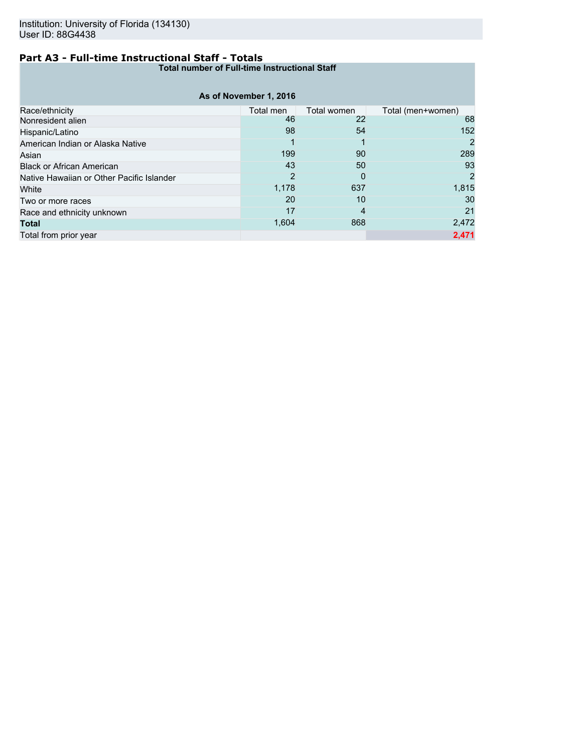Institution: University of Florida (134130)
User ID: 88G4438

## Part A3 - Full-time Instructional Staff - Totals

| Total number of Full-time Instructional Staff | | | |
|---|---|---|---|
| As of November 1, 2016 | | | |
| Race/ethnicity | Total men | Total women | Total (men+women) |
| Nonresident alien | 46 | 22 | 68 |
| Hispanic/Latino | 98 | 54 | 152 |
| American Indian or Alaska Native | 1 | 1 | 2 |
| Asian | 199 | 90 | 289 |
| Black or African American | 43 | 50 | 93 |
| Native Hawaiian or Other Pacific Islander | 2 | 0 | 2 |
| White | 1,178 | 637 | 1,815 |
| Two or more races | 20 | 10 | 30 |
| Race and ethnicity unknown | 17 | 4 | 21 |
| **Total** | 1,604 | 868 | 2,472 |
| Total from prior year | | | 2,471 |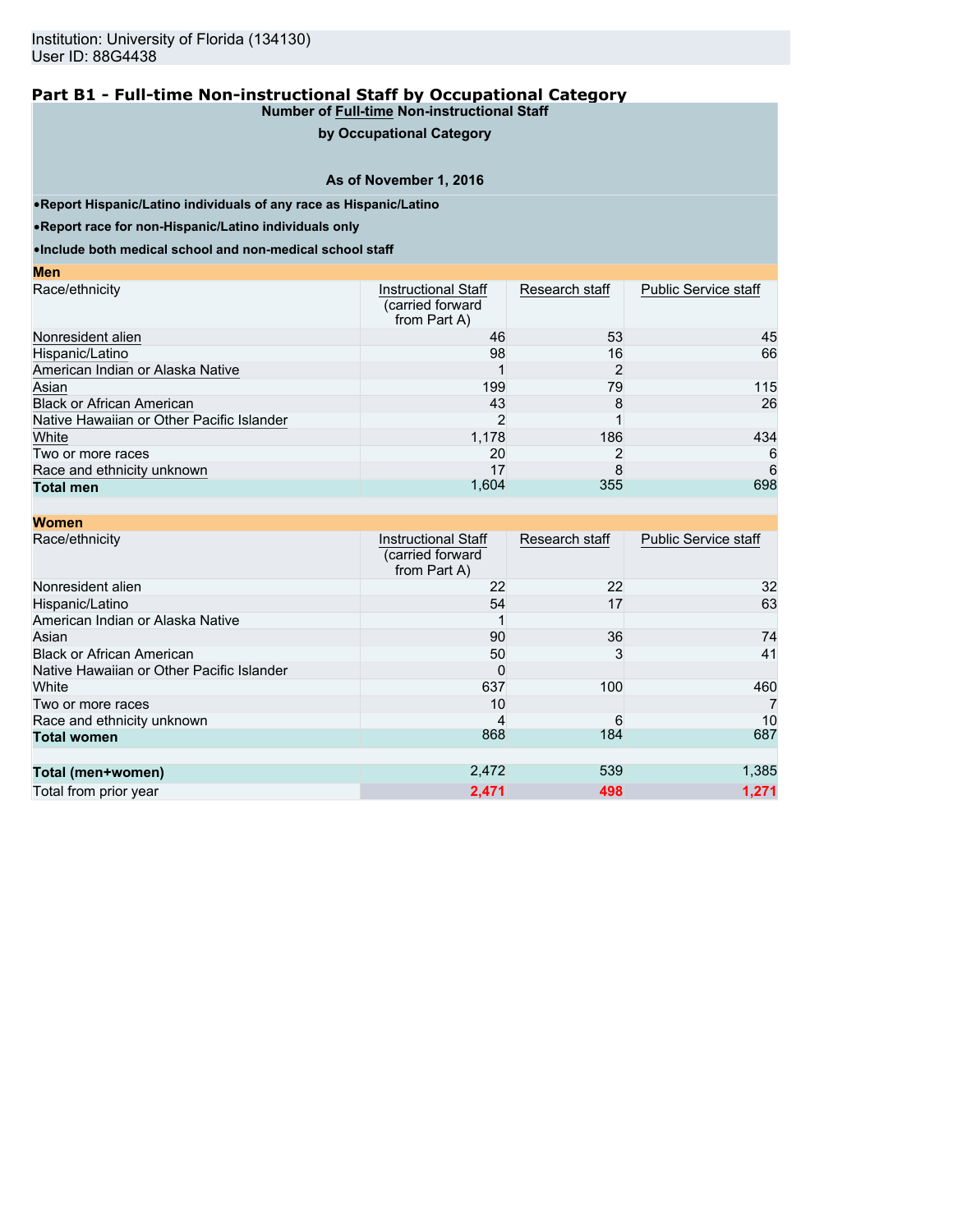Institution: University of Florida (134130)
User ID: 88G4438

## Part B1 - Full-time Non-instructional Staff by Occupational Category

**Number of Full-time Non-instructional Staff**

**by Occupational Category**

**As of November 1, 2016**

- **Report Hispanic/Latino individuals of any race as Hispanic/Latino**
- **Report race for non-Hispanic/Latino individuals only**
- **Include both medical school and non-medical school staff**

**Men**

| Race/ethnicity | Instructional Staff (carried forward from Part A) | Research staff | Public Service staff |
|---|---|---|---|
| Nonresident alien | 46 | 53 | 45 |
| Hispanic/Latino | 98 | 16 | 66 |
| American Indian or Alaska Native | 1 | 2 | |
| Asian | 199 | 79 | 115 |
| Black or African American | 43 | 8 | 26 |
| Native Hawaiian or Other Pacific Islander | 2 | 1 | |
| White | 1,178 | 186 | 434 |
| Two or more races | 20 | 2 | 6 |
| Race and ethnicity unknown | 17 | 8 | 6 |
| **Total men** | 1,604 | 355 | 698 |

**Women**

| Race/ethnicity | Instructional Staff (carried forward from Part A) | Research staff | Public Service staff |
|---|---|---|---|
| Nonresident alien | 22 | 22 | 32 |
| Hispanic/Latino | 54 | 17 | 63 |
| American Indian or Alaska Native | 1 | | |
| Asian | 90 | 36 | 74 |
| Black or African American | 50 | 3 | 41 |
| Native Hawaiian or Other Pacific Islander | 0 | | |
| White | 637 | 100 | 460 |
| Two or more races | 10 | | 7 |
| Race and ethnicity unknown | 4 | 6 | 10 |
| **Total women** | 868 | 184 | 687 |
| | | | |
| **Total (men+women)** | 2,472 | 539 | 1,385 |
| Total from prior year | **2,471** | **498** | **1,271** |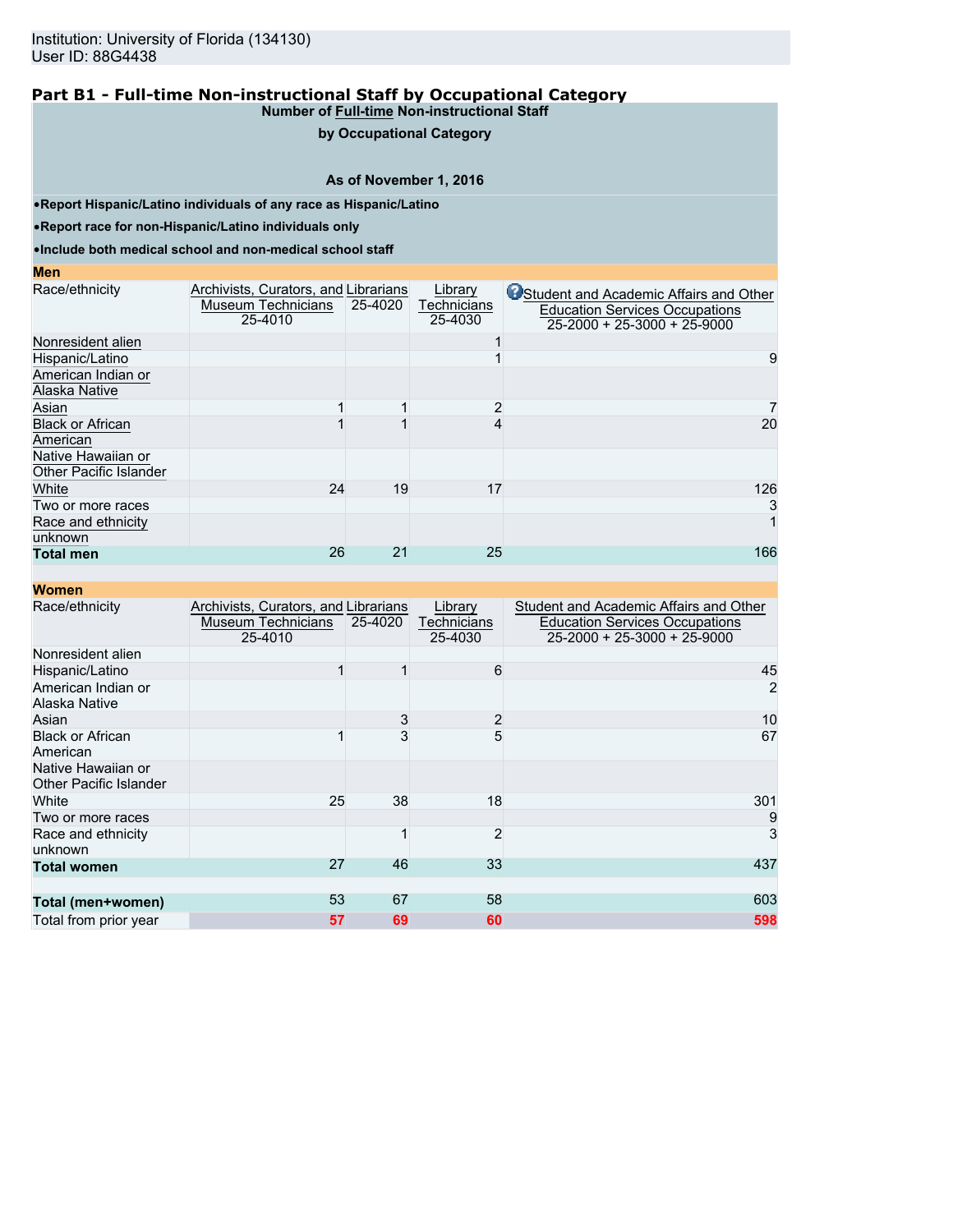Institution: University of Florida (134130)
User ID: 88G4438

## Part B1 - Full-time Non-instructional Staff by Occupational Category

**Number of Full-time Non-instructional Staff**

**by Occupational Category**

**As of November 1, 2016**

- **Report Hispanic/Latino individuals of any race as Hispanic/Latino**
- **Report race for non-Hispanic/Latino individuals only**
- **Include both medical school and non-medical school staff**

**Men**

| Race/ethnicity | Archivists, Curators, and Museum Technicians 25-4010 | Librarians 25-4020 | Library Technicians 25-4030 | Student and Academic Affairs and Other Education Services Occupations 25-2000 + 25-3000 + 25-9000 |
|---|---|---|---|---|
| Nonresident alien | | | 1 | |
| Hispanic/Latino | | | 1 | 9 |
| American Indian or Alaska Native | | | | |
| Asian | 1 | 1 | 2 | 7 |
| Black or African American | 1 | 1 | 4 | 20 |
| Native Hawaiian or Other Pacific Islander | | | | |
| White | 24 | 19 | 17 | 126 |
| Two or more races | | | | 3 |
| Race and ethnicity unknown | | | | 1 |
| **Total men** | 26 | 21 | 25 | 166 |

**Women**

| Race/ethnicity | Archivists, Curators, and Museum Technicians 25-4010 | Librarians 25-4020 | Library Technicians 25-4030 | Student and Academic Affairs and Other Education Services Occupations 25-2000 + 25-3000 + 25-9000 |
|---|---|---|---|---|
| Nonresident alien | | | | |
| Hispanic/Latino | 1 | 1 | 6 | 45 |
| American Indian or Alaska Native | | | | 2 |
| Asian | | 3 | 2 | 10 |
| Black or African American | 1 | 3 | 5 | 67 |
| Native Hawaiian or Other Pacific Islander | | | | |
| White | 25 | 38 | 18 | 301 |
| Two or more races | | | | 9 |
| Race and ethnicity unknown | | 1 | 2 | 3 |
| **Total women** | 27 | 46 | 33 | 437 |
| | | | | |
| **Total (men+women)** | 53 | 67 | 58 | 603 |
| Total from prior year | 57 | 69 | 60 | 598 |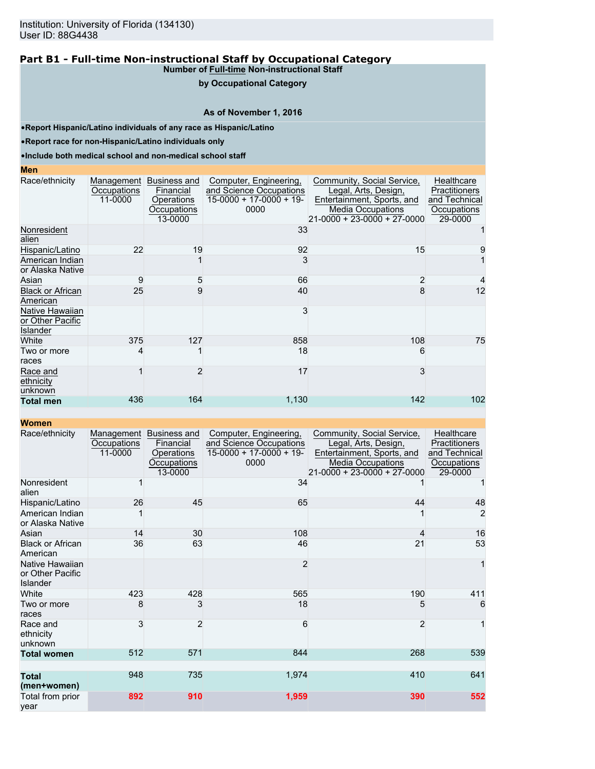Institution: University of Florida (134130)
User ID: 88G4438

## Part B1 - Full-time Non-instructional Staff by Occupational Category

**Number of Full-time Non-instructional Staff by Occupational Category**

**As of November 1, 2016**

- **Report Hispanic/Latino individuals of any race as Hispanic/Latino**
- **Report race for non-Hispanic/Latino individuals only**
- **Include both medical school and non-medical school staff**

**Men**

| Race/ethnicity | Management Occupations 11-0000 | Business and Financial Operations Occupations 13-0000 | Computer, Engineering, and Science Occupations 15-0000 + 17-0000 + 19-0000 | Community, Social Service, Legal, Arts, Design, Entertainment, Sports, and Media Occupations 21-0000 + 23-0000 + 27-0000 | Healthcare Practitioners and Technical Occupations 29-0000 |
|---|---|---|---|---|---|
| Nonresident alien | | | 33 | | 1 |
| Hispanic/Latino | 22 | 19 | 92 | 15 | 9 |
| American Indian or Alaska Native | | 1 | 3 | | 1 |
| Asian | 9 | 5 | 66 | 2 | 4 |
| Black or African American | 25 | 9 | 40 | 8 | 12 |
| Native Hawaiian or Other Pacific Islander | | | 3 | | |
| White | 375 | 127 | 858 | 108 | 75 |
| Two or more races | 4 | 1 | 18 | 6 | |
| Race and ethnicity unknown | 1 | 2 | 17 | 3 | |
| **Total men** | 436 | 164 | 1,130 | 142 | 102 |

**Women**

| Race/ethnicity | Management Occupations 11-0000 | Business and Financial Operations Occupations 13-0000 | Computer, Engineering, and Science Occupations 15-0000 + 17-0000 + 19-0000 | Community, Social Service, Legal, Arts, Design, Entertainment, Sports, and Media Occupations 21-0000 + 23-0000 + 27-0000 | Healthcare Practitioners and Technical Occupations 29-0000 |
|---|---|---|---|---|---|
| Nonresident alien | 1 | | 34 | 1 | 1 |
| Hispanic/Latino | 26 | 45 | 65 | 44 | 48 |
| American Indian or Alaska Native | 1 | | | 1 | 2 |
| Asian | 14 | 30 | 108 | 4 | 16 |
| Black or African American | 36 | 63 | 46 | 21 | 53 |
| Native Hawaiian or Other Pacific Islander | | | 2 | | 1 |
| White | 423 | 428 | 565 | 190 | 411 |
| Two or more races | 8 | 3 | 18 | 5 | 6 |
| Race and ethnicity unknown | 3 | 2 | 6 | 2 | 1 |
| **Total women** | 512 | 571 | 844 | 268 | 539 |
| **Total (men+women)** | 948 | 735 | 1,974 | 410 | 641 |
| Total from prior year | 892 | 910 | 1,959 | 390 | 552 |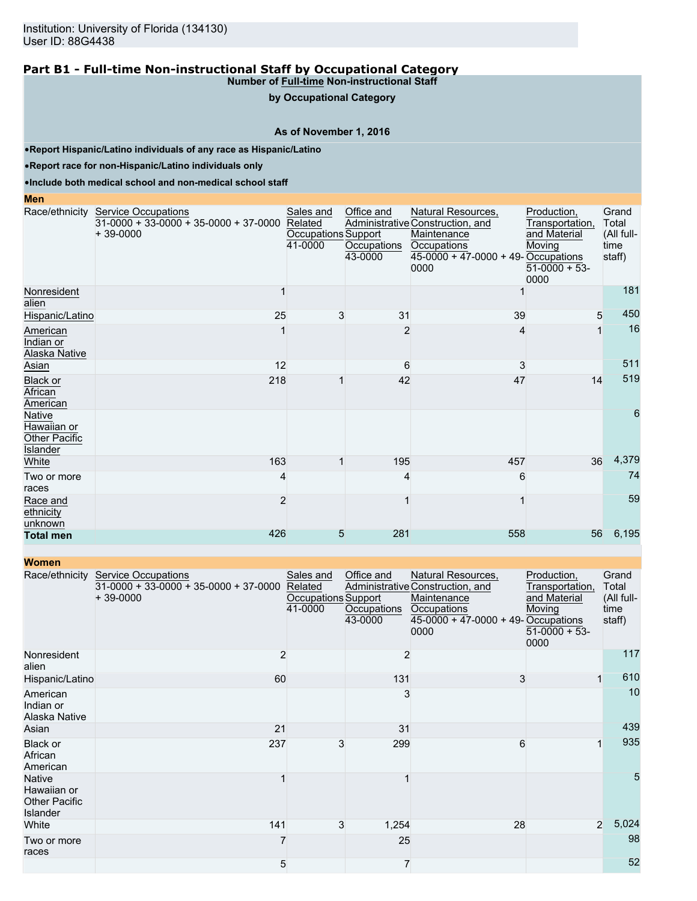Institution: University of Florida (134130)
User ID: 88G4438

## Part B1 - Full-time Non-instructional Staff by Occupational Category

**Number of Full-time Non-instructional Staff**

**by Occupational Category**

**As of November 1, 2016**

- **Report Hispanic/Latino individuals of any race as Hispanic/Latino**
- **Report race for non-Hispanic/Latino individuals only**
- **Include both medical school and non-medical school staff**

**Men**

| Race/ethnicity | Service Occupations 31-0000 + 33-0000 + 35-0000 + 37-0000 + 39-0000 | Sales and Related Occupations 41-0000 | Office and Administrative Support Occupations 43-0000 | Natural Resources, Construction, and Maintenance Occupations 45-0000 + 47-0000 + 49-0000 | Production, Transportation, and Material Moving Occupations 51-0000 + 53-0000 | Grand Total (All full-time staff) |
|---|---|---|---|---|---|---|
| Nonresident alien | 1 | | | 1 | | 181 |
| Hispanic/Latino | 25 | 3 | 31 | 39 | 5 | 450 |
| American Indian or Alaska Native | 1 | | 2 | 4 | 1 | 16 |
| Asian | 12 | | 6 | 3 | | 511 |
| Black or African American | 218 | 1 | 42 | 47 | 14 | 519 |
| Native Hawaiian or Other Pacific Islander | | | | | | 6 |
| White | 163 | 1 | 195 | 457 | 36 | 4,379 |
| Two or more races | 4 | | 4 | 6 | | 74 |
| Race and ethnicity unknown | 2 | | 1 | 1 | | 59 |
| **Total men** | 426 | 5 | 281 | 558 | 56 | 6,195 |

**Women**

| Race/ethnicity | Service Occupations 31-0000 + 33-0000 + 35-0000 + 37-0000 + 39-0000 | Sales and Related Occupations 41-0000 | Office and Administrative Support Occupations 43-0000 | Natural Resources, Construction, and Maintenance Occupations 45-0000 + 47-0000 + 49-0000 | Production, Transportation, and Material Moving Occupations 51-0000 + 53-0000 | Grand Total (All full-time staff) |
|---|---|---|---|---|---|---|
| Nonresident alien | 2 | | 2 | | | 117 |
| Hispanic/Latino | 60 | | 131 | 3 | 1 | 610 |
| American Indian or Alaska Native | | | 3 | | | 10 |
| Asian | 21 | | 31 | | | 439 |
| Black or African American | 237 | 3 | 299 | 6 | 1 | 935 |
| Native Hawaiian or Other Pacific Islander | 1 | | 1 | | | 5 |
| White | 141 | 3 | 1,254 | 28 | 2 | 5,024 |
| Two or more races | 7 | | 25 | | | 98 |
| | 5 | | 7 | | | 52 |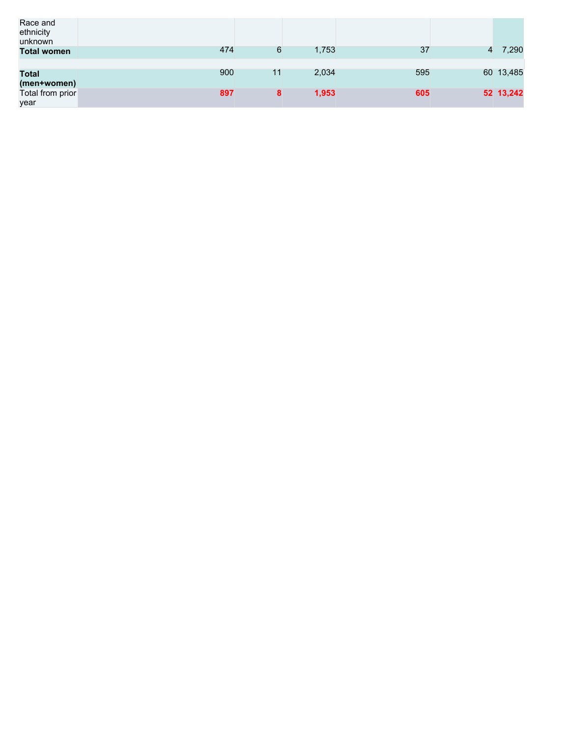| | | | | | | |
|---|---|---|---|---|---|---|
| Race and ethnicity unknown | | | | | | |
| **Total women** | 474 | 6 | 1,753 | 37 | 4 | 7,290 |
| | | | | | | |
| **Total (men+women)** | 900 | 11 | 2,034 | 595 | 60 | 13,485 |
| Total from prior year | **897** | **8** | **1,953** | **605** | **52** | **13,242** |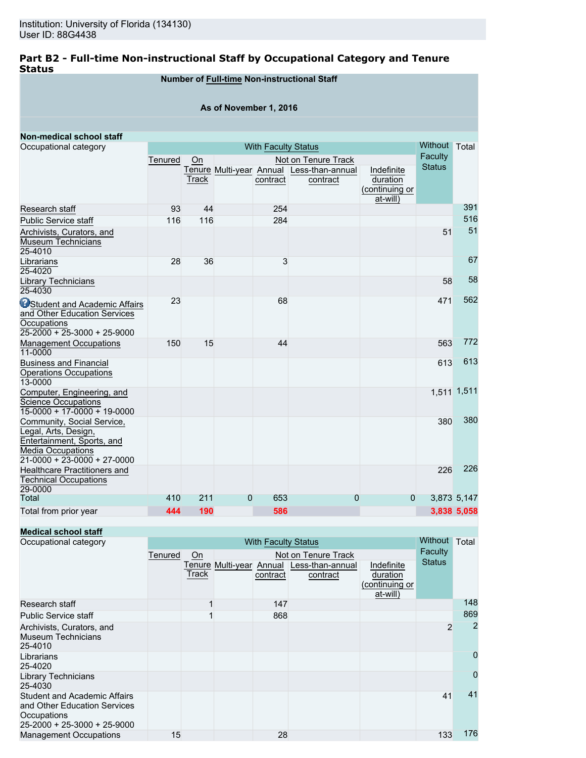Institution: University of Florida (134130)
User ID: 88G4438

## Part B2 - Full-time Non-instructional Staff by Occupational Category and Tenure Status

**Number of Full-time Non-instructional Staff**

**As of November 1, 2016**

**Non-medical school staff**

| Occupational category | With Faculty Status | | | | | | Without Faculty Status | Total |
|---|---|---|---|---|---|---|---|---|
| | Tenured | On Tenure Track | Not on Tenure Track | | | | | |
| | | | Multi-year | Annual contract | Less-than-annual contract | Indefinite duration (continuing or at-will) | | |
| Research staff | 93 | 44 | | 254 | | | | 391 |
| Public Service staff | 116 | 116 | | 284 | | | | 516 |
| Archivists, Curators, and Museum Technicians 25-4010 | | | | | | | 51 | 51 |
| Librarians 25-4020 | 28 | 36 | | 3 | | | | 67 |
| Library Technicians 25-4030 | | | | | | | 58 | 58 |
| Student and Academic Affairs and Other Education Services Occupations 25-2000 + 25-3000 + 25-9000 | 23 | | | 68 | | | 471 | 562 |
| Management Occupations 11-0000 | 150 | 15 | | 44 | | | 563 | 772 |
| Business and Financial Operations Occupations 13-0000 | | | | | | | 613 | 613 |
| Computer, Engineering, and Science Occupations 15-0000 + 17-0000 + 19-0000 | | | | | | | 1,511 | 1,511 |
| Community, Social Service, Legal, Arts, Design, Entertainment, Sports, and Media Occupations 21-0000 + 23-0000 + 27-0000 | | | | | | | 380 | 380 |
| Healthcare Practitioners and Technical Occupations 29-0000 | | | | | | | 226 | 226 |
| Total | 410 | 211 | 0 | 653 | 0 | 0 | 3,873 | 5,147 |
| Total from prior year | 444 | 190 | | 586 | | | 3,838 | 5,058 |

**Medical school staff**

| Occupational category | With Faculty Status | | | | | | Without Faculty Status | Total |
|---|---|---|---|---|---|---|---|---|
| | Tenured | On Tenure Track | Not on Tenure Track | | | | | |
| | | | Multi-year | Annual contract | Less-than-annual contract | Indefinite duration (continuing or at-will) | | |
| Research staff | | 1 | | 147 | | | | 148 |
| Public Service staff | | 1 | | 868 | | | | 869 |
| Archivists, Curators, and Museum Technicians 25-4010 | | | | | | | 2 | 2 |
| Librarians 25-4020 | | | | | | | | 0 |
| Library Technicians 25-4030 | | | | | | | | 0 |
| Student and Academic Affairs and Other Education Services Occupations 25-2000 + 25-3000 + 25-9000 | | | | | | | 41 | 41 |
| Management Occupations | 15 | | | 28 | | | 133 | 176 |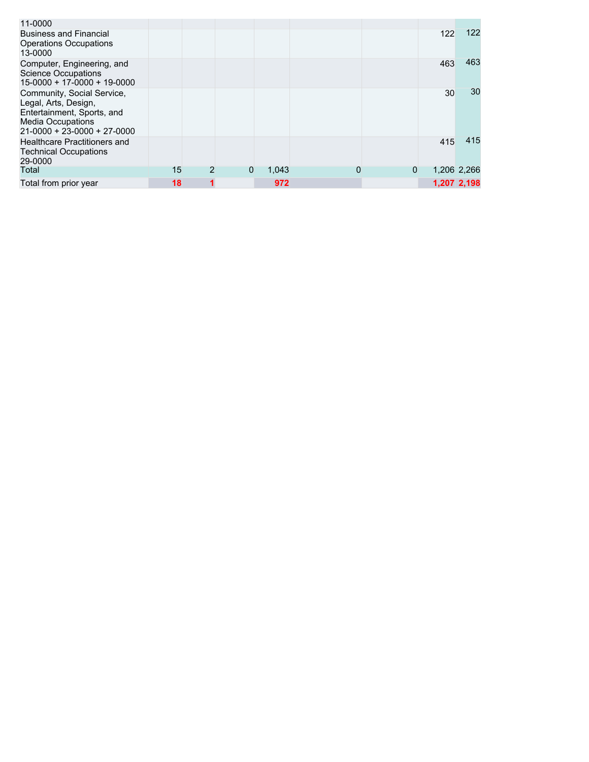| | | | | | | | | |
|---|---|---|---|---|---|---|---|---|
| 11-0000 | | | | | | | | |
| Business and Financial Operations Occupations 13-0000 | | | | | | | 122 | 122 |
| Computer, Engineering, and Science Occupations 15-0000 + 17-0000 + 19-0000 | | | | | | | 463 | 463 |
| Community, Social Service, Legal, Arts, Design, Entertainment, Sports, and Media Occupations 21-0000 + 23-0000 + 27-0000 | | | | | | | 30 | 30 |
| Healthcare Practitioners and Technical Occupations 29-0000 | | | | | | | 415 | 415 |
| Total | 15 | 2 | 0 | 1,043 | 0 | 0 | 1,206 | 2,266 |
| Total from prior year | **18** | **1** | | **972** | | | **1,207** | **2,198** |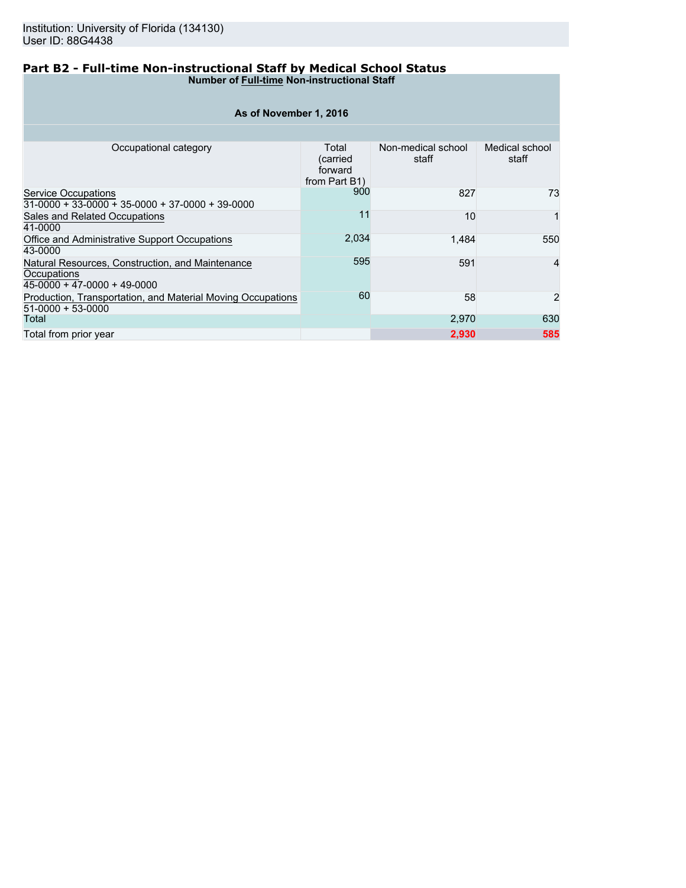Institution: University of Florida (134130)
User ID: 88G4438

## Part B2 - Full-time Non-instructional Staff by Medical School Status

| Number of Full-time Non-instructional Staff | | | |
|---|---|---|---|
| As of November 1, 2016 | | | |
| Occupational category | Total (carried forward from Part B1) | Non-medical school staff | Medical school staff |
| Service Occupations<br>31-0000 + 33-0000 + 35-0000 + 37-0000 + 39-0000 | 900 | 827 | 73 |
| Sales and Related Occupations<br>41-0000 | 11 | 10 | 1 |
| Office and Administrative Support Occupations<br>43-0000 | 2,034 | 1,484 | 550 |
| Natural Resources, Construction, and Maintenance Occupations<br>45-0000 + 47-0000 + 49-0000 | 595 | 591 | 4 |
| Production, Transportation, and Material Moving Occupations<br>51-0000 + 53-0000 | 60 | 58 | 2 |
| Total | | 2,970 | 630 |
| Total from prior year | | **2,930** | **585** |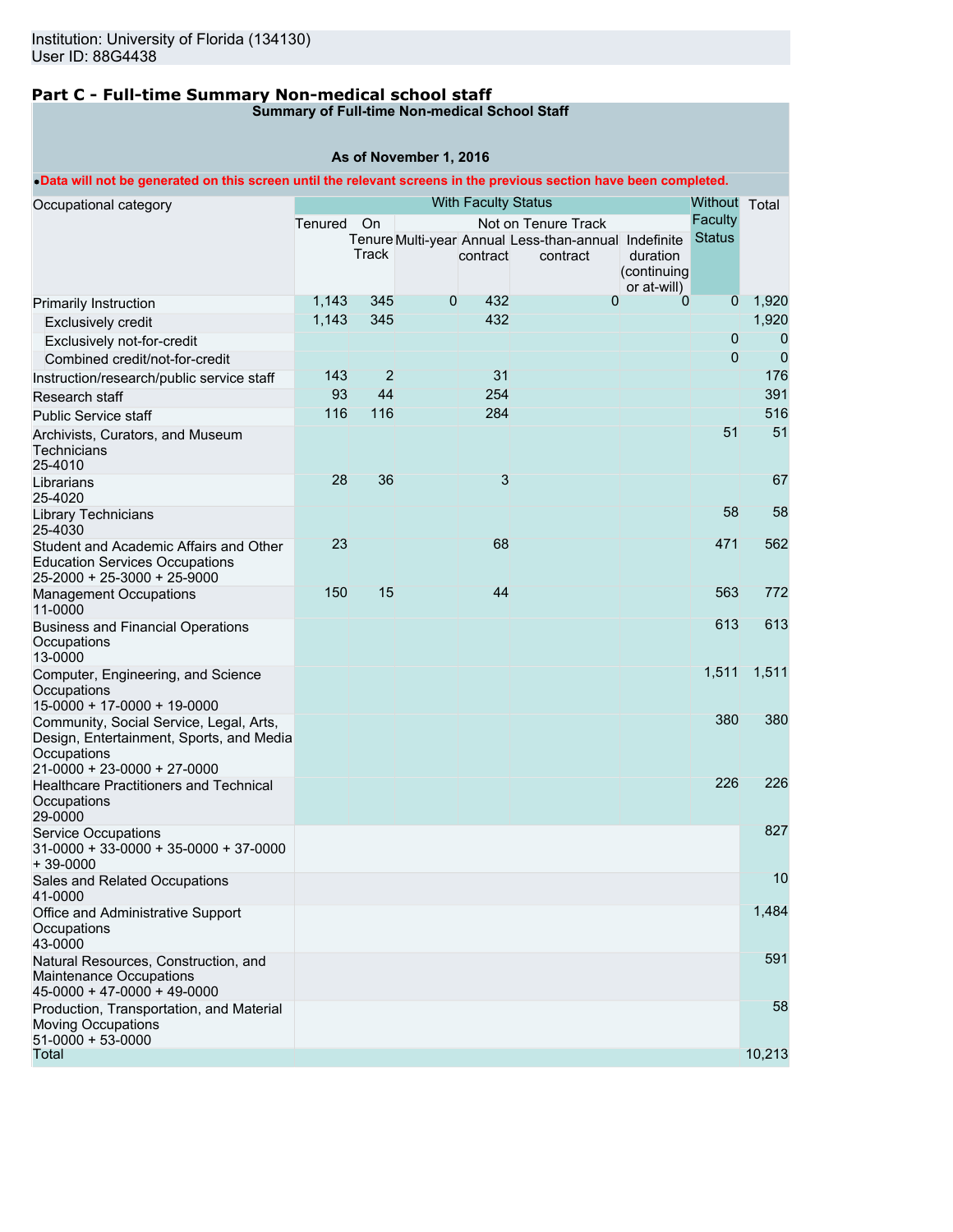Institution: University of Florida (134130)
User ID: 88G4438

## Part C - Full-time Summary Non-medical school staff

**Summary of Full-time Non-medical School Staff**

**As of November 1, 2016**

•**Data will not be generated on this screen until the relevant screens in the previous section have been completed.**

| Occupational category | With Faculty Status | | | | | | Without Faculty Status | Total |
|---|---|---|---|---|---|---|---|---|
| | Tenured | On Tenure Track | Not on Tenure Track | | | | | |
| | | | Multi-year | Annual contract | Less-than-annual contract | Indefinite duration (continuing or at-will) | | |
| Primarily Instruction | 1,143 | 345 | 0 | 432 | 0 | 0 | 0 | 1,920 |
| Exclusively credit | 1,143 | 345 | | 432 | | | | 1,920 |
| Exclusively not-for-credit | | | | | | | 0 | 0 |
| Combined credit/not-for-credit | | | | | | | 0 | 0 |
| Instruction/research/public service staff | 143 | 2 | | 31 | | | | 176 |
| Research staff | 93 | 44 | | 254 | | | | 391 |
| Public Service staff | 116 | 116 | | 284 | | | | 516 |
| Archivists, Curators, and Museum Technicians 25-4010 | | | | | | | 51 | 51 |
| Librarians 25-4020 | 28 | 36 | | 3 | | | | 67 |
| Library Technicians 25-4030 | | | | | | | 58 | 58 |
| Student and Academic Affairs and Other Education Services Occupations 25-2000 + 25-3000 + 25-9000 | 23 | | | 68 | | | 471 | 562 |
| Management Occupations 11-0000 | 150 | 15 | | 44 | | | 563 | 772 |
| Business and Financial Operations Occupations 13-0000 | | | | | | | 613 | 613 |
| Computer, Engineering, and Science Occupations 15-0000 + 17-0000 + 19-0000 | | | | | | | 1,511 | 1,511 |
| Community, Social Service, Legal, Arts, Design, Entertainment, Sports, and Media Occupations 21-0000 + 23-0000 + 27-0000 | | | | | | | 380 | 380 |
| Healthcare Practitioners and Technical Occupations 29-0000 | | | | | | | 226 | 226 |
| Service Occupations 31-0000 + 33-0000 + 35-0000 + 37-0000 + 39-0000 | | | | | | | | 827 |
| Sales and Related Occupations 41-0000 | | | | | | | | 10 |
| Office and Administrative Support Occupations 43-0000 | | | | | | | | 1,484 |
| Natural Resources, Construction, and Maintenance Occupations 45-0000 + 47-0000 + 49-0000 | | | | | | | | 591 |
| Production, Transportation, and Material Moving Occupations 51-0000 + 53-0000 | | | | | | | | 58 |
| Total | | | | | | | | 10,213 |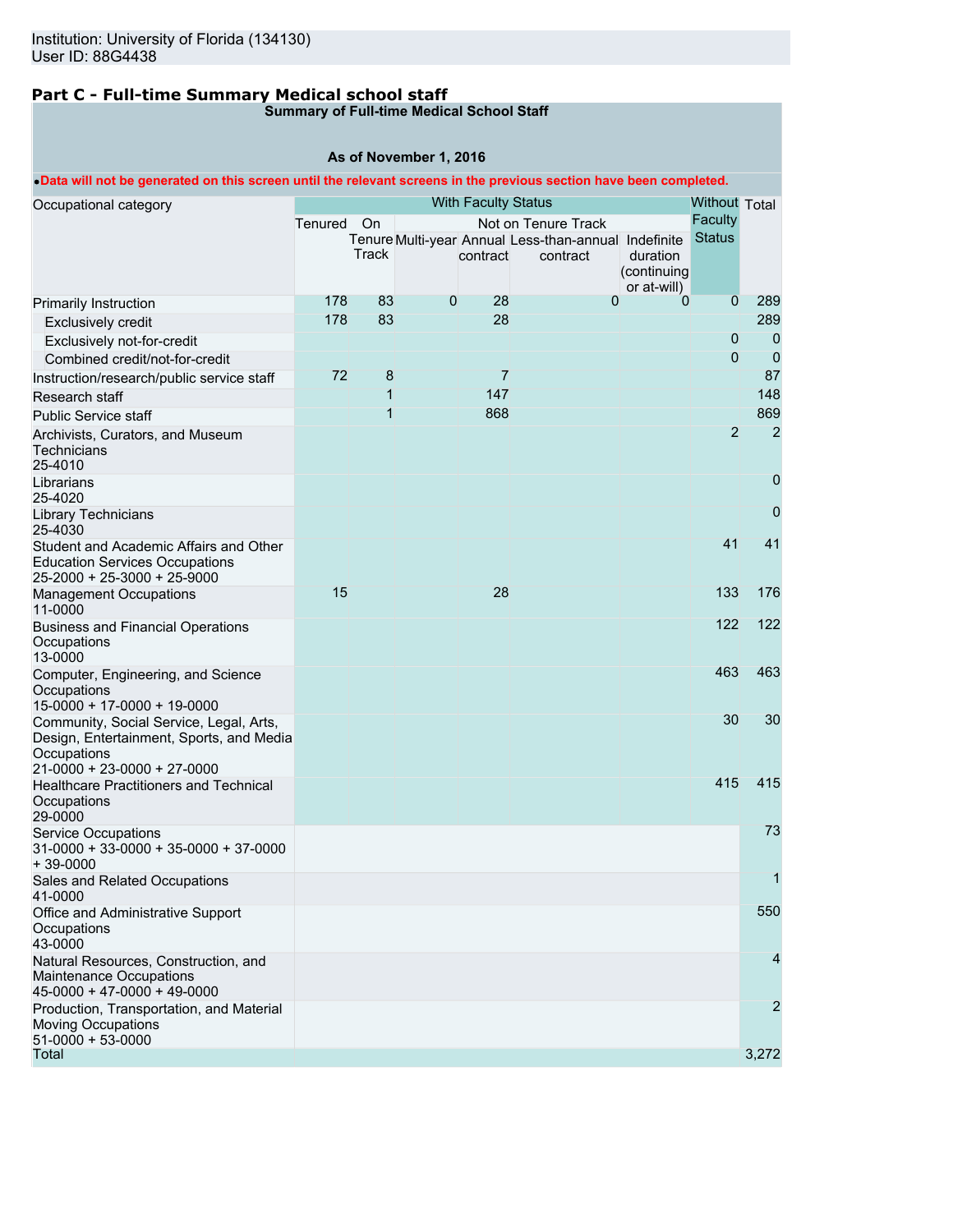Institution: University of Florida (134130)
User ID: 88G4438

## Part C - Full-time Summary Medical school staff

**Summary of Full-time Medical School Staff**

**As of November 1, 2016**

•Data will not be generated on this screen until the relevant screens in the previous section have been completed.

| Occupational category | With Faculty Status | | | | | | Without Faculty Status | Total |
|---|---|---|---|---|---|---|---|---|
| | Tenured | On Tenure Track | Not on Tenure Track | | | | | |
| | | | Multi-year | Annual contract | Less-than-annual contract | Indefinite duration (continuing or at-will) | | |
| Primarily Instruction | 178 | 83 | 0 | 28 | 0 | 0 | 0 | 289 |
| Exclusively credit | 178 | 83 | | 28 | | | | 289 |
| Exclusively not-for-credit | | | | | | | 0 | 0 |
| Combined credit/not-for-credit | | | | | | | 0 | 0 |
| Instruction/research/public service staff | 72 | 8 | | 7 | | | | 87 |
| Research staff | | 1 | | 147 | | | | 148 |
| Public Service staff | | 1 | | 868 | | | | 869 |
| Archivists, Curators, and Museum Technicians 25-4010 | | | | | | | 2 | 2 |
| Librarians 25-4020 | | | | | | | | 0 |
| Library Technicians 25-4030 | | | | | | | | 0 |
| Student and Academic Affairs and Other Education Services Occupations 25-2000 + 25-3000 + 25-9000 | | | | | | | 41 | 41 |
| Management Occupations 11-0000 | 15 | | | 28 | | | 133 | 176 |
| Business and Financial Operations Occupations 13-0000 | | | | | | | 122 | 122 |
| Computer, Engineering, and Science Occupations 15-0000 + 17-0000 + 19-0000 | | | | | | | 463 | 463 |
| Community, Social Service, Legal, Arts, Design, Entertainment, Sports, and Media Occupations 21-0000 + 23-0000 + 27-0000 | | | | | | | 30 | 30 |
| Healthcare Practitioners and Technical Occupations 29-0000 | | | | | | | 415 | 415 |
| Service Occupations 31-0000 + 33-0000 + 35-0000 + 37-0000 + 39-0000 | | | | | | | | 73 |
| Sales and Related Occupations 41-0000 | | | | | | | | 1 |
| Office and Administrative Support Occupations 43-0000 | | | | | | | | 550 |
| Natural Resources, Construction, and Maintenance Occupations 45-0000 + 47-0000 + 49-0000 | | | | | | | | 4 |
| Production, Transportation, and Material Moving Occupations 51-0000 + 53-0000 | | | | | | | | 2 |
| Total | | | | | | | | 3,272 |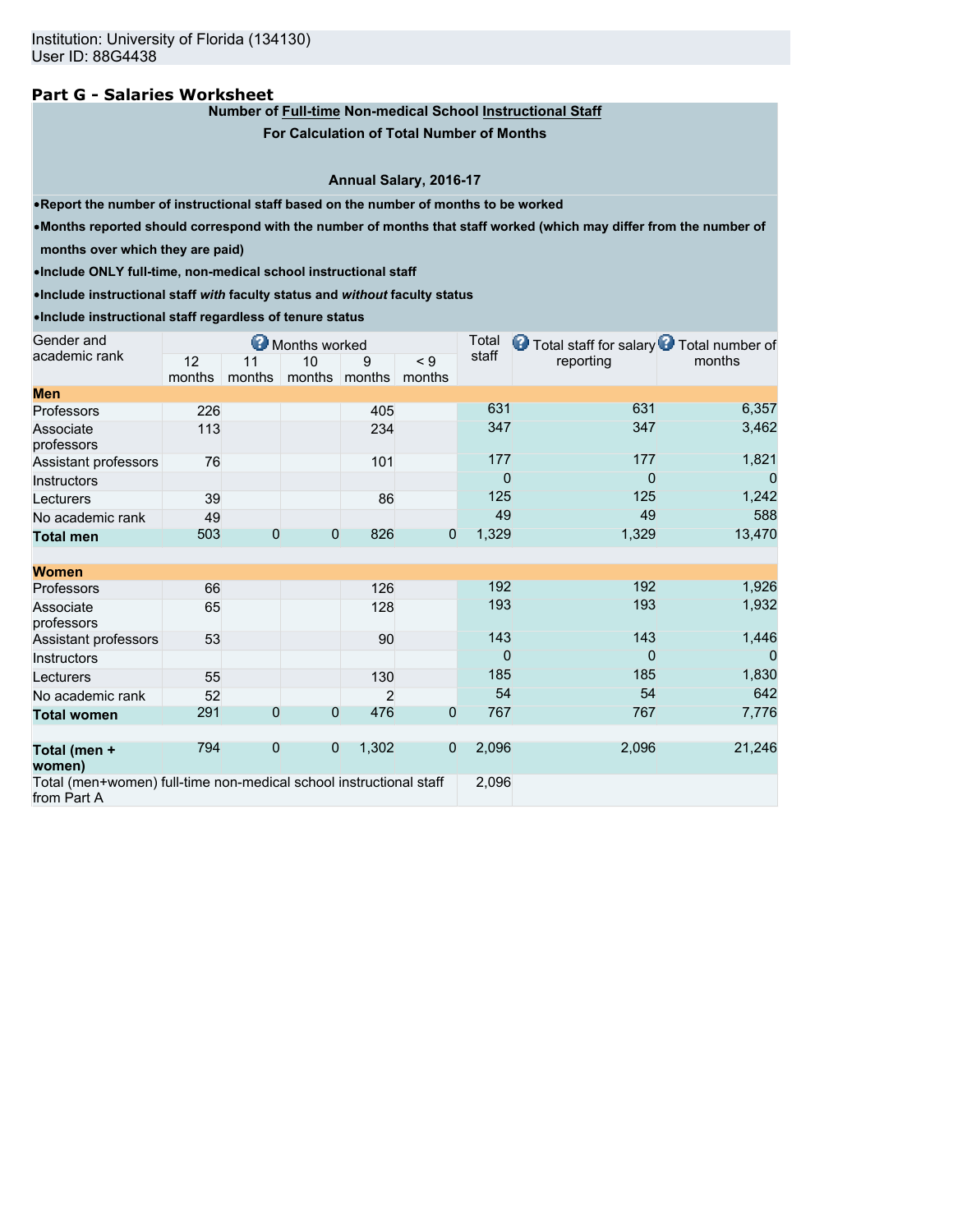Institution: University of Florida (134130)
User ID: 88G4438

## Part G - Salaries Worksheet

**Number of Full-time Non-medical School Instructional Staff**

**For Calculation of Total Number of Months**

**Annual Salary, 2016-17**

- **Report the number of instructional staff based on the number of months to be worked**
- **Months reported should correspond with the number of months that staff worked (which may differ from the number of months over which they are paid)**
- **Include ONLY full-time, non-medical school instructional staff**
- **Include instructional staff *with* faculty status and *without* faculty status**
- **Include instructional staff regardless of tenure status**

| Gender and academic rank | Months worked | | | | | Total staff | Total staff for salary reporting | Total number of months |
|---|---|---|---|---|---|---|---|---|
| | 12 months | 11 months | 10 months | 9 months | < 9 months | | | |
| **Men** | | | | | | | | |
| Professors | 226 | | | 405 | | 631 | 631 | 6,357 |
| Associate professors | 113 | | | 234 | | 347 | 347 | 3,462 |
| Assistant professors | 76 | | | 101 | | 177 | 177 | 1,821 |
| Instructors | | | | | | 0 | 0 | 0 |
| Lecturers | 39 | | | 86 | | 125 | 125 | 1,242 |
| No academic rank | 49 | | | | | 49 | 49 | 588 |
| **Total men** | 503 | 0 | 0 | 826 | 0 | 1,329 | 1,329 | 13,470 |
| **Women** | | | | | | | | |
| Professors | 66 | | | 126 | | 192 | 192 | 1,926 |
| Associate professors | 65 | | | 128 | | 193 | 193 | 1,932 |
| Assistant professors | 53 | | | 90 | | 143 | 143 | 1,446 |
| Instructors | | | | | | 0 | 0 | 0 |
| Lecturers | 55 | | | 130 | | 185 | 185 | 1,830 |
| No academic rank | 52 | | | 2 | | 54 | 54 | 642 |
| **Total women** | 291 | 0 | 0 | 476 | 0 | 767 | 767 | 7,776 |
| **Total (men + women)** | 794 | 0 | 0 | 1,302 | 0 | 2,096 | 2,096 | 21,246 |
| Total (men+women) full-time non-medical school instructional staff from Part A | | | | | | 2,096 | | |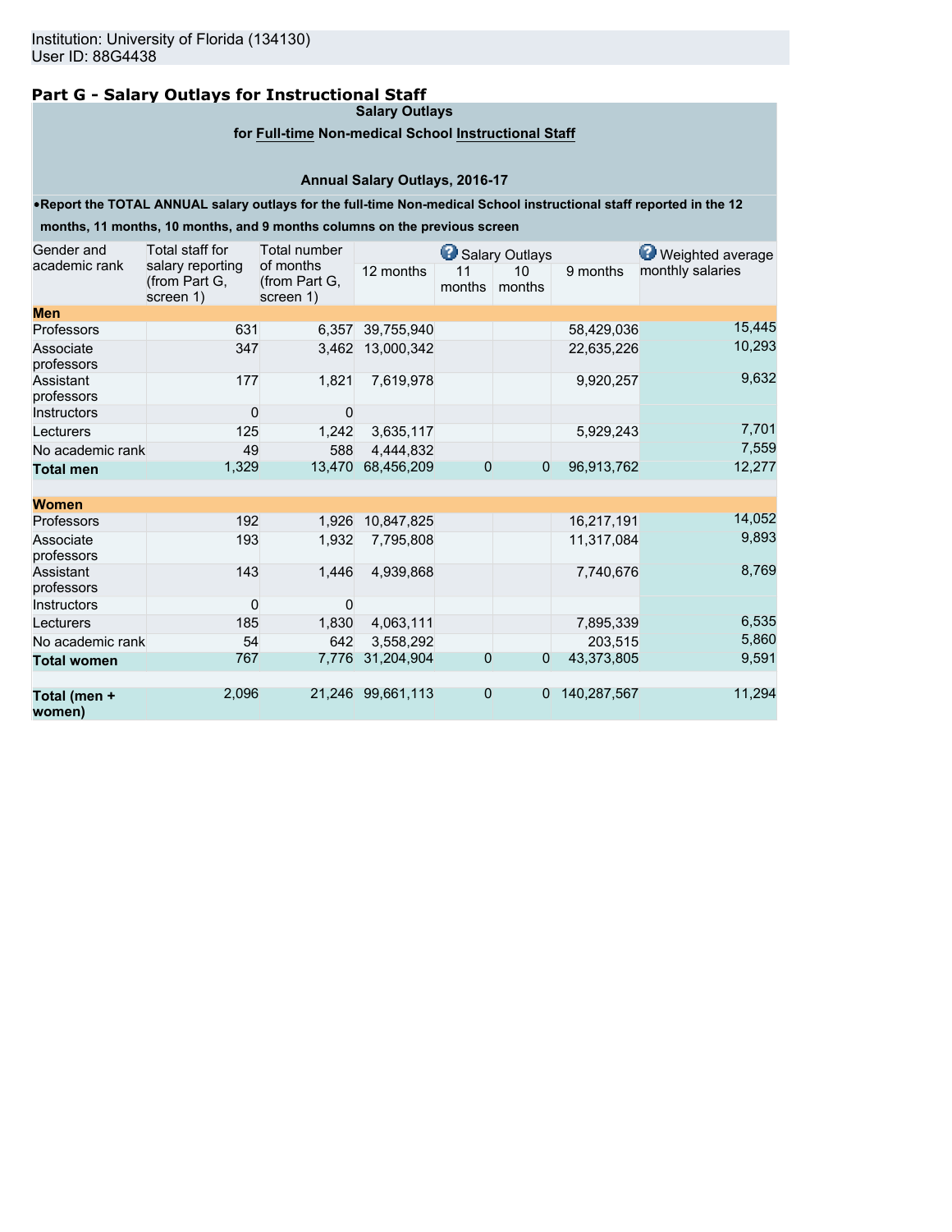Institution: University of Florida (134130)
User ID: 88G4438

## Part G - Salary Outlays for Instructional Staff

**Salary Outlays**

**for Full-time Non-medical School Instructional Staff**

**Annual Salary Outlays, 2016-17**

- **Report the TOTAL ANNUAL salary outlays for the full-time Non-medical School instructional staff reported in the 12 months, 11 months, 10 months, and 9 months columns on the previous screen**

| Gender and academic rank | Total staff for salary reporting (from Part G, screen 1) | Total number of months (from Part G, screen 1) | Salary Outlays | | | | Weighted average monthly salaries |
|---|---|---|---|---|---|---|---|
| | | | 12 months | 11 months | 10 months | 9 months | |
| **Men** | | | | | | | |
| Professors | 631 | 6,357 | 39,755,940 | | | 58,429,036 | 15,445 |
| Associate professors | 347 | 3,462 | 13,000,342 | | | 22,635,226 | 10,293 |
| Assistant professors | 177 | 1,821 | 7,619,978 | | | 9,920,257 | 9,632 |
| Instructors | 0 | 0 | | | | | |
| Lecturers | 125 | 1,242 | 3,635,117 | | | 5,929,243 | 7,701 |
| No academic rank | 49 | 588 | 4,444,832 | | | | 7,559 |
| **Total men** | 1,329 | 13,470 | 68,456,209 | 0 | 0 | 96,913,762 | 12,277 |
| **Women** | | | | | | | |
| Professors | 192 | 1,926 | 10,847,825 | | | 16,217,191 | 14,052 |
| Associate professors | 193 | 1,932 | 7,795,808 | | | 11,317,084 | 9,893 |
| Assistant professors | 143 | 1,446 | 4,939,868 | | | 7,740,676 | 8,769 |
| Instructors | 0 | 0 | | | | | |
| Lecturers | 185 | 1,830 | 4,063,111 | | | 7,895,339 | 6,535 |
| No academic rank | 54 | 642 | 3,558,292 | | | 203,515 | 5,860 |
| **Total women** | 767 | 7,776 | 31,204,904 | 0 | 0 | 43,373,805 | 9,591 |
| **Total (men + women)** | 2,096 | 21,246 | 99,661,113 | 0 | 0 | 140,287,567 | 11,294 |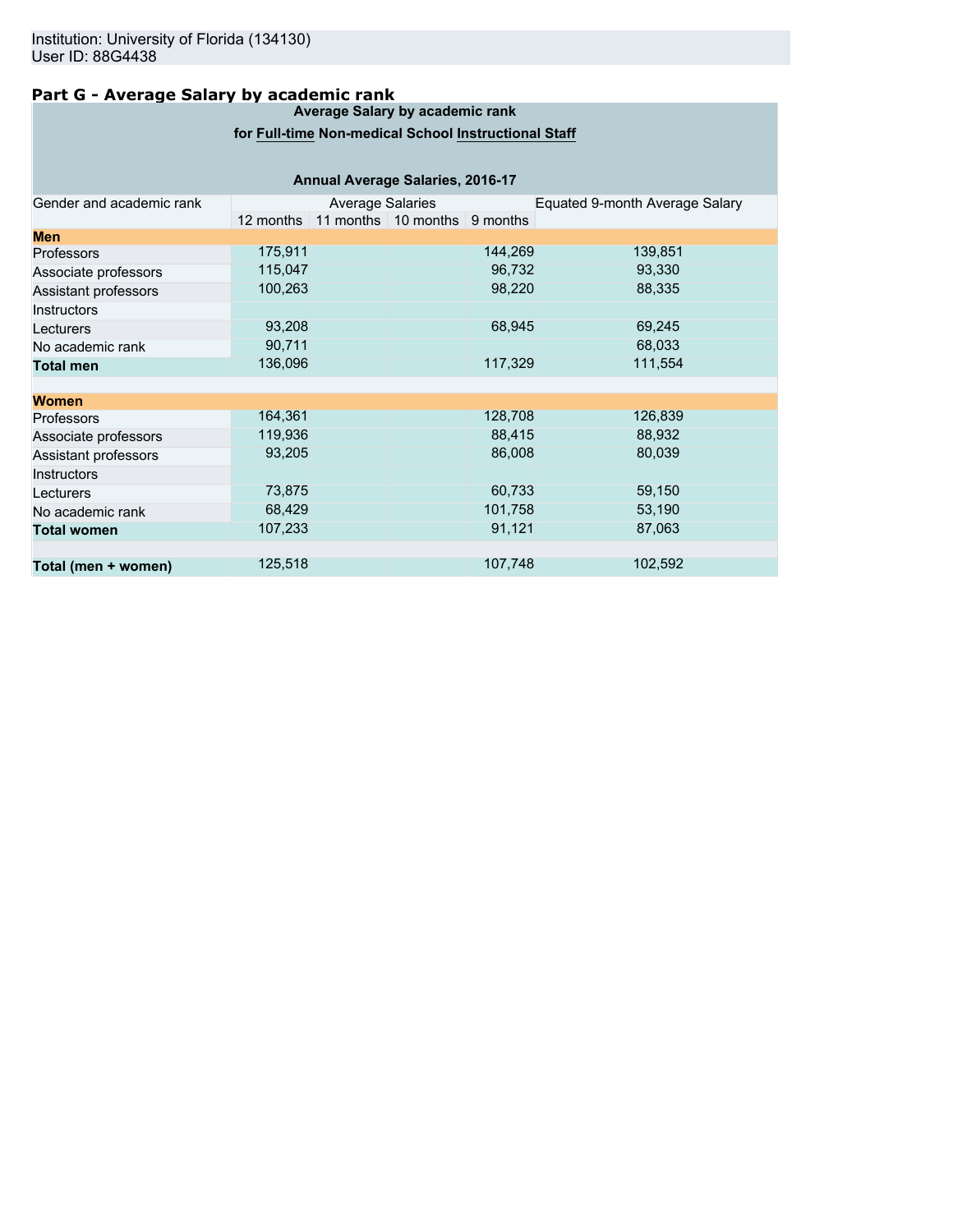Institution: University of Florida (134130)
User ID: 88G4438

## Part G - Average Salary by academic rank

| Average Salary by academic rank for Full-time Non-medical School Instructional Staff | | | | | |
|---|---|---|---|---|---|
| **Annual Average Salaries, 2016-17** | | | | | |
| Gender and academic rank | Average Salaries | | | | Equated 9-month Average Salary |
| | 12 months | 11 months | 10 months | 9 months | |
| **Men** | | | | | |
| Professors | 175,911 | | | 144,269 | 139,851 |
| Associate professors | 115,047 | | | 96,732 | 93,330 |
| Assistant professors | 100,263 | | | 98,220 | 88,335 |
| Instructors | | | | | |
| Lecturers | 93,208 | | | 68,945 | 69,245 |
| No academic rank | 90,711 | | | | 68,033 |
| **Total men** | 136,096 | | | 117,329 | 111,554 |
| | | | | | |
| **Women** | | | | | |
| Professors | 164,361 | | | 128,708 | 126,839 |
| Associate professors | 119,936 | | | 88,415 | 88,932 |
| Assistant professors | 93,205 | | | 86,008 | 80,039 |
| Instructors | | | | | |
| Lecturers | 73,875 | | | 60,733 | 59,150 |
| No academic rank | 68,429 | | | 101,758 | 53,190 |
| **Total women** | 107,233 | | | 91,121 | 87,063 |
| | | | | | |
| **Total (men + women)** | 125,518 | | | 107,748 | 102,592 |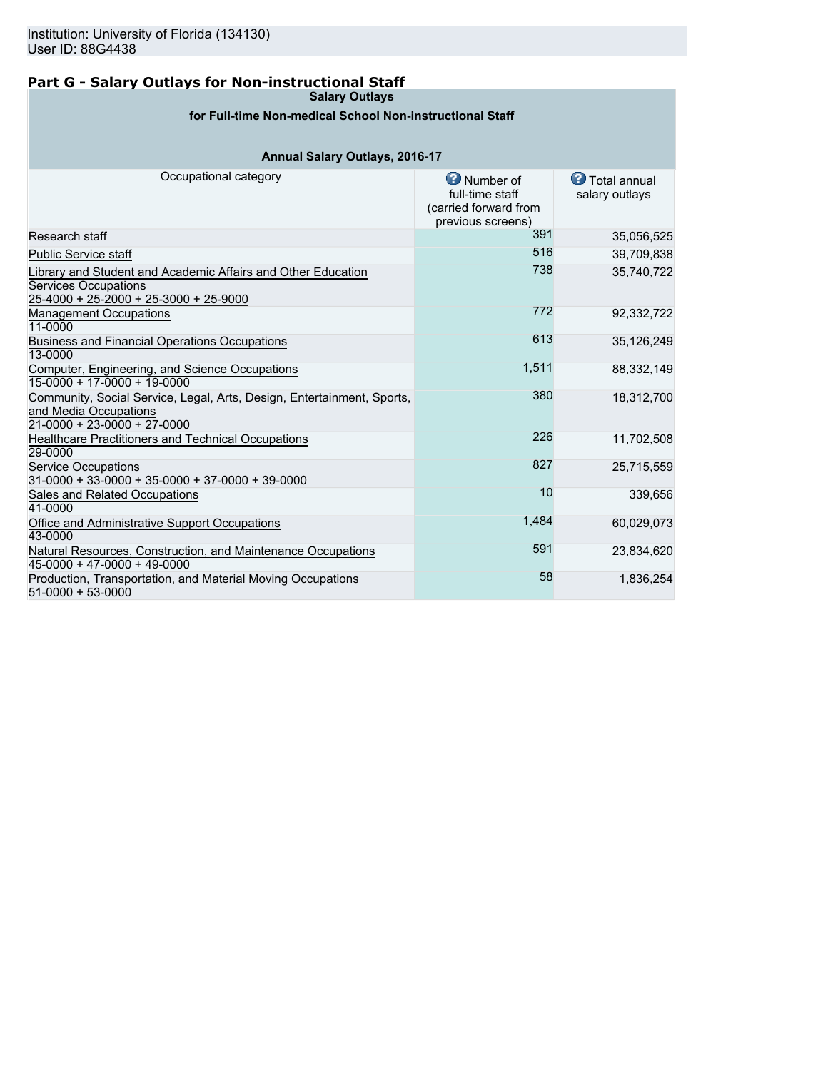Institution: University of Florida (134130)
User ID: 88G4438

## Part G - Salary Outlays for Non-instructional Staff

**Salary Outlays**

**for Full-time Non-medical School Non-instructional Staff**

**Annual Salary Outlays, 2016-17**

| Occupational category | Number of full-time staff (carried forward from previous screens) | Total annual salary outlays |
|---|---|---|
| Research staff | 391 | 35,056,525 |
| Public Service staff | 516 | 39,709,838 |
| Library and Student and Academic Affairs and Other Education Services Occupations 25-4000 + 25-2000 + 25-3000 + 25-9000 | 738 | 35,740,722 |
| Management Occupations 11-0000 | 772 | 92,332,722 |
| Business and Financial Operations Occupations 13-0000 | 613 | 35,126,249 |
| Computer, Engineering, and Science Occupations 15-0000 + 17-0000 + 19-0000 | 1,511 | 88,332,149 |
| Community, Social Service, Legal, Arts, Design, Entertainment, Sports, and Media Occupations 21-0000 + 23-0000 + 27-0000 | 380 | 18,312,700 |
| Healthcare Practitioners and Technical Occupations 29-0000 | 226 | 11,702,508 |
| Service Occupations 31-0000 + 33-0000 + 35-0000 + 37-0000 + 39-0000 | 827 | 25,715,559 |
| Sales and Related Occupations 41-0000 | 10 | 339,656 |
| Office and Administrative Support Occupations 43-0000 | 1,484 | 60,029,073 |
| Natural Resources, Construction, and Maintenance Occupations 45-0000 + 47-0000 + 49-0000 | 591 | 23,834,620 |
| Production, Transportation, and Material Moving Occupations 51-0000 + 53-0000 | 58 | 1,836,254 |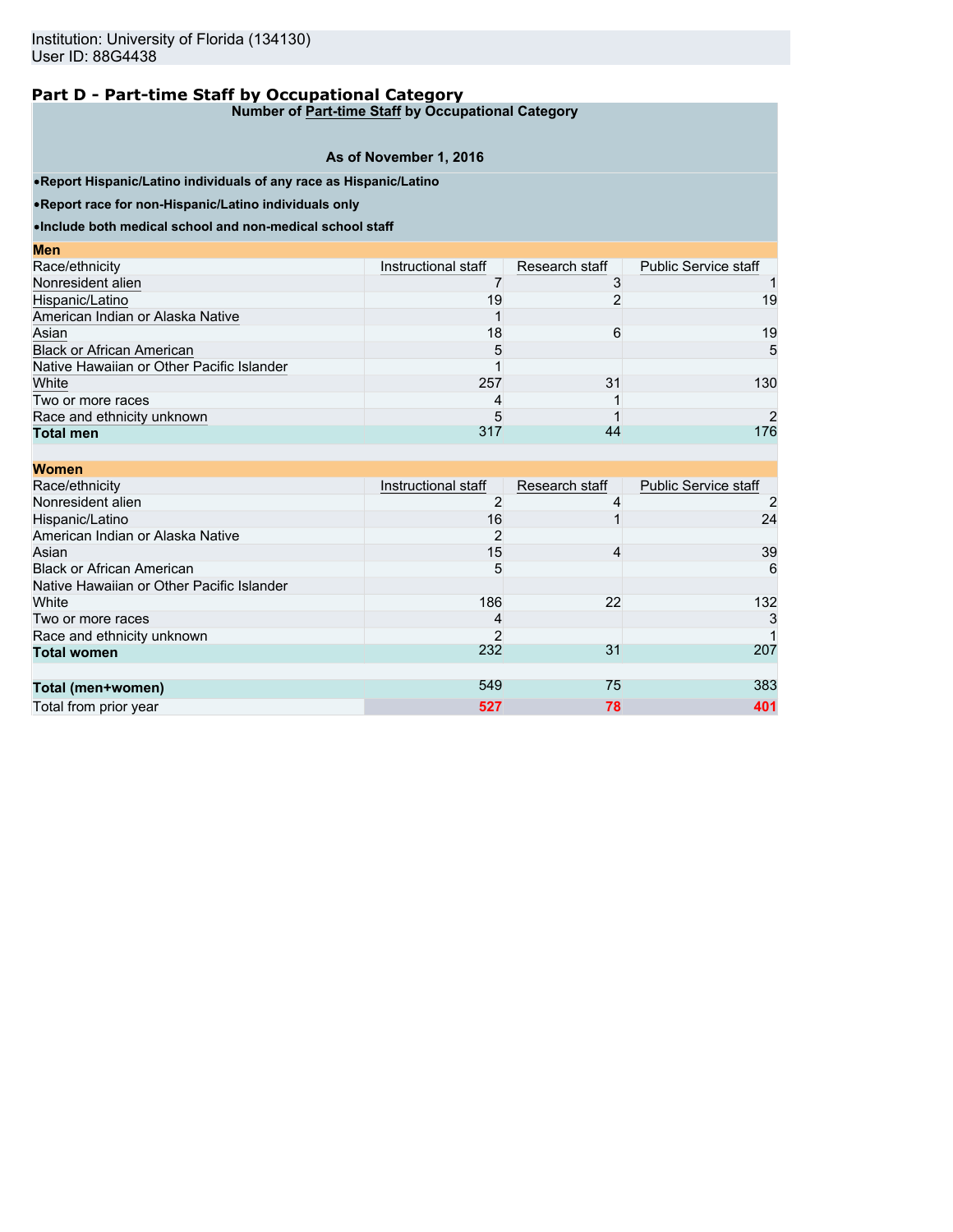Institution: University of Florida (134130)
User ID: 88G4438

## Part D - Part-time Staff by Occupational Category

**Number of Part-time Staff by Occupational Category**

**As of November 1, 2016**

- **Report Hispanic/Latino individuals of any race as Hispanic/Latino**
- **Report race for non-Hispanic/Latino individuals only**
- **Include both medical school and non-medical school staff**

**Men**

| Race/ethnicity | Instructional staff | Research staff | Public Service staff |
|---|---|---|---|
| Nonresident alien | 7 | 3 | 1 |
| Hispanic/Latino | 19 | 2 | 19 |
| American Indian or Alaska Native | 1 | | |
| Asian | 18 | 6 | 19 |
| Black or African American | 5 | | 5 |
| Native Hawaiian or Other Pacific Islander | 1 | | |
| White | 257 | 31 | 130 |
| Two or more races | 4 | 1 | |
| Race and ethnicity unknown | 5 | 1 | 2 |
| **Total men** | 317 | 44 | 176 |

**Women**

| Race/ethnicity | Instructional staff | Research staff | Public Service staff |
|---|---|---|---|
| Nonresident alien | 2 | 4 | 2 |
| Hispanic/Latino | 16 | 1 | 24 |
| American Indian or Alaska Native | 2 | | |
| Asian | 15 | 4 | 39 |
| Black or African American | 5 | | 6 |
| Native Hawaiian or Other Pacific Islander | | | |
| White | 186 | 22 | 132 |
| Two or more races | 4 | | 3 |
| Race and ethnicity unknown | 2 | | 1 |
| **Total women** | 232 | 31 | 207 |
| | | | |
| **Total (men+women)** | 549 | 75 | 383 |
| Total from prior year | 527 | 78 | 401 |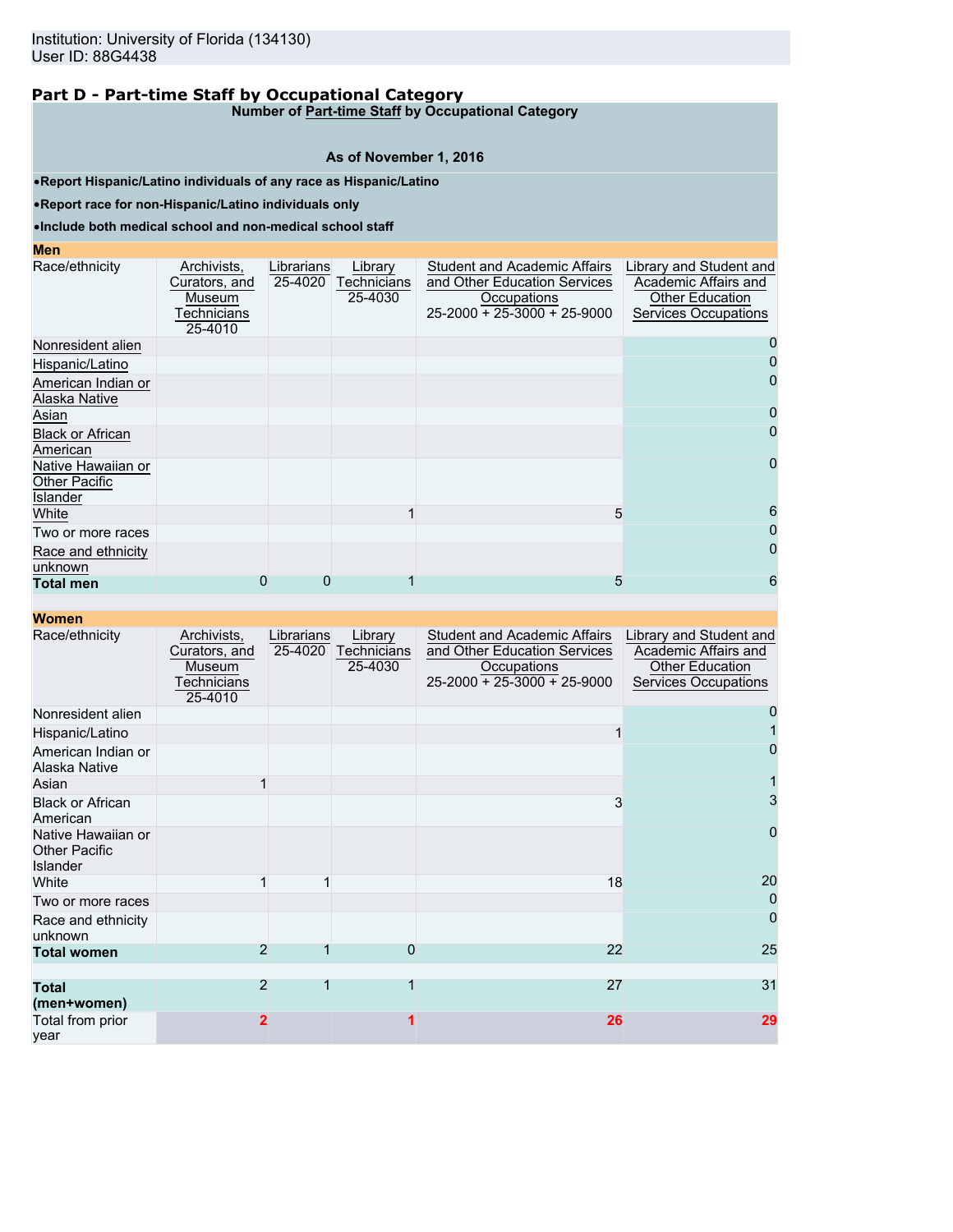Institution: University of Florida (134130)
User ID: 88G4438

## Part D - Part-time Staff by Occupational Category

**Number of Part-time Staff by Occupational Category**

**As of November 1, 2016**

- **Report Hispanic/Latino individuals of any race as Hispanic/Latino**
- **Report race for non-Hispanic/Latino individuals only**
- **Include both medical school and non-medical school staff**

**Men**

| Race/ethnicity | Archivists, Curators, and Museum Technicians 25-4010 | Librarians 25-4020 | Library Technicians 25-4030 | Student and Academic Affairs and Other Education Services Occupations 25-2000 + 25-3000 + 25-9000 | Library and Student and Academic Affairs and Other Education Services Occupations |
|---|---|---|---|---|---|
| Nonresident alien | | | | | 0 |
| Hispanic/Latino | | | | | 0 |
| American Indian or Alaska Native | | | | | 0 |
| Asian | | | | | 0 |
| Black or African American | | | | | 0 |
| Native Hawaiian or Other Pacific Islander | | | | | 0 |
| White | | | 1 | 5 | 6 |
| Two or more races | | | | | 0 |
| Race and ethnicity unknown | | | | | 0 |
| **Total men** | 0 | 0 | 1 | 5 | 6 |

**Women**

| Race/ethnicity | Archivists, Curators, and Museum Technicians 25-4010 | Librarians 25-4020 | Library Technicians 25-4030 | Student and Academic Affairs and Other Education Services Occupations 25-2000 + 25-3000 + 25-9000 | Library and Student and Academic Affairs and Other Education Services Occupations |
|---|---|---|---|---|---|
| Nonresident alien | | | | | 0 |
| Hispanic/Latino | | | | 1 | 1 |
| American Indian or Alaska Native | | | | | 0 |
| Asian | 1 | | | | 1 |
| Black or African American | | | | 3 | 3 |
| Native Hawaiian or Other Pacific Islander | | | | | 0 |
| White | 1 | 1 | | 18 | 20 |
| Two or more races | | | | | 0 |
| Race and ethnicity unknown | | | | | 0 |
| **Total women** | 2 | 1 | 0 | 22 | 25 |
| | | | | | |
| **Total (men+women)** | 2 | 1 | 1 | 27 | 31 |
| Total from prior year | 2 | | 1 | 26 | 29 |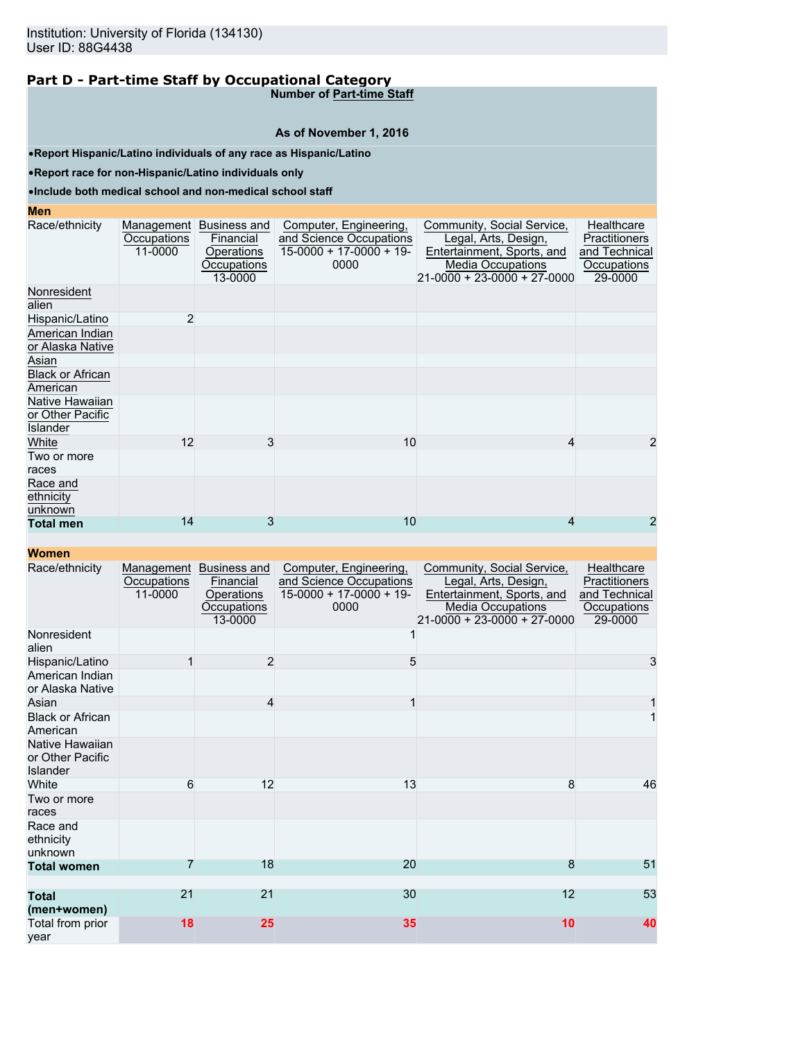Institution: University of Florida (134130)
User ID: 88G4438

## Part D - Part-time Staff by Occupational Category

**Number of Part-time Staff**

**As of November 1, 2016**

- **Report Hispanic/Latino individuals of any race as Hispanic/Latino**
- **Report race for non-Hispanic/Latino individuals only**
- **Include both medical school and non-medical school staff**

**Men**

| Race/ethnicity | Management Occupations 11-0000 | Business and Financial Operations Occupations 13-0000 | Computer, Engineering, and Science Occupations 15-0000 + 17-0000 + 19-0000 | Community, Social Service, Legal, Arts, Design, Entertainment, Sports, and Media Occupations 21-0000 + 23-0000 + 27-0000 | Healthcare Practitioners and Technical Occupations 29-0000 |
|---|---|---|---|---|---|
| Nonresident alien | | | | | |
| Hispanic/Latino | 2 | | | | |
| American Indian or Alaska Native | | | | | |
| Asian | | | | | |
| Black or African American | | | | | |
| Native Hawaiian or Other Pacific Islander | | | | | |
| White | 12 | 3 | 10 | 4 | 2 |
| Two or more races | | | | | |
| Race and ethnicity unknown | | | | | |
| **Total men** | 14 | 3 | 10 | 4 | 2 |

**Women**

| Race/ethnicity | Management Occupations 11-0000 | Business and Financial Operations Occupations 13-0000 | Computer, Engineering, and Science Occupations 15-0000 + 17-0000 + 19-0000 | Community, Social Service, Legal, Arts, Design, Entertainment, Sports, and Media Occupations 21-0000 + 23-0000 + 27-0000 | Healthcare Practitioners and Technical Occupations 29-0000 |
|---|---|---|---|---|---|
| Nonresident alien | | | 1 | | |
| Hispanic/Latino | 1 | 2 | 5 | | 3 |
| American Indian or Alaska Native | | | | | |
| Asian | | 4 | 1 | | 1 |
| Black or African American | | | | | 1 |
| Native Hawaiian or Other Pacific Islander | | | | | |
| White | 6 | 12 | 13 | 8 | 46 |
| Two or more races | | | | | |
| Race and ethnicity unknown | | | | | |
| **Total women** | 7 | 18 | 20 | 8 | 51 |
| | | | | | |
| **Total (men+women)** | 21 | 21 | 30 | 12 | 53 |
| Total from prior year | **18** | **25** | **35** | **10** | **40** |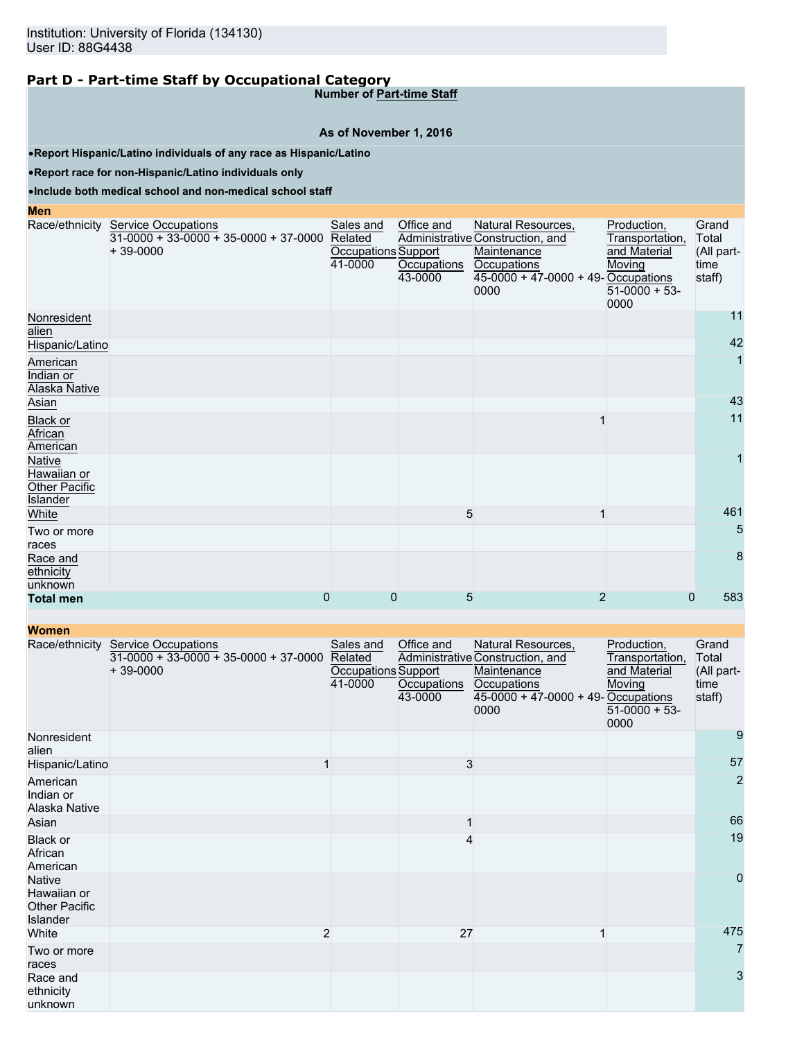## Part D - Part-time Staff by Occupational Category

**Number of Part-time Staff**

**As of November 1, 2016**

- **Report Hispanic/Latino individuals of any race as Hispanic/Latino**
- **Report race for non-Hispanic/Latino individuals only**
- **Include both medical school and non-medical school staff**

**Men**

| Race/ethnicity | Service Occupations 31-0000 + 33-0000 + 35-0000 + 37-0000 + 39-0000 | Sales and Related Occupations 41-0000 | Office and Administrative Support Occupations 43-0000 | Natural Resources, Construction, and Maintenance Occupations 45-0000 + 47-0000 + 49-0000 | Production, Transportation, and Material Moving Occupations 51-0000 + 53-0000 | Grand Total (All part-time staff) |
|---|---|---|---|---|---|---|
| Nonresident alien | | | | | | 11 |
| Hispanic/Latino | | | | | | 42 |
| American Indian or Alaska Native | | | | | | 1 |
| Asian | | | | | | 43 |
| Black or African American | | | | 1 | | 11 |
| Native Hawaiian or Other Pacific Islander | | | | | | 1 |
| White | | | 5 | 1 | | 461 |
| Two or more races | | | | | | 5 |
| Race and ethnicity unknown | | | | | | 8 |
| **Total men** | 0 | 0 | 5 | 2 | 0 | 583 |

**Women**

| Race/ethnicity | Service Occupations 31-0000 + 33-0000 + 35-0000 + 37-0000 + 39-0000 | Sales and Related Occupations 41-0000 | Office and Administrative Support Occupations 43-0000 | Natural Resources, Construction, and Maintenance Occupations 45-0000 + 47-0000 + 49-0000 | Production, Transportation, and Material Moving Occupations 51-0000 + 53-0000 | Grand Total (All part-time staff) |
|---|---|---|---|---|---|---|
| Nonresident alien | | | | | | 9 |
| Hispanic/Latino | 1 | | 3 | | | 57 |
| American Indian or Alaska Native | | | | | | 2 |
| Asian | | | 1 | | | 66 |
| Black or African American | | | 4 | | | 19 |
| Native Hawaiian or Other Pacific Islander | | | | | | 0 |
| White | 2 | | 27 | 1 | | 475 |
| Two or more races | | | | | | 7 |
| Race and ethnicity unknown | | | | | | 3 |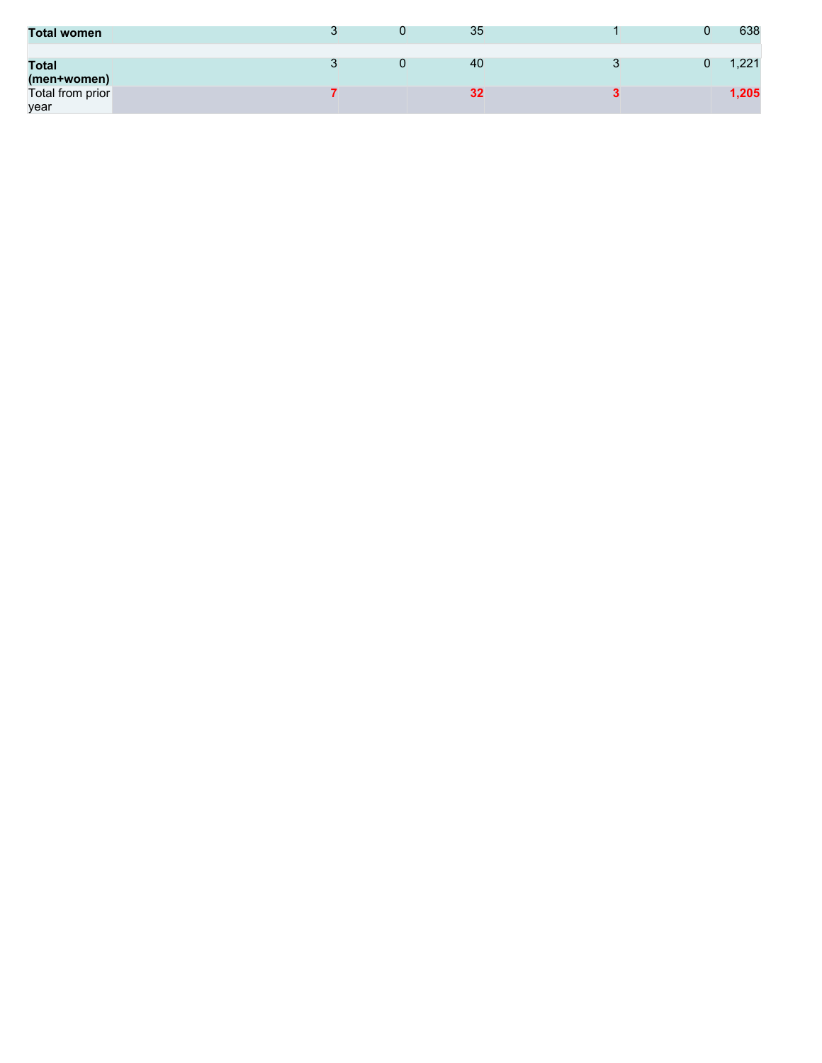| | | | | | | |
|---|---|---|---|---|---|---|
| **Total women** | 3 | 0 | 35 | 1 | 0 | 638 |
| | | | | | | |
| **Total (men+women)** | 3 | 0 | 40 | 3 | 0 | 1,221 |
| Total from prior year | **7** | | **32** | **3** | | **1,205** |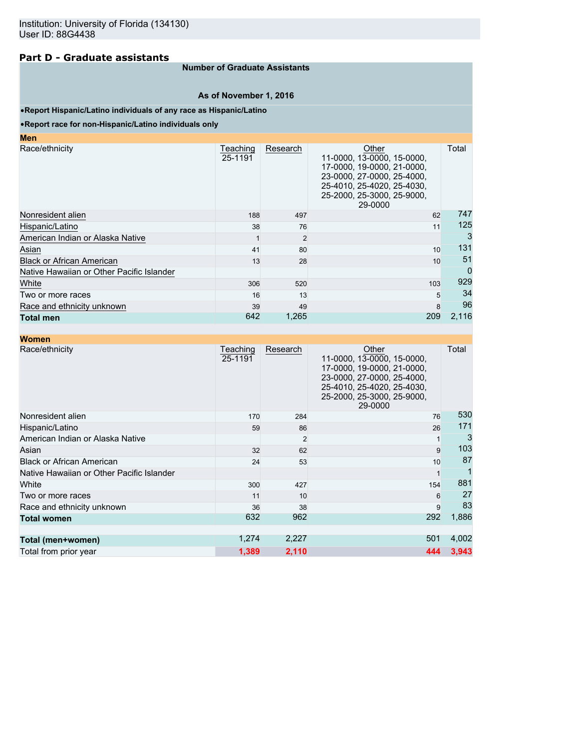Institution: University of Florida (134130)
User ID: 88G4438

## Part D - Graduate assistants

**Number of Graduate Assistants**

**As of November 1, 2016**

- **Report Hispanic/Latino individuals of any race as Hispanic/Latino**
- **Report race for non-Hispanic/Latino individuals only**

**Men**

| Race/ethnicity | Teaching 25-1191 | Research | Other 11-0000, 13-0000, 15-0000, 17-0000, 19-0000, 21-0000, 23-0000, 27-0000, 25-4000, 25-4010, 25-4020, 25-4030, 25-2000, 25-3000, 25-9000, 29-0000 | Total |
|---|---|---|---|---|
| Nonresident alien | 188 | 497 | 62 | 747 |
| Hispanic/Latino | 38 | 76 | 11 | 125 |
| American Indian or Alaska Native | 1 | 2 | | 3 |
| Asian | 41 | 80 | 10 | 131 |
| Black or African American | 13 | 28 | 10 | 51 |
| Native Hawaiian or Other Pacific Islander | | | | 0 |
| White | 306 | 520 | 103 | 929 |
| Two or more races | 16 | 13 | 5 | 34 |
| Race and ethnicity unknown | 39 | 49 | 8 | 96 |
| **Total men** | 642 | 1,265 | 209 | 2,116 |

**Women**

| Race/ethnicity | Teaching 25-1191 | Research | Other 11-0000, 13-0000, 15-0000, 17-0000, 19-0000, 21-0000, 23-0000, 27-0000, 25-4000, 25-4010, 25-4020, 25-4030, 25-2000, 25-3000, 25-9000, 29-0000 | Total |
|---|---|---|---|---|
| Nonresident alien | 170 | 284 | 76 | 530 |
| Hispanic/Latino | 59 | 86 | 26 | 171 |
| American Indian or Alaska Native | | 2 | 1 | 3 |
| Asian | 32 | 62 | 9 | 103 |
| Black or African American | 24 | 53 | 10 | 87 |
| Native Hawaiian or Other Pacific Islander | | | 1 | 1 |
| White | 300 | 427 | 154 | 881 |
| Two or more races | 11 | 10 | 6 | 27 |
| Race and ethnicity unknown | 36 | 38 | 9 | 83 |
| **Total women** | 632 | 962 | 292 | 1,886 |
| | | | | |
| **Total (men+women)** | 1,274 | 2,227 | 501 | 4,002 |
| Total from prior year | 1,389 | 2,110 | 444 | 3,943 |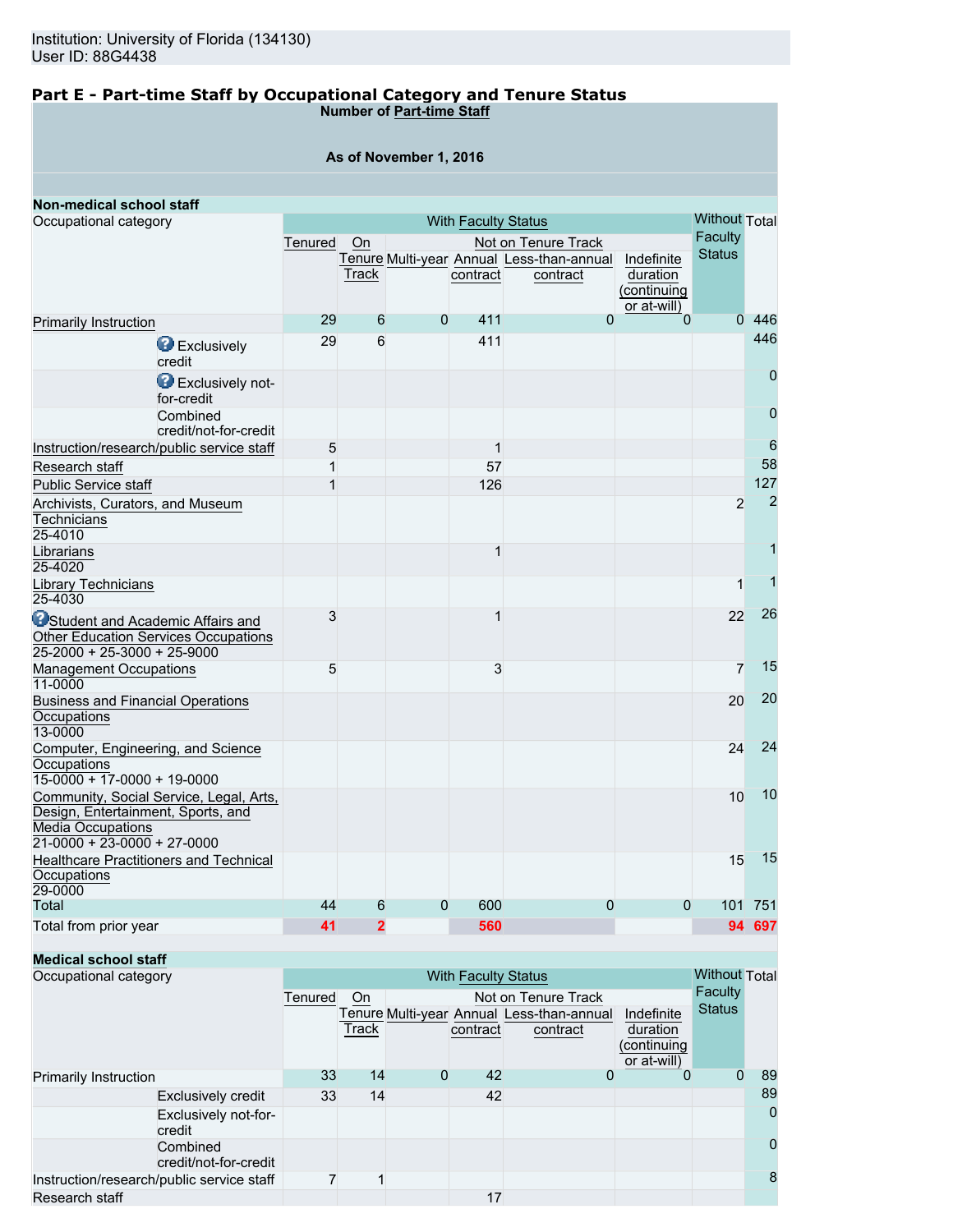Institution: University of Florida (134130)
User ID: 88G4438

## Part E - Part-time Staff by Occupational Category and Tenure Status

Number of Part-time Staff

As of November 1, 2016

### Non-medical school staff

| Occupational category | | With Faculty Status | | | | | | Without Faculty Status | Total |
|---|---|---|---|---|---|---|---|---|---|
| | | Tenured | On Tenure Track | Not on Tenure Track | | | | | |
| | | | | Multi-year | Annual contract | Less-than-annual contract | Indefinite duration (continuing or at-will) | | |
| Primarily Instruction | | 29 | 6 | 0 | 411 | 0 | 0 | 0 | 446 |
| | Exclusively credit | 29 | 6 | | 411 | | | | 446 |
| | Exclusively not-for-credit | | | | | | | | 0 |
| | Combined credit/not-for-credit | | | | | | | | 0 |
| Instruction/research/public service staff | | 5 | | | 1 | | | | 6 |
| Research staff | | 1 | | | 57 | | | | 58 |
| Public Service staff | | 1 | | | 126 | | | | 127 |
| Archivists, Curators, and Museum Technicians 25-4010 | | | | | | | | 2 | 2 |
| Librarians 25-4020 | | | | | 1 | | | | 1 |
| Library Technicians 25-4030 | | | | | | | | 1 | 1 |
| Student and Academic Affairs and Other Education Services Occupations 25-2000 + 25-3000 + 25-9000 | | 3 | | | 1 | | | 22 | 26 |
| Management Occupations 11-0000 | | 5 | | | 3 | | | 7 | 15 |
| Business and Financial Operations Occupations 13-0000 | | | | | | | | 20 | 20 |
| Computer, Engineering, and Science Occupations 15-0000 + 17-0000 + 19-0000 | | | | | | | | 24 | 24 |
| Community, Social Service, Legal, Arts, Design, Entertainment, Sports, and Media Occupations 21-0000 + 23-0000 + 27-0000 | | | | | | | | 10 | 10 |
| Healthcare Practitioners and Technical Occupations 29-0000 | | | | | | | | 15 | 15 |
| Total | | 44 | 6 | 0 | 600 | 0 | 0 | 101 | 751 |
| Total from prior year | | 41 | 2 | | 560 | | | 94 | 697 |

### Medical school staff

| Occupational category | | With Faculty Status | | | | | | Without Faculty Status | Total |
|---|---|---|---|---|---|---|---|---|---|
| | | Tenured | On Tenure Track | Not on Tenure Track | | | | | |
| | | | | Multi-year | Annual contract | Less-than-annual contract | Indefinite duration (continuing or at-will) | | |
| Primarily Instruction | | 33 | 14 | 0 | 42 | 0 | 0 | 0 | 89 |
| | Exclusively credit | 33 | 14 | | 42 | | | | 89 |
| | Exclusively not-for-credit | | | | | | | | 0 |
| | Combined credit/not-for-credit | | | | | | | | 0 |
| Instruction/research/public service staff | | 7 | 1 | | | | | | 8 |
| Research staff | | | | | 17 | | | | |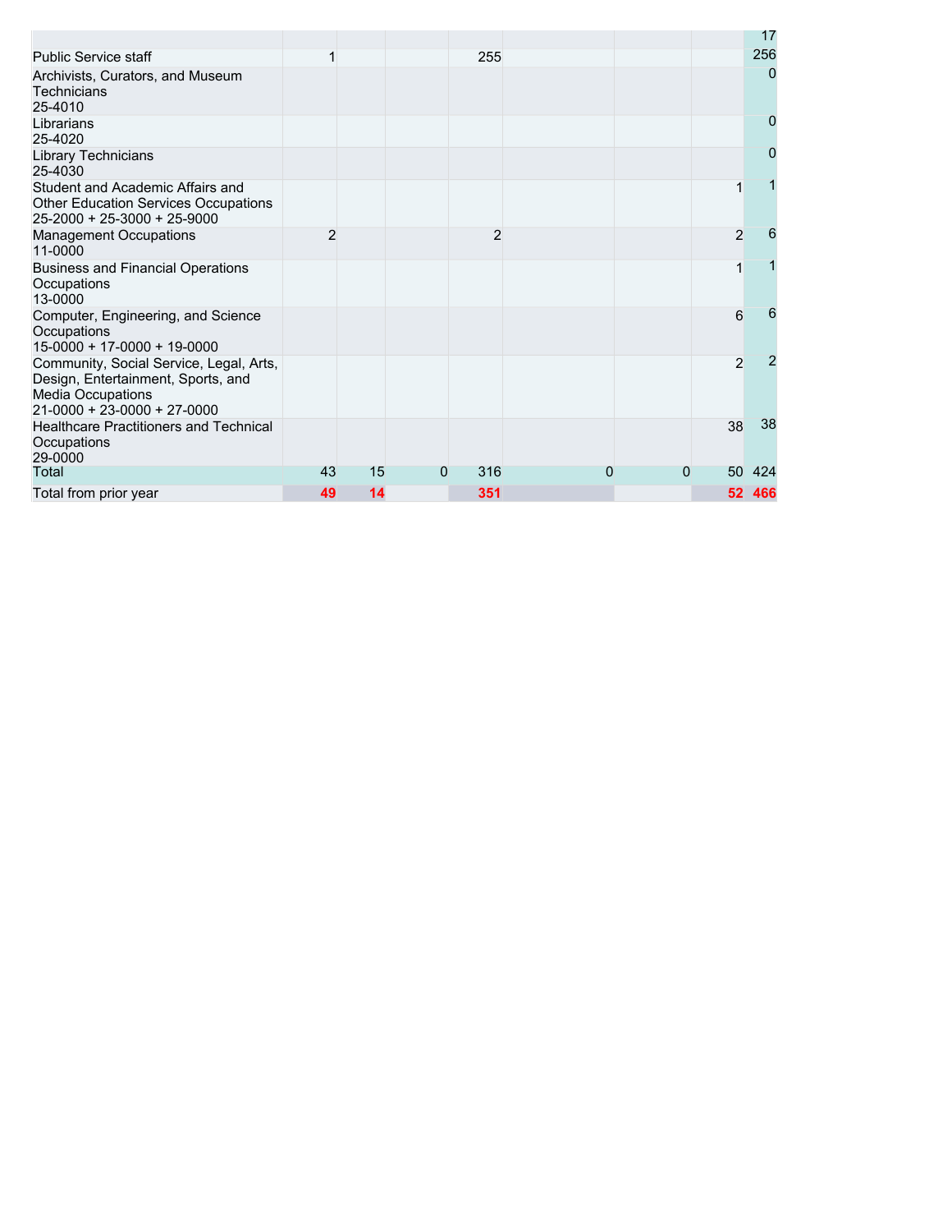| | | | | | | | | |
|---|---|---|---|---|---|---|---|---|
| | | | | | | | | 17 |
| Public Service staff | 1 | | | 255 | | | | 256 |
| Archivists, Curators, and Museum Technicians 25-4010 | | | | | | | | 0 |
| Librarians 25-4020 | | | | | | | | 0 |
| Library Technicians 25-4030 | | | | | | | | 0 |
| Student and Academic Affairs and Other Education Services Occupations 25-2000 + 25-3000 + 25-9000 | | | | | | | 1 | 1 |
| Management Occupations 11-0000 | 2 | | | 2 | | | 2 | 6 |
| Business and Financial Operations Occupations 13-0000 | | | | | | | 1 | 1 |
| Computer, Engineering, and Science Occupations 15-0000 + 17-0000 + 19-0000 | | | | | | | 6 | 6 |
| Community, Social Service, Legal, Arts, Design, Entertainment, Sports, and Media Occupations 21-0000 + 23-0000 + 27-0000 | | | | | | | 2 | 2 |
| Healthcare Practitioners and Technical Occupations 29-0000 | | | | | | | 38 | 38 |
| Total | 43 | 15 | 0 | 316 | 0 | 0 | 50 | 424 |
| Total from prior year | **49** | **14** | | **351** | | | **52** | **466** |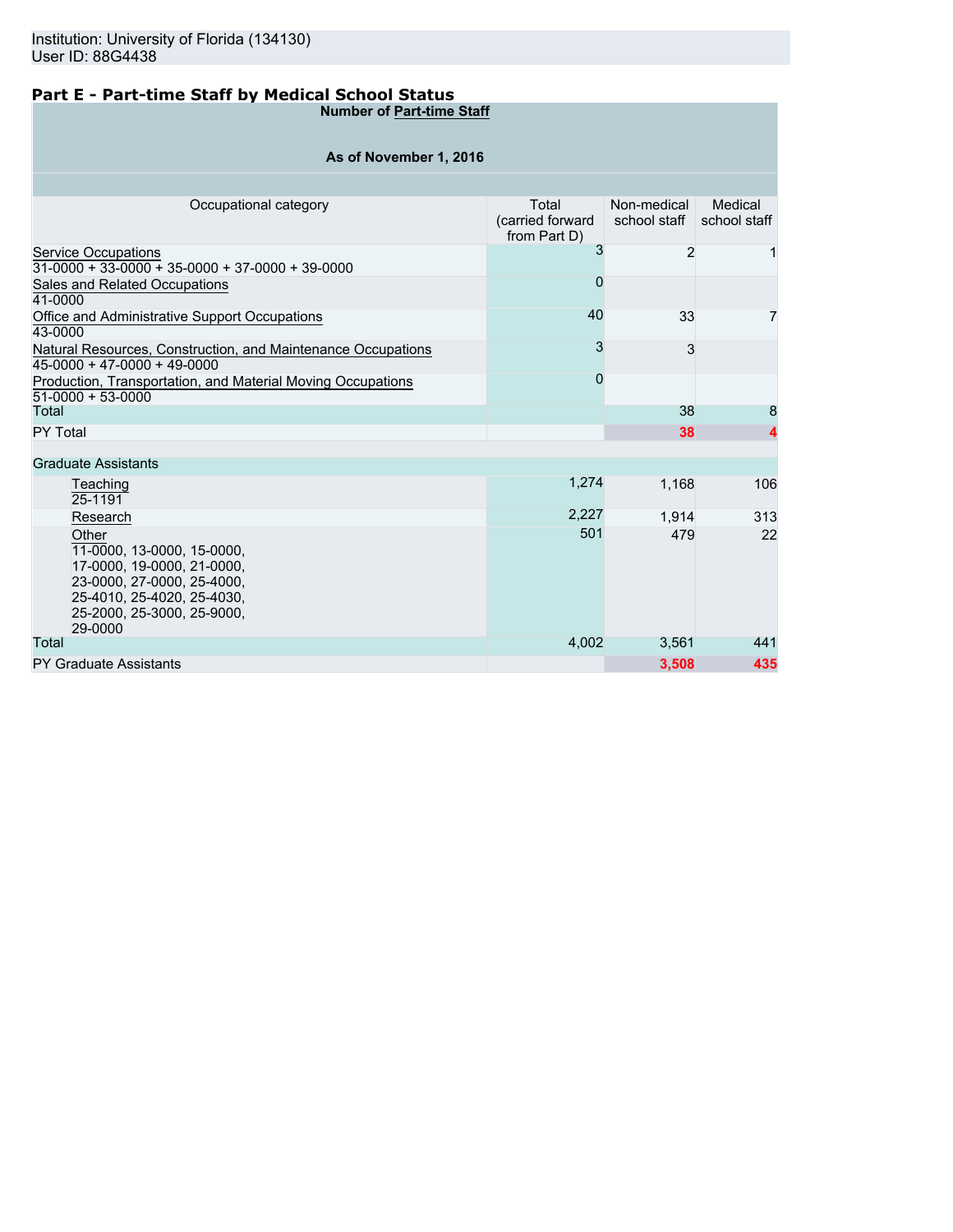Institution: University of Florida (134130)
User ID: 88G4438

## Part E - Part-time Staff by Medical School Status

**Number of Part-time Staff**

**As of November 1, 2016**

| Occupational category | Total (carried forward from Part D) | Non-medical school staff | Medical school staff |
|---|---|---|---|
| Service Occupations 31-0000 + 33-0000 + 35-0000 + 37-0000 + 39-0000 | 3 | 2 | 1 |
| Sales and Related Occupations 41-0000 | 0 | | |
| Office and Administrative Support Occupations 43-0000 | 40 | 33 | 7 |
| Natural Resources, Construction, and Maintenance Occupations 45-0000 + 47-0000 + 49-0000 | 3 | 3 | |
| Production, Transportation, and Material Moving Occupations 51-0000 + 53-0000 | 0 | | |
| Total | | 38 | 8 |
| PY Total | | 38 | 4 |
| Graduate Assistants | | | |
| Teaching 25-1191 | 1,274 | 1,168 | 106 |
| Research | 2,227 | 1,914 | 313 |
| Other 11-0000, 13-0000, 15-0000, 17-0000, 19-0000, 21-0000, 23-0000, 27-0000, 25-4000, 25-4010, 25-4020, 25-4030, 25-2000, 25-3000, 25-9000, 29-0000 | 501 | 479 | 22 |
| Total | 4,002 | 3,561 | 441 |
| PY Graduate Assistants | | 3,508 | 435 |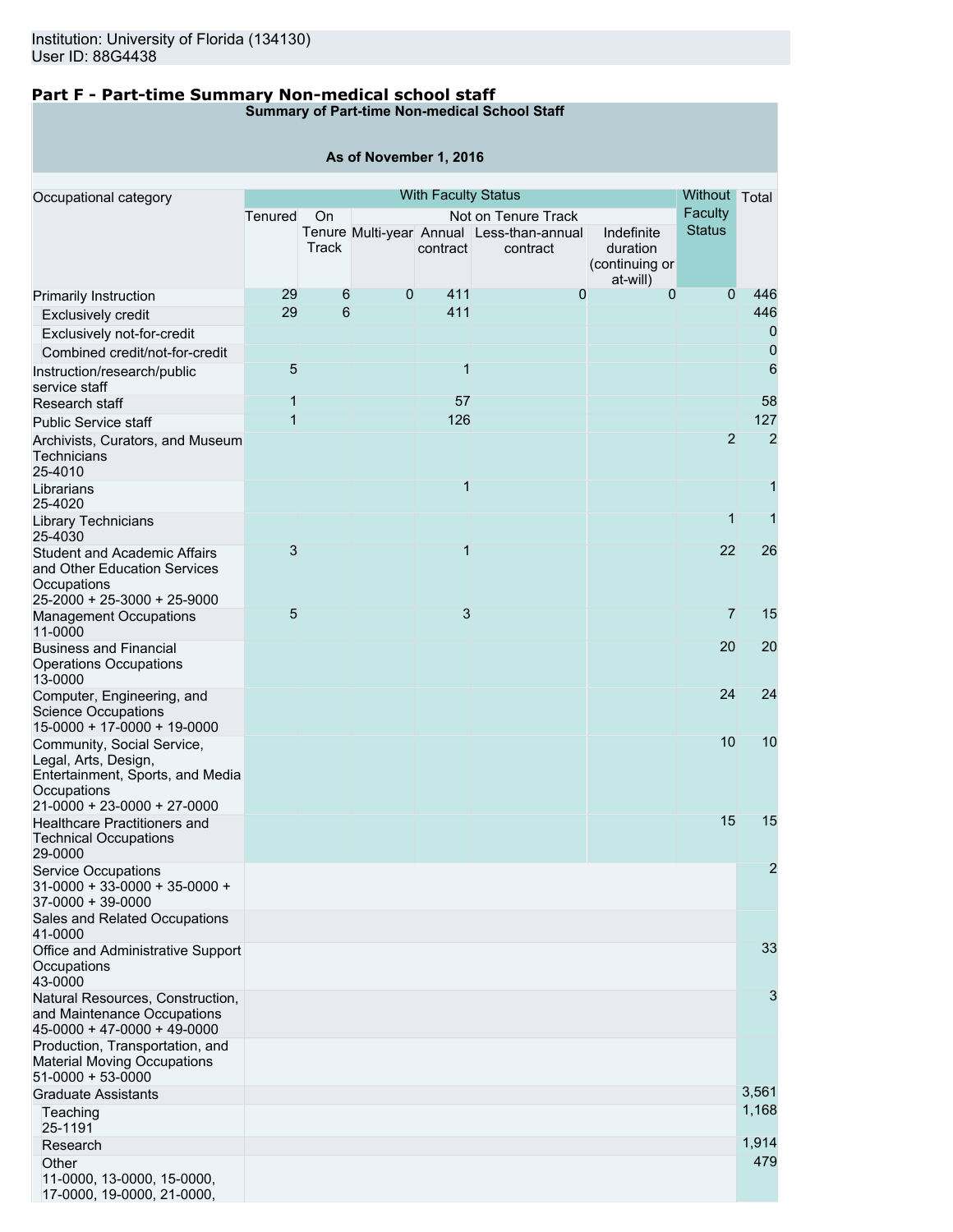Institution: University of Florida (134130)
User ID: 88G4438

## Part F - Part-time Summary Non-medical school staff

**Summary of Part-time Non-medical School Staff**

**As of November 1, 2016**

| Occupational category | With Faculty Status | | | | | | Without Faculty Status | Total |
|---|---|---|---|---|---|---|---|---|
| | Tenured | On Tenure Track | Not on Tenure Track | | | | | |
| | | | Multi-year | Annual contract | Less-than-annual contract | Indefinite duration (continuing or at-will) | | |
| Primarily Instruction | 29 | 6 | 0 | 411 | 0 | 0 | 0 | 446 |
| Exclusively credit | 29 | 6 | | 411 | | | | 446 |
| Exclusively not-for-credit | | | | | | | | 0 |
| Combined credit/not-for-credit | | | | | | | | 0 |
| Instruction/research/public service staff | 5 | | | 1 | | | | 6 |
| Research staff | 1 | | | 57 | | | | 58 |
| Public Service staff | 1 | | | 126 | | | | 127 |
| Archivists, Curators, and Museum Technicians 25-4010 | | | | | | | 2 | 2 |
| Librarians 25-4020 | | | | 1 | | | | 1 |
| Library Technicians 25-4030 | | | | | | | 1 | 1 |
| Student and Academic Affairs and Other Education Services Occupations 25-2000 + 25-3000 + 25-9000 | 3 | | | 1 | | | 22 | 26 |
| Management Occupations 11-0000 | 5 | | | 3 | | | 7 | 15 |
| Business and Financial Operations Occupations 13-0000 | | | | | | | 20 | 20 |
| Computer, Engineering, and Science Occupations 15-0000 + 17-0000 + 19-0000 | | | | | | | 24 | 24 |
| Community, Social Service, Legal, Arts, Design, Entertainment, Sports, and Media Occupations 21-0000 + 23-0000 + 27-0000 | | | | | | | 10 | 10 |
| Healthcare Practitioners and Technical Occupations 29-0000 | | | | | | | 15 | 15 |
| Service Occupations 31-0000 + 33-0000 + 35-0000 + 37-0000 + 39-0000 | | | | | | | | 2 |
| Sales and Related Occupations 41-0000 | | | | | | | | |
| Office and Administrative Support Occupations 43-0000 | | | | | | | | 33 |
| Natural Resources, Construction, and Maintenance Occupations 45-0000 + 47-0000 + 49-0000 | | | | | | | | 3 |
| Production, Transportation, and Material Moving Occupations 51-0000 + 53-0000 | | | | | | | | |
| Graduate Assistants | | | | | | | | 3,561 |
| Teaching 25-1191 | | | | | | | | 1,168 |
| Research | | | | | | | | 1,914 |
| Other 11-0000, 13-0000, 15-0000, 17-0000, 19-0000, 21-0000, | | | | | | | | 479 |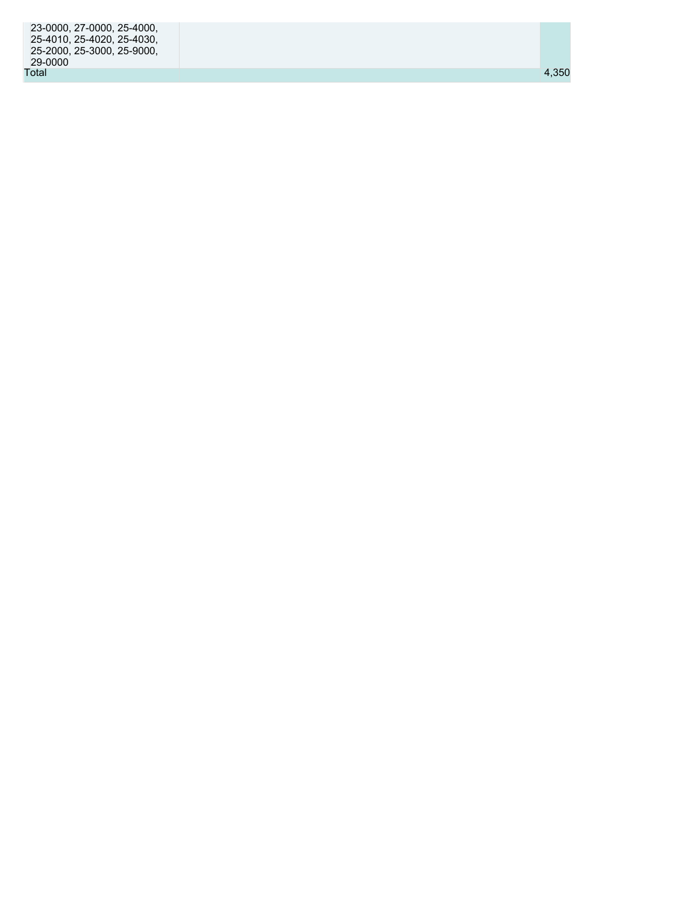| | | |
|---|---|---|
| 23-0000, 27-0000, 25-4000, 25-4010, 25-4020, 25-4030, 25-2000, 25-3000, 25-9000, 29-0000 | | |
| Total | | 4,350 |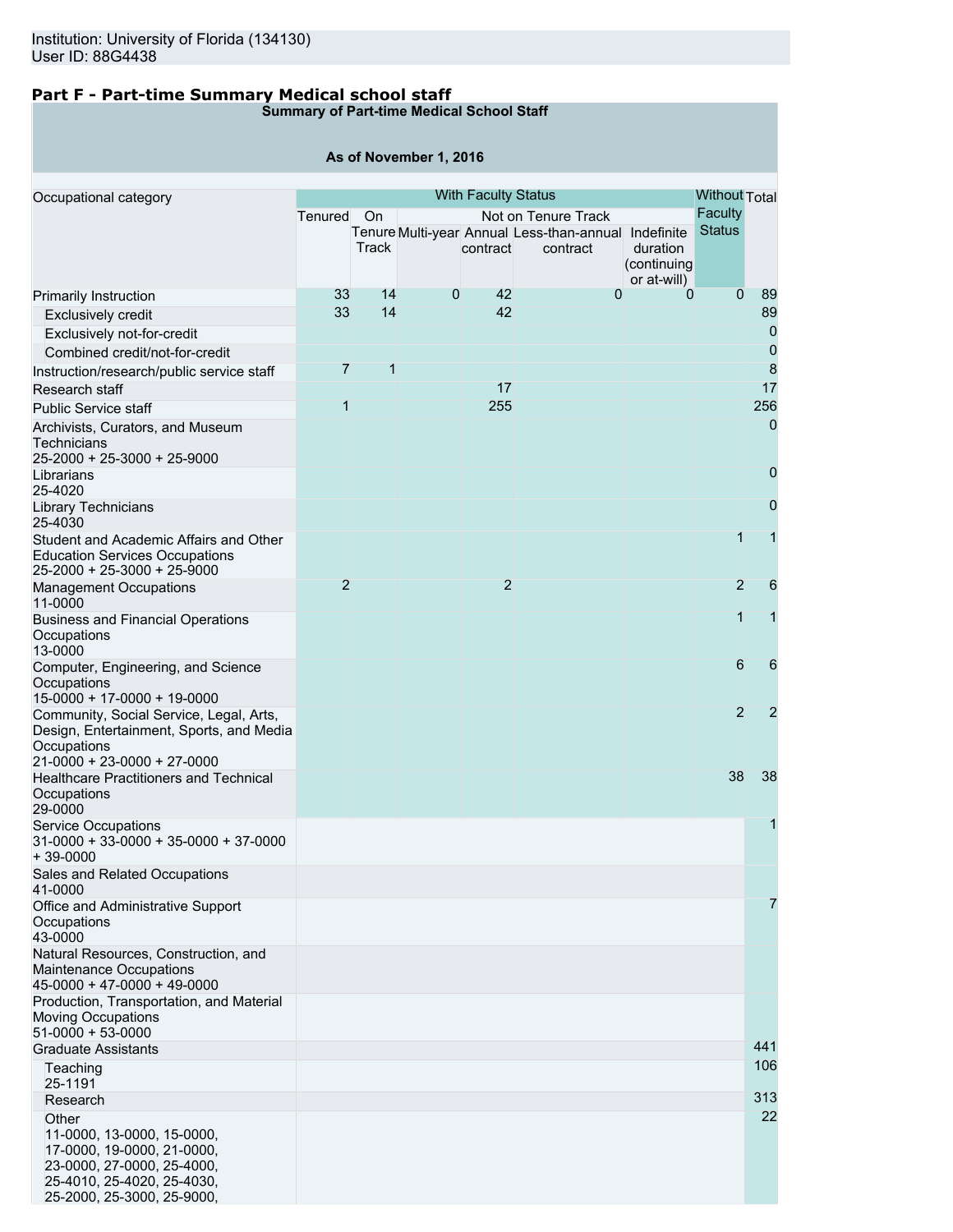Institution: University of Florida (134130)
User ID: 88G4438

## Part F - Part-time Summary Medical school staff

**Summary of Part-time Medical School Staff**

**As of November 1, 2016**

| Occupational category | With Faculty Status | | | | | | Without Faculty Status | Total |
|---|---|---|---|---|---|---|---|---|
| | Tenured | On Tenure Track | Not on Tenure Track | | | | | |
| | | | Multi-year | Annual contract | Less-than-annual contract | Indefinite duration (continuing or at-will) | | |
| Primarily Instruction | 33 | 14 | 0 | 42 | 0 | 0 | 0 | 89 |
| Exclusively credit | 33 | 14 | | 42 | | | | 89 |
| Exclusively not-for-credit | | | | | | | | 0 |
| Combined credit/not-for-credit | | | | | | | | 0 |
| Instruction/research/public service staff | 7 | 1 | | | | | | 8 |
| Research staff | | | | 17 | | | | 17 |
| Public Service staff | 1 | | | 255 | | | | 256 |
| Archivists, Curators, and Museum Technicians 25-2000 + 25-3000 + 25-9000 | | | | | | | | 0 |
| Librarians 25-4020 | | | | | | | | 0 |
| Library Technicians 25-4030 | | | | | | | | 0 |
| Student and Academic Affairs and Other Education Services Occupations 25-2000 + 25-3000 + 25-9000 | | | | | | | 1 | 1 |
| Management Occupations 11-0000 | 2 | | | 2 | | | 2 | 6 |
| Business and Financial Operations Occupations 13-0000 | | | | | | | 1 | 1 |
| Computer, Engineering, and Science Occupations 15-0000 + 17-0000 + 19-0000 | | | | | | | 6 | 6 |
| Community, Social Service, Legal, Arts, Design, Entertainment, Sports, and Media Occupations 21-0000 + 23-0000 + 27-0000 | | | | | | | 2 | 2 |
| Healthcare Practitioners and Technical Occupations 29-0000 | | | | | | | 38 | 38 |
| Service Occupations 31-0000 + 33-0000 + 35-0000 + 37-0000 + 39-0000 | | | | | | | | 1 |
| Sales and Related Occupations 41-0000 | | | | | | | | |
| Office and Administrative Support Occupations 43-0000 | | | | | | | | 7 |
| Natural Resources, Construction, and Maintenance Occupations 45-0000 + 47-0000 + 49-0000 | | | | | | | | |
| Production, Transportation, and Material Moving Occupations 51-0000 + 53-0000 | | | | | | | | |
| Graduate Assistants | | | | | | | | 441 |
| Teaching 25-1191 | | | | | | | | 106 |
| Research | | | | | | | | 313 |
| Other 11-0000, 13-0000, 15-0000, 17-0000, 19-0000, 21-0000, 23-0000, 27-0000, 25-4000, 25-4010, 25-4020, 25-4030, 25-2000, 25-3000, 25-9000, | | | | | | | | 22 |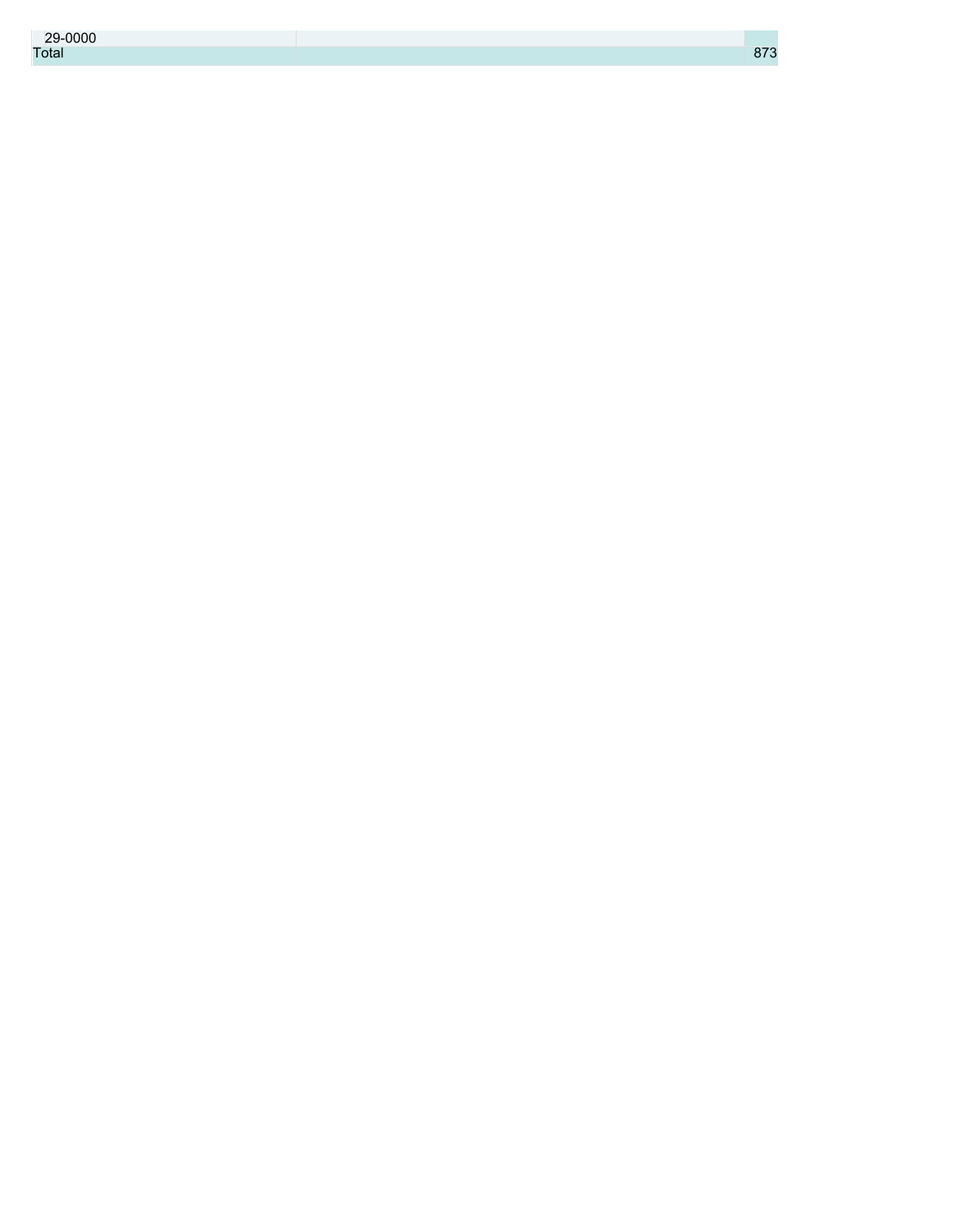| | | |
|---|---|---|
| 29-0000 | | |
| Total | | 873 |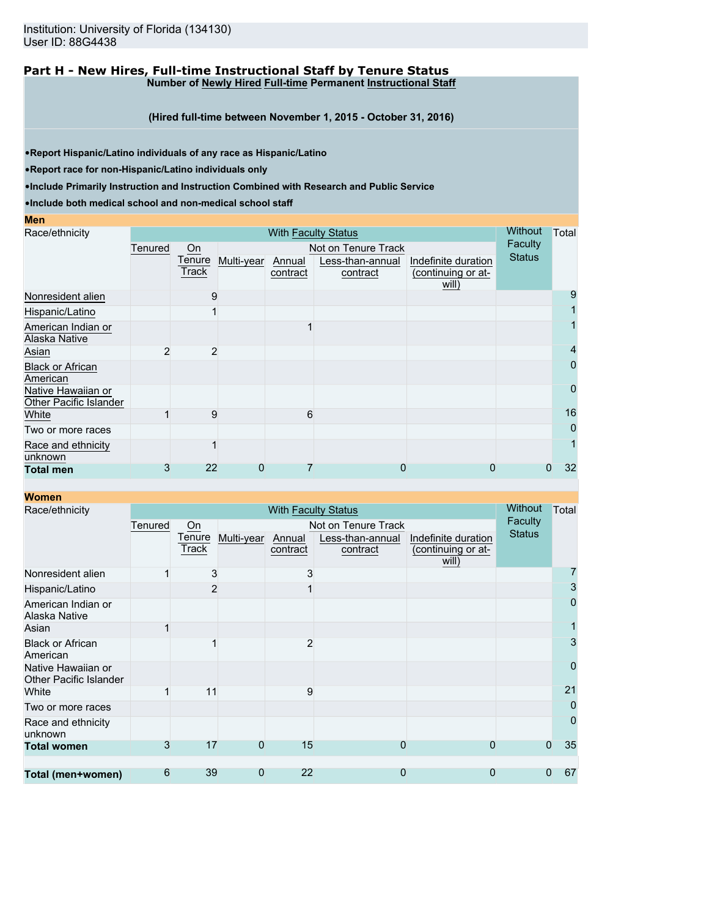Institution: University of Florida (134130)
User ID: 88G4438

## Part H - New Hires, Full-time Instructional Staff by Tenure Status

**Number of Newly Hired Full-time Permanent Instructional Staff**

**(Hired full-time between November 1, 2015 - October 31, 2016)**

- **Report Hispanic/Latino individuals of any race as Hispanic/Latino**
- **Report race for non-Hispanic/Latino individuals only**
- **Include Primarily Instruction and Instruction Combined with Research and Public Service**
- **Include both medical school and non-medical school staff**

**Men**

| Race/ethnicity | With Faculty Status | | | | | | Without Faculty Status | Total |
|---|---|---|---|---|---|---|---|---|
| | Tenured | On Tenure Track | Not on Tenure Track | | | | | |
| | | | Multi-year | Annual contract | Less-than-annual contract | Indefinite duration (continuing or at-will) | | |
| Nonresident alien | | 9 | | | | | | 9 |
| Hispanic/Latino | | 1 | | | | | | 1 |
| American Indian or Alaska Native | | | | 1 | | | | 1 |
| Asian | 2 | 2 | | | | | | 4 |
| Black or African American | | | | | | | | 0 |
| Native Hawaiian or Other Pacific Islander | | | | | | | | 0 |
| White | 1 | 9 | | 6 | | | | 16 |
| Two or more races | | | | | | | | 0 |
| Race and ethnicity unknown | | 1 | | | | | | 1 |
| **Total men** | 3 | 22 | 0 | 7 | 0 | 0 | 0 | 32 |

**Women**

| Race/ethnicity | With Faculty Status | | | | | | Without Faculty Status | Total |
|---|---|---|---|---|---|---|---|---|
| | Tenured | On Tenure Track | Not on Tenure Track | | | | | |
| | | | Multi-year | Annual contract | Less-than-annual contract | Indefinite duration (continuing or at-will) | | |
| Nonresident alien | 1 | 3 | | 3 | | | | 7 |
| Hispanic/Latino | | 2 | | 1 | | | | 3 |
| American Indian or Alaska Native | | | | | | | | 0 |
| Asian | 1 | | | | | | | 1 |
| Black or African American | | 1 | | 2 | | | | 3 |
| Native Hawaiian or Other Pacific Islander | | | | | | | | 0 |
| White | 1 | 11 | | 9 | | | | 21 |
| Two or more races | | | | | | | | 0 |
| Race and ethnicity unknown | | | | | | | | 0 |
| **Total women** | 3 | 17 | 0 | 15 | 0 | 0 | 0 | 35 |
| | | | | | | | | |
| **Total (men+women)** | 6 | 39 | 0 | 22 | 0 | 0 | 0 | 67 |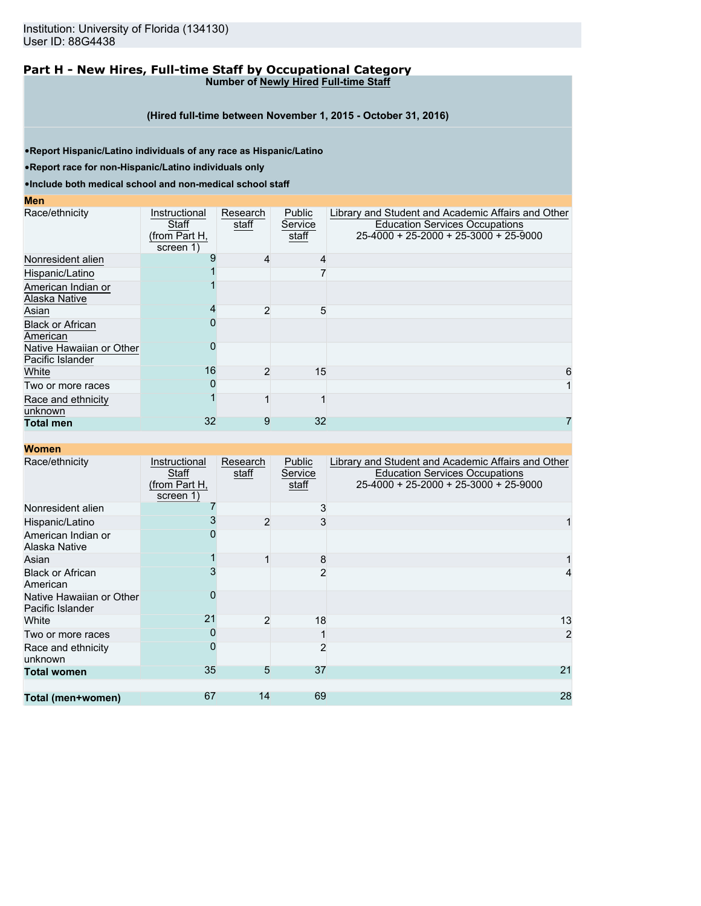Institution: University of Florida (134130)
User ID: 88G4438

## Part H - New Hires, Full-time Staff by Occupational Category

**Number of Newly Hired Full-time Staff**

**(Hired full-time between November 1, 2015 - October 31, 2016)**

- **Report Hispanic/Latino individuals of any race as Hispanic/Latino**
- **Report race for non-Hispanic/Latino individuals only**
- **Include both medical school and non-medical school staff**

**Men**

| Race/ethnicity | Instructional Staff (from Part H, screen 1) | Research staff | Public Service staff | Library and Student and Academic Affairs and Other Education Services Occupations 25-4000 + 25-2000 + 25-3000 + 25-9000 |
|---|---|---|---|---|
| Nonresident alien | 9 | 4 | 4 | |
| Hispanic/Latino | 1 | | 7 | |
| American Indian or Alaska Native | 1 | | | |
| Asian | 4 | 2 | 5 | |
| Black or African American | 0 | | | |
| Native Hawaiian or Other Pacific Islander | 0 | | | |
| White | 16 | 2 | 15 | 6 |
| Two or more races | 0 | | | 1 |
| Race and ethnicity unknown | 1 | 1 | 1 | |
| **Total men** | 32 | 9 | 32 | 7 |

**Women**

| Race/ethnicity | Instructional Staff (from Part H, screen 1) | Research staff | Public Service staff | Library and Student and Academic Affairs and Other Education Services Occupations 25-4000 + 25-2000 + 25-3000 + 25-9000 |
|---|---|---|---|---|
| Nonresident alien | 7 | | 3 | |
| Hispanic/Latino | 3 | 2 | 3 | 1 |
| American Indian or Alaska Native | 0 | | | |
| Asian | 1 | 1 | 8 | 1 |
| Black or African American | 3 | | 2 | 4 |
| Native Hawaiian or Other Pacific Islander | 0 | | | |
| White | 21 | 2 | 18 | 13 |
| Two or more races | 0 | | 1 | 2 |
| Race and ethnicity unknown | 0 | | 2 | |
| **Total women** | 35 | 5 | 37 | 21 |
| | | | | |
| **Total (men+women)** | 67 | 14 | 69 | 28 |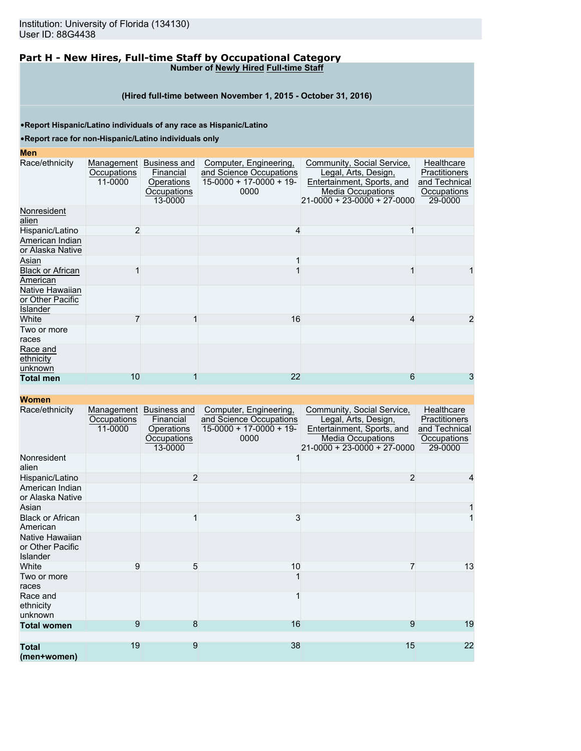Institution: University of Florida (134130)
User ID: 88G4438

## Part H - New Hires, Full-time Staff by Occupational Category

**Number of Newly Hired Full-time Staff**

**(Hired full-time between November 1, 2015 - October 31, 2016)**

- **Report Hispanic/Latino individuals of any race as Hispanic/Latino**
- **Report race for non-Hispanic/Latino individuals only**

**Men**

| Race/ethnicity | Management Occupations 11-0000 | Business and Financial Operations Occupations 13-0000 | Computer, Engineering, and Science Occupations 15-0000 + 17-0000 + 19-0000 | Community, Social Service, Legal, Arts, Design, Entertainment, Sports, and Media Occupations 21-0000 + 23-0000 + 27-0000 | Healthcare Practitioners and Technical Occupations 29-0000 |
|---|---|---|---|---|---|
| Nonresident alien | | | | | |
| Hispanic/Latino | 2 | | 4 | 1 | |
| American Indian or Alaska Native | | | | | |
| Asian | | | 1 | | |
| Black or African American | 1 | | 1 | 1 | 1 |
| Native Hawaiian or Other Pacific Islander | | | | | |
| White | 7 | 1 | 16 | 4 | 2 |
| Two or more races | | | | | |
| Race and ethnicity unknown | | | | | |
| **Total men** | 10 | 1 | 22 | 6 | 3 |

**Women**

| Race/ethnicity | Management Occupations 11-0000 | Business and Financial Operations Occupations 13-0000 | Computer, Engineering, and Science Occupations 15-0000 + 17-0000 + 19-0000 | Community, Social Service, Legal, Arts, Design, Entertainment, Sports, and Media Occupations 21-0000 + 23-0000 + 27-0000 | Healthcare Practitioners and Technical Occupations 29-0000 |
|---|---|---|---|---|---|
| Nonresident alien | | | 1 | | |
| Hispanic/Latino | | 2 | | 2 | 4 |
| American Indian or Alaska Native | | | | | |
| Asian | | | | | 1 |
| Black or African American | | 1 | 3 | | 1 |
| Native Hawaiian or Other Pacific Islander | | | | | |
| White | 9 | 5 | 10 | 7 | 13 |
| Two or more races | | | 1 | | |
| Race and ethnicity unknown | | | 1 | | |
| **Total women** | 9 | 8 | 16 | 9 | 19 |
| **Total (men+women)** | 19 | 9 | 38 | 15 | 22 |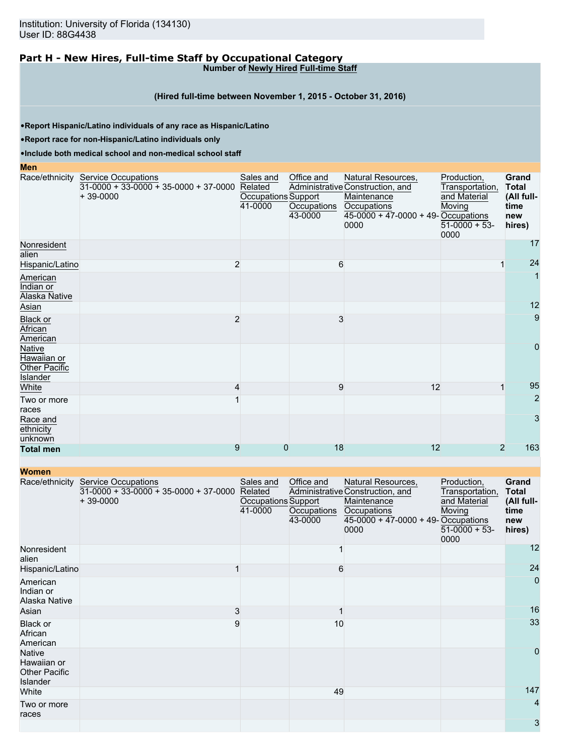Institution: University of Florida (134130)
User ID: 88G4438

## Part H - New Hires, Full-time Staff by Occupational Category

**Number of Newly Hired Full-time Staff**

**(Hired full-time between November 1, 2015 - October 31, 2016)**

- **Report Hispanic/Latino individuals of any race as Hispanic/Latino**
- **Report race for non-Hispanic/Latino individuals only**
- **Include both medical school and non-medical school staff**

**Men**

| Race/ethnicity | Service Occupations 31-0000 + 33-0000 + 35-0000 + 37-0000 + 39-0000 | Sales and Related Occupations 41-0000 | Office and Administrative Support Occupations 43-0000 | Natural Resources, Construction, and Maintenance Occupations 45-0000 + 47-0000 + 49-0000 | Production, Transportation, and Material Moving Occupations 51-0000 + 53-0000 | **Grand Total (All full-time new hires)** |
|---|---|---|---|---|---|---|
| Nonresident alien | | | | | | 17 |
| Hispanic/Latino | 2 | | 6 | | 1 | 24 |
| American Indian or Alaska Native | | | | | | 1 |
| Asian | | | | | | 12 |
| Black or African American | 2 | | 3 | | | 9 |
| Native Hawaiian or Other Pacific Islander | | | | | | 0 |
| White | 4 | | 9 | 12 | 1 | 95 |
| Two or more races | 1 | | | | | 2 |
| Race and ethnicity unknown | | | | | | 3 |
| **Total men** | 9 | 0 | 18 | 12 | 2 | 163 |

**Women**

| Race/ethnicity | Service Occupations 31-0000 + 33-0000 + 35-0000 + 37-0000 + 39-0000 | Sales and Related Occupations 41-0000 | Office and Administrative Support Occupations 43-0000 | Natural Resources, Construction, and Maintenance Occupations 45-0000 + 47-0000 + 49-0000 | Production, Transportation, and Material Moving Occupations 51-0000 + 53-0000 | **Grand Total (All full-time new hires)** |
|---|---|---|---|---|---|---|
| Nonresident alien | | | 1 | | | 12 |
| Hispanic/Latino | 1 | | 6 | | | 24 |
| American Indian or Alaska Native | | | | | | 0 |
| Asian | 3 | | 1 | | | 16 |
| Black or African American | 9 | | 10 | | | 33 |
| Native Hawaiian or Other Pacific Islander | | | | | | 0 |
| White | | | 49 | | | 147 |
| Two or more races | | | | | | 4 |
| | | | | | | 3 |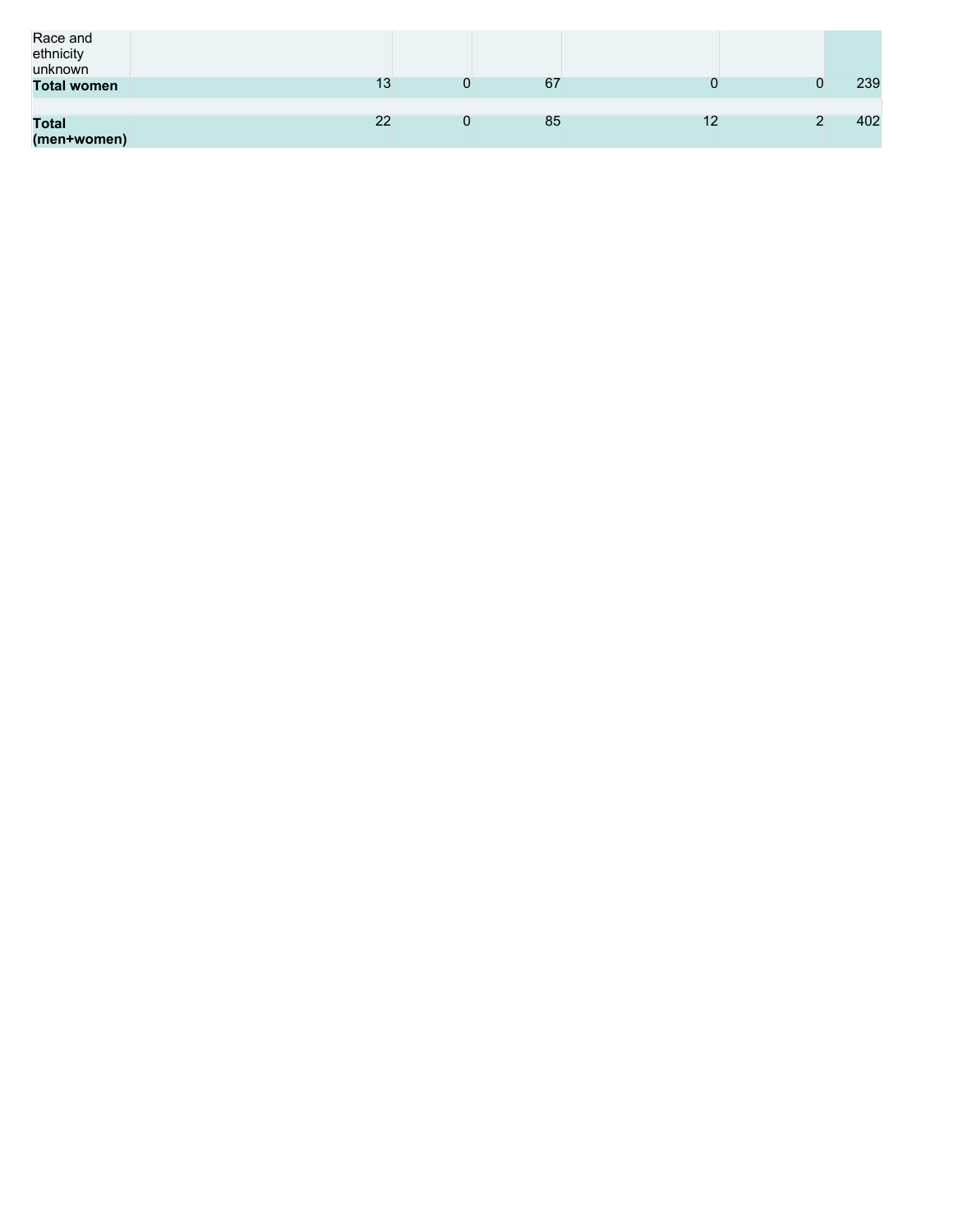| | | | | | | |
|---|---|---|---|---|---|---|
| Race and ethnicity unknown | | | | | | |
| **Total women** | 13 | 0 | 67 | 0 | 0 | 239 |
| | | | | | | |
| **Total (men+women)** | 22 | 0 | 85 | 12 | 2 | 402 |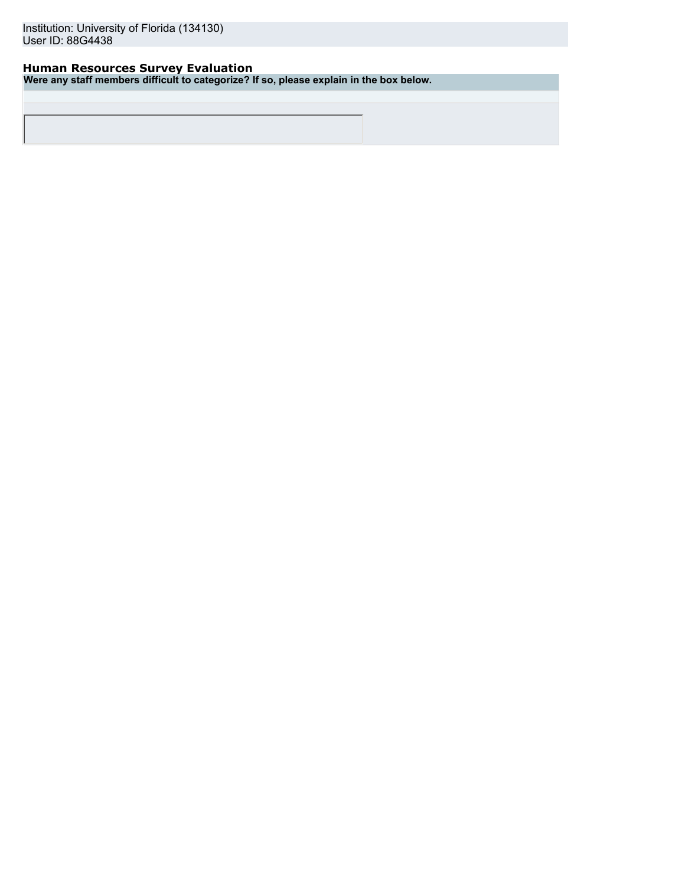Institution: University of Florida (134130)
User ID: 88G4438

## Human Resources Survey Evaluation

| Were any staff members difficult to categorize? If so, please explain in the box below. |
| --- |
| |
| |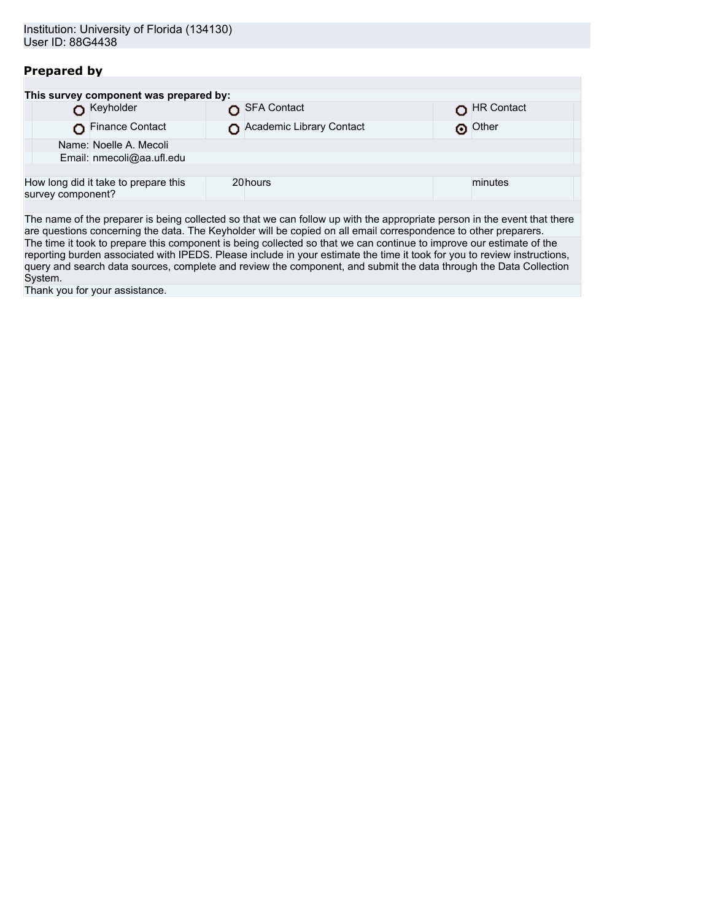Institution: University of Florida (134130)
User ID: 88G4438

## Prepared by

**This survey component was prepared by:**

| | | |
|---|---|---|
| ○ Keyholder | ○ SFA Contact | ○ HR Contact |
| ○ Finance Contact | ○ Academic Library Contact | ⦿ Other |

Name: Noelle A. Mecoli
Email: nmecoli@aa.ufl.edu

| How long did it take to prepare this survey component? | 20 hours | minutes |
|---|---|---|

The name of the preparer is being collected so that we can follow up with the appropriate person in the event that there are questions concerning the data. The Keyholder will be copied on all email correspondence to other preparers.

The time it took to prepare this component is being collected so that we can continue to improve our estimate of the reporting burden associated with IPEDS. Please include in your estimate the time it took for you to review instructions, query and search data sources, complete and review the component, and submit the data through the Data Collection System.

Thank you for your assistance.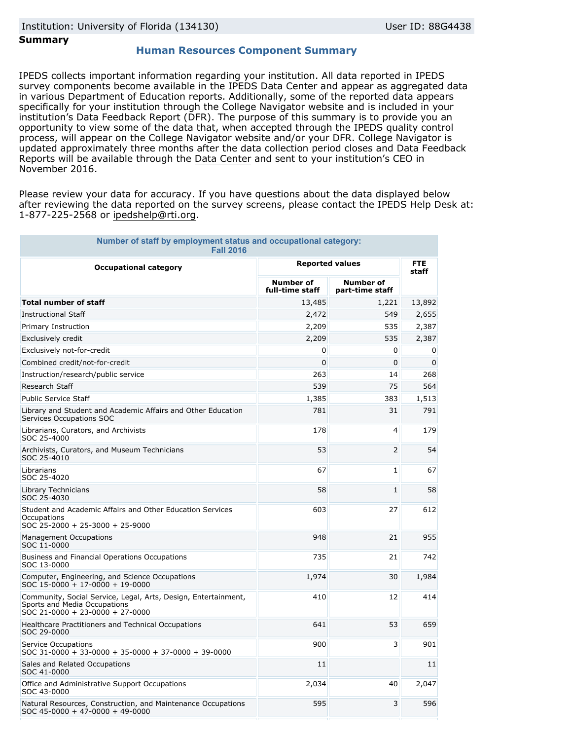Institution: University of Florida (134130) User ID: 88G4438

**Summary**

## Human Resources Component Summary

IPEDS collects important information regarding your institution. All data reported in IPEDS survey components become available in the IPEDS Data Center and appear as aggregated data in various Department of Education reports. Additionally, some of the reported data appears specifically for your institution through the College Navigator website and is included in your institution's Data Feedback Report (DFR). The purpose of this summary is to provide you an opportunity to view some of the data that, when accepted through the IPEDS quality control process, will appear on the College Navigator website and/or your DFR. College Navigator is updated approximately three months after the data collection period closes and Data Feedback Reports will be available through the Data Center and sent to your institution's CEO in November 2016.

Please review your data for accuracy. If you have questions about the data displayed below after reviewing the data reported on the survey screens, please contact the IPEDS Help Desk at: 1-877-225-2568 or ipedshelp@rti.org.

**Number of staff by employment status and occupational category: Fall 2016**

| Occupational category | Reported values | | FTE staff |
|---|---|---|---|
| | Number of full-time staff | Number of part-time staff | |
| **Total number of staff** | 13,485 | 1,221 | 13,892 |
| Instructional Staff | 2,472 | 549 | 2,655 |
| Primary Instruction | 2,209 | 535 | 2,387 |
| Exclusively credit | 2,209 | 535 | 2,387 |
| Exclusively not-for-credit | 0 | 0 | 0 |
| Combined credit/not-for-credit | 0 | 0 | 0 |
| Instruction/research/public service | 263 | 14 | 268 |
| Research Staff | 539 | 75 | 564 |
| Public Service Staff | 1,385 | 383 | 1,513 |
| Library and Student and Academic Affairs and Other Education Services Occupations SOC | 781 | 31 | 791 |
| Librarians, Curators, and Archivists SOC 25-4000 | 178 | 4 | 179 |
| Archivists, Curators, and Museum Technicians SOC 25-4010 | 53 | 2 | 54 |
| Librarians SOC 25-4020 | 67 | 1 | 67 |
| Library Technicians SOC 25-4030 | 58 | 1 | 58 |
| Student and Academic Affairs and Other Education Services Occupations SOC 25-2000 + 25-3000 + 25-9000 | 603 | 27 | 612 |
| Management Occupations SOC 11-0000 | 948 | 21 | 955 |
| Business and Financial Operations Occupations SOC 13-0000 | 735 | 21 | 742 |
| Computer, Engineering, and Science Occupations SOC 15-0000 + 17-0000 + 19-0000 | 1,974 | 30 | 1,984 |
| Community, Social Service, Legal, Arts, Design, Entertainment, Sports and Media Occupations SOC 21-0000 + 23-0000 + 27-0000 | 410 | 12 | 414 |
| Healthcare Practitioners and Technical Occupations SOC 29-0000 | 641 | 53 | 659 |
| Service Occupations SOC 31-0000 + 33-0000 + 35-0000 + 37-0000 + 39-0000 | 900 | 3 | 901 |
| Sales and Related Occupations SOC 41-0000 | 11 | | 11 |
| Office and Administrative Support Occupations SOC 43-0000 | 2,034 | 40 | 2,047 |
| Natural Resources, Construction, and Maintenance Occupations SOC 45-0000 + 47-0000 + 49-0000 | 595 | 3 | 596 |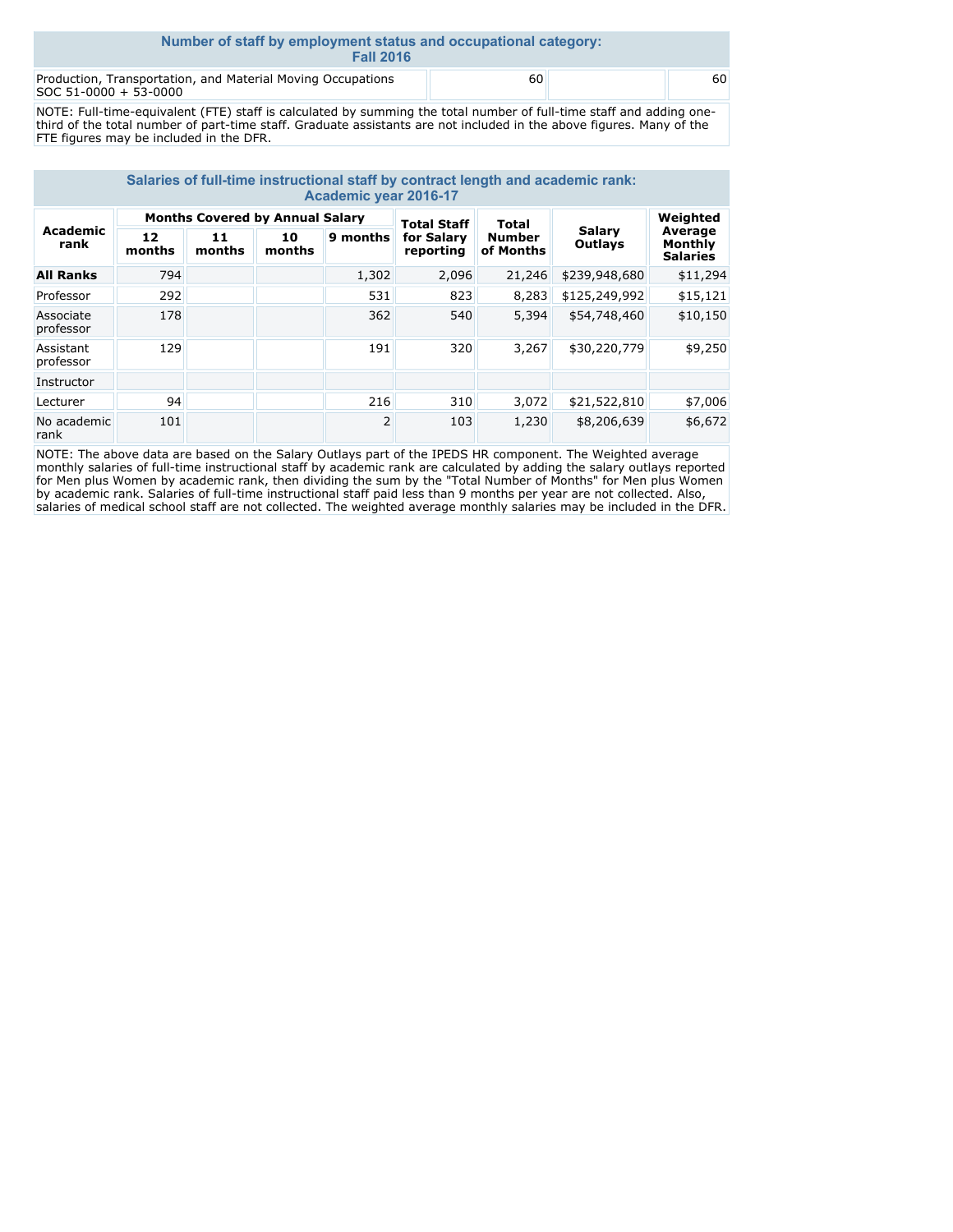## Number of staff by employment status and occupational category: Fall 2016

| | | | |
|---|---|---|---|
| Production, Transportation, and Material Moving Occupations SOC 51-0000 + 53-0000 | 60 | | 60 |

NOTE: Full-time-equivalent (FTE) staff is calculated by summing the total number of full-time staff and adding one-third of the total number of part-time staff. Graduate assistants are not included in the above figures. Many of the FTE figures may be included in the DFR.

## Salaries of full-time instructional staff by contract length and academic rank: Academic year 2016-17

| Academic rank | Months Covered by Annual Salary | | | | Total Staff for Salary reporting | Total Number of Months | Salary Outlays | Weighted Average Monthly Salaries |
|---|---|---|---|---|---|---|---|---|
| | 12 months | 11 months | 10 months | 9 months | | | | |
| **All Ranks** | 794 | | | 1,302 | 2,096 | 21,246 | $239,948,680 | $11,294 |
| Professor | 292 | | | 531 | 823 | 8,283 | $125,249,992 | $15,121 |
| Associate professor | 178 | | | 362 | 540 | 5,394 | $54,748,460 | $10,150 |
| Assistant professor | 129 | | | 191 | 320 | 3,267 | $30,220,779 | $9,250 |
| Instructor | | | | | | | | |
| Lecturer | 94 | | | 216 | 310 | 3,072 | $21,522,810 | $7,006 |
| No academic rank | 101 | | | 2 | 103 | 1,230 | $8,206,639 | $6,672 |

NOTE: The above data are based on the Salary Outlays part of the IPEDS HR component. The Weighted average monthly salaries of full-time instructional staff by academic rank are calculated by adding the salary outlays reported for Men plus Women by academic rank, then dividing the sum by the "Total Number of Months" for Men plus Women by academic rank. Salaries of full-time instructional staff paid less than 9 months per year are not collected. Also, salaries of medical school staff are not collected. The weighted average monthly salaries may be included in the DFR.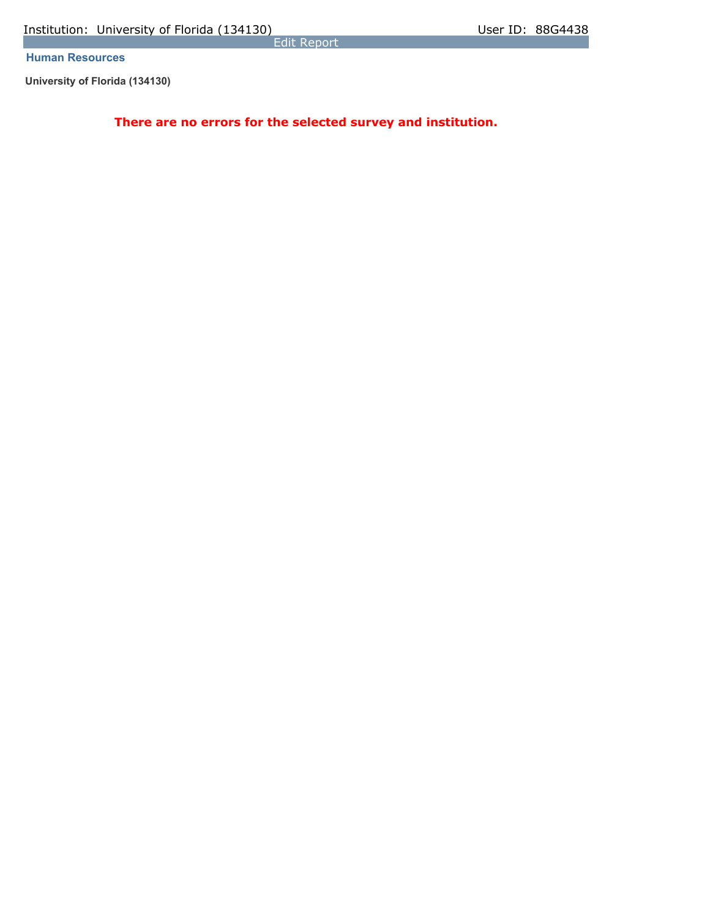Institution: University of Florida (134130) User ID: 88G4438

Edit Report

## Human Resources

**University of Florida (134130)**

**There are no errors for the selected survey and institution.**